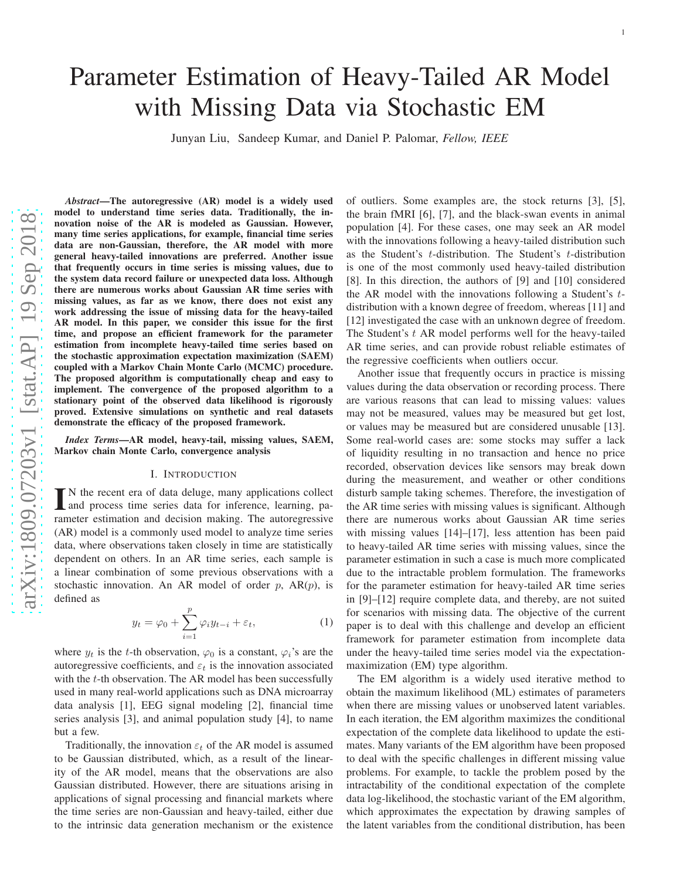# Parameter Estimation of Heavy-Tailed AR Model with Missing Data via Stochastic EM

Junyan Liu, Sandeep Kumar, and Daniel P. Palomar, *Fellow, IEEE*

***Abstract*—The autoregressive (AR) model is a widely used model to understand time series data. Traditionally, the innovation noise of the AR is modeled as Gaussian. However, many time series applications, for example, financial time series data are non-Gaussian, therefore, the AR model with more general heavy-tailed innovations are preferred. Another issue that frequently occurs in time series is missing values, due to the system data record failure or unexpected data loss. Although there are numerous works about Gaussian AR time series with missing values, as far as we know, there does not exist any work addressing the issue of missing data for the heavy-tailed AR model. In this paper, we consider this issue for the first time, and propose an efficient framework for the parameter estimation from incomplete heavy-tailed time series based on the stochastic approximation expectation maximization (SAEM) coupled with a Markov Chain Monte Carlo (MCMC) procedure. The proposed algorithm is computationally cheap and easy to implement. The convergence of the proposed algorithm to a stationary point of the observed data likelihood is rigorously proved. Extensive simulations on synthetic and real datasets demonstrate the efficacy of the proposed framework.**

***Index Terms*—AR model, heavy-tail, missing values, SAEM, Markov chain Monte Carlo, convergence analysis**

## I. Introduction

In the recent era of data deluge, many applications collect and process time series data for inference, learning, parameter estimation and decision making. The autoregressive (AR) model is a commonly used model to analyze time series data, where observations taken closely in time are statistically dependent on others. In an AR time series, each sample is a linear combination of some previous observations with a stochastic innovation. An AR model of order $p$, AR($p$), is defined as

$$y_t = \varphi_0 + \sum_{i=1}^{p} \varphi_i y_{t-i} + \varepsilon_t, \tag{1}$$

where $y_t$ is the $t$-th observation, $\varphi_0$ is a constant, $\varphi_i$'s are the autoregressive coefficients, and $\varepsilon_t$ is the innovation associated with the $t$-th observation. The AR model has been successfully used in many real-world applications such as DNA microarray data analysis [1], EEG signal modeling [2], financial time series analysis [3], and animal population study [4], to name but a few.

Traditionally, the innovation $\varepsilon_t$ of the AR model is assumed to be Gaussian distributed, which, as a result of the linearity of the AR model, means that the observations are also Gaussian distributed. However, there are situations arising in applications of signal processing and financial markets where the time series are non-Gaussian and heavy-tailed, either due to the intrinsic data generation mechanism or the existence of outliers. Some examples are, the stock returns [3], [5], the brain fMRI [6], [7], and the black-swan events in animal population [4]. For these cases, one may seek an AR model with the innovations following a heavy-tailed distribution such as the Student's $t$-distribution. The Student's $t$-distribution is one of the most commonly used heavy-tailed distribution [8]. In this direction, the authors of [9] and [10] considered the AR model with the innovations following a Student's $t$-distribution with a known degree of freedom, whereas [11] and [12] investigated the case with an unknown degree of freedom. The Student's $t$ AR model performs well for the heavy-tailed AR time series, and can provide robust reliable estimates of the regressive coefficients when outliers occur.

Another issue that frequently occurs in practice is missing values during the data observation or recording process. There are various reasons that can lead to missing values: values may not be measured, values may be measured but get lost, or values may be measured but are considered unusable [13]. Some real-world cases are: some stocks may suffer a lack of liquidity resulting in no transaction and hence no price recorded, observation devices like sensors may break down during the measurement, and weather or other conditions disturb sample taking schemes. Therefore, the investigation of the AR time series with missing values is significant. Although there are numerous works about Gaussian AR time series with missing values [14]–[17], less attention has been paid to heavy-tailed AR time series with missing values, since the parameter estimation in such a case is much more complicated due to the intractable problem formulation. The frameworks for the parameter estimation for heavy-tailed AR time series in [9]–[12] require complete data, and thereby, are not suited for scenarios with missing data. The objective of the current paper is to deal with this challenge and develop an efficient framework for parameter estimation from incomplete data under the heavy-tailed time series model via the expectation-maximization (EM) type algorithm.

The EM algorithm is a widely used iterative method to obtain the maximum likelihood (ML) estimates of parameters when there are missing values or unobserved latent variables. In each iteration, the EM algorithm maximizes the conditional expectation of the complete data likelihood to update the estimates. Many variants of the EM algorithm have been proposed to deal with the specific challenges in different missing value problems. For example, to tackle the problem posed by the intractability of the conditional expectation of the complete data log-likelihood, the stochastic variant of the EM algorithm, which approximates the expectation by drawing samples of the latent variables from the conditional distribution, has been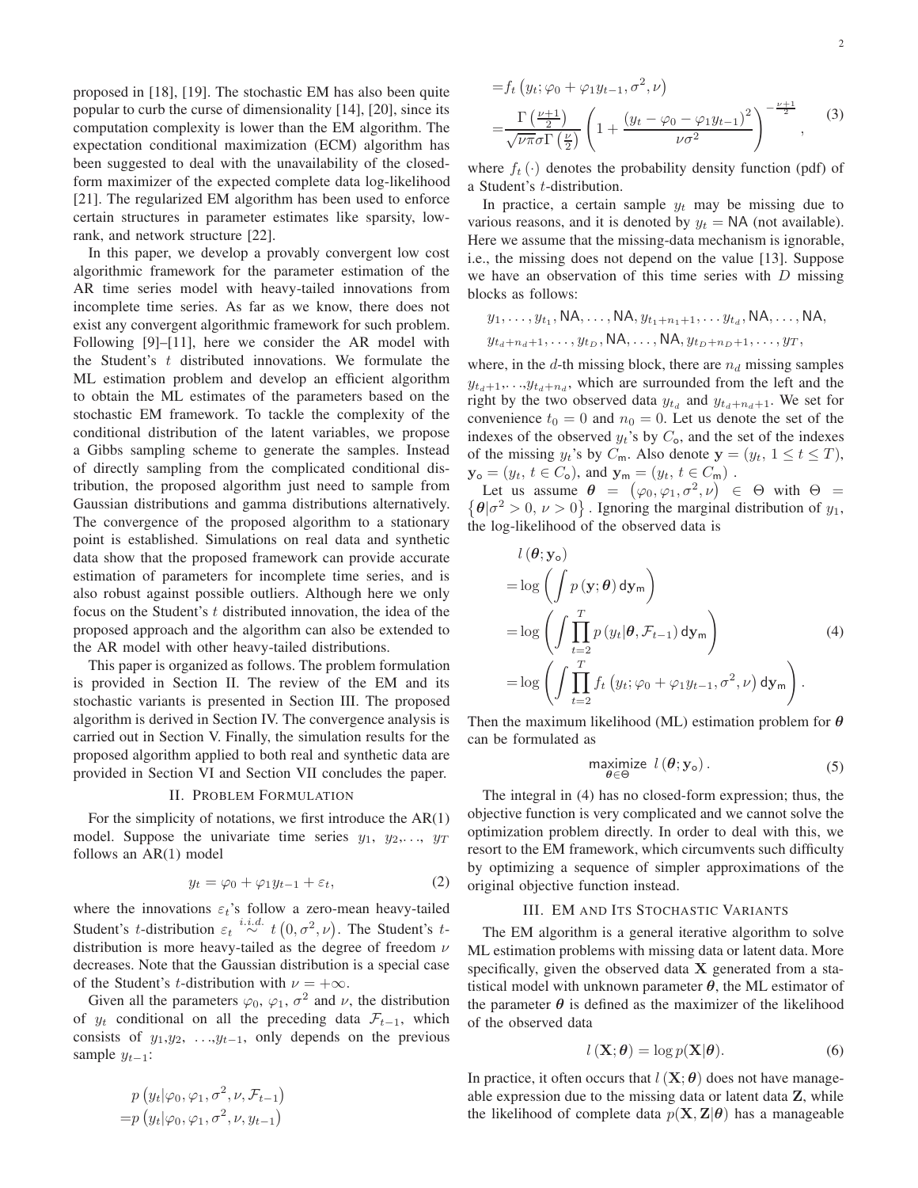proposed in [18], [19]. The stochastic EM has also been quite popular to curb the curse of dimensionality [14], [20], since its computation complexity is lower than the EM algorithm. The expectation conditional maximization (ECM) algorithm has been suggested to deal with the unavailability of the closed-form maximizer of the expected complete data log-likelihood [21]. The regularized EM algorithm has been used to enforce certain structures in parameter estimates like sparsity, low-rank, and network structure [22].

In this paper, we develop a provably convergent low cost algorithmic framework for the parameter estimation of the AR time series model with heavy-tailed innovations from incomplete time series. As far as we know, there does not exist any convergent algorithmic framework for such problem. Following [9]–[11], here we consider the AR model with the Student's $t$ distributed innovations. We formulate the ML estimation problem and develop an efficient algorithm to obtain the ML estimates of the parameters based on the stochastic EM framework. To tackle the complexity of the conditional distribution of the latent variables, we propose a Gibbs sampling scheme to generate the samples. Instead of directly sampling from the complicated conditional distribution, the proposed algorithm just need to sample from Gaussian distributions and gamma distributions alternatively. The convergence of the proposed algorithm to a stationary point is established. Simulations on real data and synthetic data show that the proposed framework can provide accurate estimation of parameters for incomplete time series, and is also robust against possible outliers. Although here we only focus on the Student's $t$ distributed innovation, the idea of the proposed approach and the algorithm can also be extended to the AR model with other heavy-tailed distributions.

This paper is organized as follows. The problem formulation is provided in Section II. The review of the EM and its stochastic variants is presented in Section III. The proposed algorithm is derived in Section IV. The convergence analysis is carried out in Section V. Finally, the simulation results for the proposed algorithm applied to both real and synthetic data are provided in Section VI and Section VII concludes the paper.

## II. Problem Formulation

For the simplicity of notations, we first introduce the AR(1) model. Suppose the univariate time series $y_1$, $y_2$,..., $y_T$ follows an AR(1) model

$$y_t = \varphi_0 + \varphi_1 y_{t-1} + \varepsilon_t, \tag{2}$$

where the innovations $\varepsilon_t$'s follow a zero-mean heavy-tailed Student's $t$-distribution $\varepsilon_t \overset{i.i.d.}{\sim} t\left(0, \sigma^2, \nu\right)$. The Student's $t$-distribution is more heavy-tailed as the degree of freedom $\nu$ decreases. Note that the Gaussian distribution is a special case of the Student's $t$-distribution with $\nu = +\infty$.

Given all the parameters $\varphi_0$, $\varphi_1$, $\sigma^2$ and $\nu$, the distribution of $y_t$ conditional on all the preceding data $\mathcal{F}_{t-1}$, which consists of $y_1$,$y_2$, ...,$y_{t-1}$, only depends on the previous sample $y_{t-1}$:

$$\begin{aligned}
& p\left(y_t|\varphi_0, \varphi_1, \sigma^2, \nu, \mathcal{F}_{t-1}\right) \\
=& p\left(y_t|\varphi_0, \varphi_1, \sigma^2, \nu, y_{t-1}\right) \\
=& f_t\left(y_t; \varphi_0 + \varphi_1 y_{t-1}, \sigma^2, \nu\right) \\
=& \frac{\Gamma\left(\frac{\nu+1}{2}\right)}{\sqrt{\nu\pi}\sigma\Gamma\left(\frac{\nu}{2}\right)} \left(1 + \frac{\left(y_t - \varphi_0 - \varphi_1 y_{t-1}\right)^2}{\nu\sigma^2}\right)^{-\frac{\nu+1}{2}},
\end{aligned} \tag{3}$$

where $f_t(\cdot)$ denotes the probability density function (pdf) of a Student's $t$-distribution.

In practice, a certain sample $y_t$ may be missing due to various reasons, and it is denoted by $y_t = \mathsf{NA}$ (not available). Here we assume that the missing-data mechanism is ignorable, i.e., the missing does not depend on the value [13]. Suppose we have an observation of this time series with $D$ missing blocks as follows:

$$\begin{aligned}
& y_1, \ldots, y_{t_1}, \mathsf{NA}, \ldots, \mathsf{NA}, y_{t_1+n_1+1}, \ldots y_{t_d}, \mathsf{NA}, \ldots, \mathsf{NA}, \\
& y_{t_d+n_d+1}, \ldots, y_{t_D}, \mathsf{NA}, \ldots, \mathsf{NA}, y_{t_D+n_D+1}, \ldots, y_T,
\end{aligned}$$

where, in the $d$-th missing block, there are $n_d$ missing samples $y_{t_d+1}$,...,$y_{t_d+n_d}$, which are surrounded from the left and the right by the two observed data $y_{t_d}$ and $y_{t_d+n_d+1}$. We set for convenience $t_0 = 0$ and $n_0 = 0$. Let us denote the set of the indexes of the observed $y_t$'s by $C_{\mathsf{o}}$, and the set of the indexes of the missing $y_t$'s by $C_{\mathsf{m}}$. Also denote $\mathbf{y} = (y_t, 1 \le t \le T)$, $\mathbf{y}_{\mathsf{o}} = (y_t, t \in C_{\mathsf{o}})$, and $\mathbf{y}_{\mathsf{m}} = (y_t, t \in C_{\mathsf{m}})$ .

Let us assume $\boldsymbol{\theta} = \left(\varphi_0, \varphi_1, \sigma^2, \nu\right) \in \Theta$ with $\Theta = \left\{\boldsymbol{\theta} | \sigma^2 > 0, \nu > 0\right\}$. Ignoring the marginal distribution of $y_1$, the log-likelihood of the observed data is

$$\begin{aligned}
& l\left(\boldsymbol{\theta}; \mathbf{y}_{\mathsf{o}}\right) \\
=& \log\left(\int p\left(\mathbf{y}; \boldsymbol{\theta}\right) \mathsf{d}\mathbf{y}_{\mathsf{m}}\right) \\
=& \log\left(\int \prod_{t=2}^{T} p\left(y_t | \boldsymbol{\theta}, \mathcal{F}_{t-1}\right) \mathsf{d}\mathbf{y}_{\mathsf{m}}\right) \\
=& \log\left(\int \prod_{t=2}^{T} f_t\left(y_t; \varphi_0 + \varphi_1 y_{t-1}, \sigma^2, \nu\right) \mathsf{d}\mathbf{y}_{\mathsf{m}}\right).
\end{aligned} \tag{4}$$

Then the maximum likelihood (ML) estimation problem for $\boldsymbol{\theta}$ can be formulated as

$$\underset{\boldsymbol{\theta} \in \Theta}{\mathsf{maximize}} \;\; l\left(\boldsymbol{\theta}; \mathbf{y}_{\mathsf{o}}\right). \tag{5}$$

The integral in (4) has no closed-form expression; thus, the objective function is very complicated and we cannot solve the optimization problem directly. In order to deal with this, we resort to the EM framework, which circumvents such difficulty by optimizing a sequence of simpler approximations of the original objective function instead.

## III. EM and Its Stochastic Variants

The EM algorithm is a general iterative algorithm to solve ML estimation problems with missing data or latent data. More specifically, given the observed data $\mathbf{X}$ generated from a statistical model with unknown parameter $\boldsymbol{\theta}$, the ML estimator of the parameter $\boldsymbol{\theta}$ is defined as the maximizer of the likelihood of the observed data

$$l\left(\mathbf{X}; \boldsymbol{\theta}\right) = \log p(\mathbf{X}|\boldsymbol{\theta}). \tag{6}$$

In practice, it often occurs that $l\left(\mathbf{X}; \boldsymbol{\theta}\right)$ does not have manageable expression due to the missing data or latent data $\mathbf{Z}$, while the likelihood of complete data $p(\mathbf{X}, \mathbf{Z}|\boldsymbol{\theta})$ has a manageable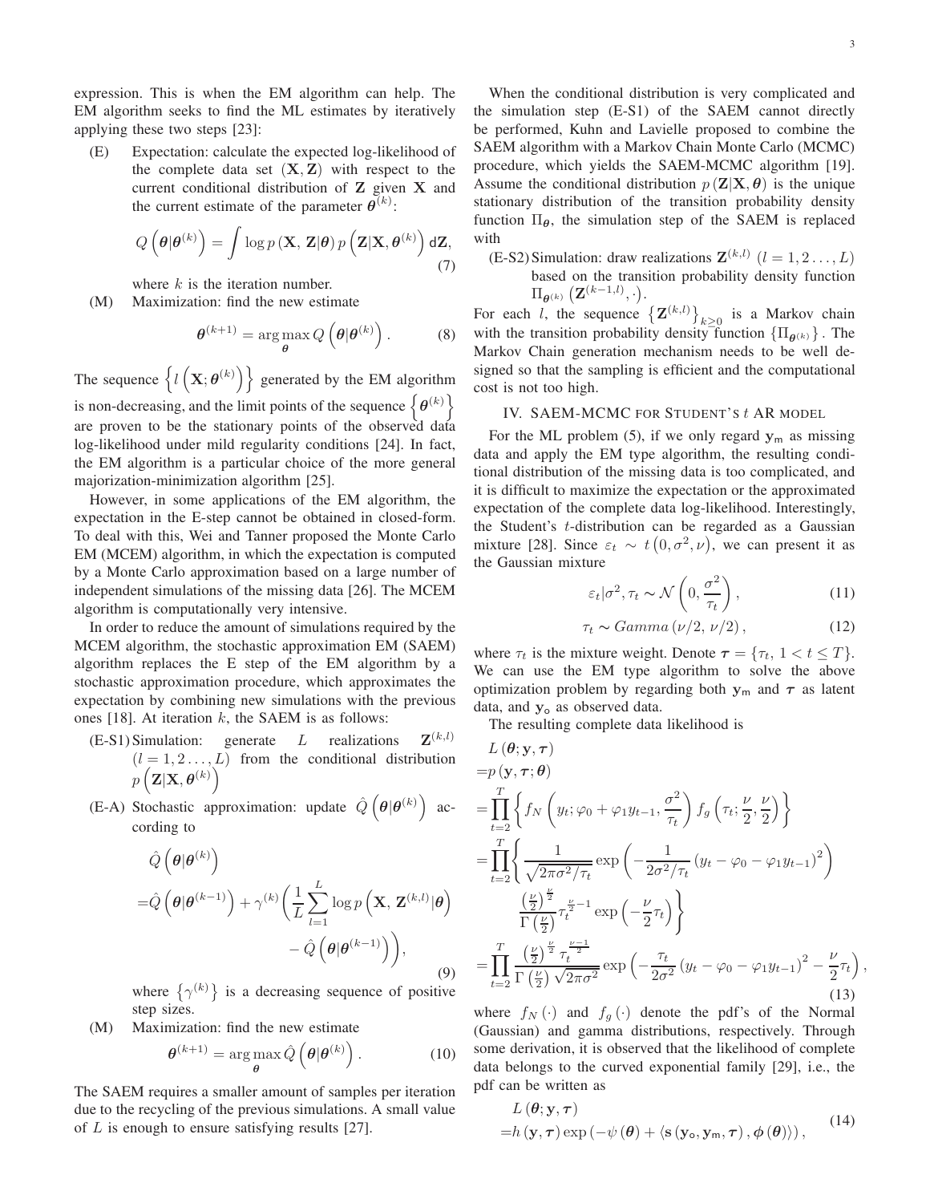expression. This is when the EM algorithm can help. The EM algorithm seeks to find the ML estimates by iteratively applying these two steps [23]:

(E) Expectation: calculate the expected log-likelihood of the complete data set $(\mathbf{X}, \mathbf{Z})$ with respect to the current conditional distribution of $\mathbf{Z}$ given $\mathbf{X}$ and the current estimate of the parameter $\boldsymbol{\theta}^{(k)}$:

$$Q\left(\boldsymbol{\theta}|\boldsymbol{\theta}^{(k)}\right) = \int \log p\left(\mathbf{X},\, \mathbf{Z}|\boldsymbol{\theta}\right) p\left(\mathbf{Z}|\mathbf{X}, \boldsymbol{\theta}^{(k)}\right) \mathrm{d}\mathbf{Z}, \tag{7}$$

where $k$ is the iteration number.

(M) Maximization: find the new estimate

$$\boldsymbol{\theta}^{(k+1)} = \arg\max_{\boldsymbol{\theta}} Q\left(\boldsymbol{\theta}|\boldsymbol{\theta}^{(k)}\right). \tag{8}$$

The sequence $\left\{l\left(\mathbf{X}; \boldsymbol{\theta}^{(k)}\right)\right\}$ generated by the EM algorithm is non-decreasing, and the limit points of the sequence $\left\{\boldsymbol{\theta}^{(k)}\right\}$ are proven to be the stationary points of the observed data log-likelihood under mild regularity conditions [24]. In fact, the EM algorithm is a particular choice of the more general majorization-minimization algorithm [25].

However, in some applications of the EM algorithm, the expectation in the E-step cannot be obtained in closed-form. To deal with this, Wei and Tanner proposed the Monte Carlo EM (MCEM) algorithm, in which the expectation is computed by a Monte Carlo approximation based on a large number of independent simulations of the missing data [26]. The MCEM algorithm is computationally very intensive.

In order to reduce the amount of simulations required by the MCEM algorithm, the stochastic approximation EM (SAEM) algorithm replaces the E step of the EM algorithm by a stochastic approximation procedure, which approximates the expectation by combining new simulations with the previous ones [18]. At iteration $k$, the SAEM is as follows:

(E-S1) Simulation: generate $L$ realizations $\mathbf{Z}^{(k,l)}$ $(l = 1, 2 \ldots, L)$ from the conditional distribution $p\left(\mathbf{Z}|\mathbf{X}, \boldsymbol{\theta}^{(k)}\right)$

(E-A) Stochastic approximation: update $\hat{Q}\left(\boldsymbol{\theta}|\boldsymbol{\theta}^{(k)}\right)$ according to

$$\begin{aligned} &\hat{Q}\left(\boldsymbol{\theta}|\boldsymbol{\theta}^{(k)}\right) \\ =&\hat{Q}\left(\boldsymbol{\theta}|\boldsymbol{\theta}^{(k-1)}\right) + \gamma^{(k)}\bigg(\frac{1}{L}\sum_{l=1}^{L}\log p\left(\mathbf{X},\, \mathbf{Z}^{(k,l)}|\boldsymbol{\theta}\right) \\ &\qquad - \hat{Q}\left(\boldsymbol{\theta}|\boldsymbol{\theta}^{(k-1)}\right)\bigg), \end{aligned} \tag{9}$$

where $\left\{\gamma^{(k)}\right\}$ is a decreasing sequence of positive step sizes.

(M) Maximization: find the new estimate

$$\boldsymbol{\theta}^{(k+1)} = \arg\max_{\boldsymbol{\theta}} \hat{Q}\left(\boldsymbol{\theta}|\boldsymbol{\theta}^{(k)}\right). \tag{10}$$

The SAEM requires a smaller amount of samples per iteration due to the recycling of the previous simulations. A small value of $L$ is enough to ensure satisfying results [27].

When the conditional distribution is very complicated and the simulation step (E-S1) of the SAEM cannot directly be performed, Kuhn and Lavielle proposed to combine the SAEM algorithm with a Markov Chain Monte Carlo (MCMC) procedure, which yields the SAEM-MCMC algorithm [19]. Assume the conditional distribution $p\left(\mathbf{Z}|\mathbf{X}, \boldsymbol{\theta}\right)$ is the unique stationary distribution of the transition probability density function $\Pi_{\boldsymbol{\theta}}$, the simulation step of the SAEM is replaced with

(E-S2) Simulation: draw realizations $\mathbf{Z}^{(k,l)}$ $(l = 1, 2 \ldots, L)$ based on the transition probability density function $\Pi_{\boldsymbol{\theta}^{(k)}}\left(\mathbf{Z}^{(k-1,l)}, \cdot\right)$.

For each $l$, the sequence $\left\{\mathbf{Z}^{(k,l)}\right\}_{k\geq 0}$ is a Markov chain with the transition probability density function $\left\{\Pi_{\boldsymbol{\theta}^{(k)}}\right\}$. The Markov Chain generation mechanism needs to be well designed so that the sampling is efficient and the computational cost is not too high.

## IV. SAEM-MCMC for Student's $t$ AR model

For the ML problem (5), if we only regard $\mathbf{y}_{\mathsf{m}}$ as missing data and apply the EM type algorithm, the resulting conditional distribution of the missing data is too complicated, and it is difficult to maximize the expectation or the approximated expectation of the complete data log-likelihood. Interestingly, the Student's $t$-distribution can be regarded as a Gaussian mixture [28]. Since $\varepsilon_t \sim t\left(0, \sigma^2, \nu\right)$, we can present it as the Gaussian mixture

$$\varepsilon_t|\sigma^2, \tau_t \sim \mathcal{N}\left(0, \frac{\sigma^2}{\tau_t}\right), \tag{11}$$

$$\tau_t \sim Gamma\left(\nu/2,\, \nu/2\right), \tag{12}$$

where $\tau_t$ is the mixture weight. Denote $\boldsymbol{\tau} = \{\tau_t,\, 1 < t \leq T\}$. We can use the EM type algorithm to solve the above optimization problem by regarding both $\mathbf{y}_{\mathsf{m}}$ and $\boldsymbol{\tau}$ as latent data, and $\mathbf{y}_{\mathsf{o}}$ as observed data.

The resulting complete data likelihood is

$$\begin{aligned} &L\left(\boldsymbol{\theta}; \mathbf{y}, \boldsymbol{\tau}\right) \\ =&p\left(\mathbf{y}, \boldsymbol{\tau}; \boldsymbol{\theta}\right) \\ =&\prod_{t=2}^{T}\left\{f_N\left(y_t; \varphi_0 + \varphi_1 y_{t-1}, \frac{\sigma^2}{\tau_t}\right) f_g\left(\tau_t; \frac{\nu}{2}, \frac{\nu}{2}\right)\right\} \\ =&\prod_{t=2}^{T}\Bigg\{\frac{1}{\sqrt{2\pi\sigma^2/\tau_t}}\exp\left(-\frac{1}{2\sigma^2/\tau_t}\left(y_t - \varphi_0 - \varphi_1 y_{t-1}\right)^2\right) \\ &\qquad \frac{\left(\frac{\nu}{2}\right)^{\frac{\nu}{2}}}{\Gamma\left(\frac{\nu}{2}\right)}\tau_t^{\frac{\nu}{2}-1}\exp\left(-\frac{\nu}{2}\tau_t\right)\Bigg\} \\ =&\prod_{t=2}^{T}\frac{\left(\frac{\nu}{2}\right)^{\frac{\nu}{2}}\tau_t^{\frac{\nu-1}{2}}}{\Gamma\left(\frac{\nu}{2}\right)\sqrt{2\pi\sigma^2}}\exp\left(-\frac{\tau_t}{2\sigma^2}\left(y_t - \varphi_0 - \varphi_1 y_{t-1}\right)^2 - \frac{\nu}{2}\tau_t\right), \end{aligned} \tag{13}$$

where $f_N(\cdot)$ and $f_g(\cdot)$ denote the pdf's of the Normal (Gaussian) and gamma distributions, respectively. Through some derivation, it is observed that the likelihood of complete data belongs to the curved exponential family [29], i.e., the pdf can be written as

$$\begin{aligned} &L\left(\boldsymbol{\theta}; \mathbf{y}, \boldsymbol{\tau}\right) \\ =&h\left(\mathbf{y}, \boldsymbol{\tau}\right)\exp\left(-\psi\left(\boldsymbol{\theta}\right) + \left\langle \mathbf{s}\left(\mathbf{y}_{\mathsf{o}}, \mathbf{y}_{\mathsf{m}}, \boldsymbol{\tau}\right), \boldsymbol{\phi}\left(\boldsymbol{\theta}\right)\right\rangle\right), \end{aligned} \tag{14}$$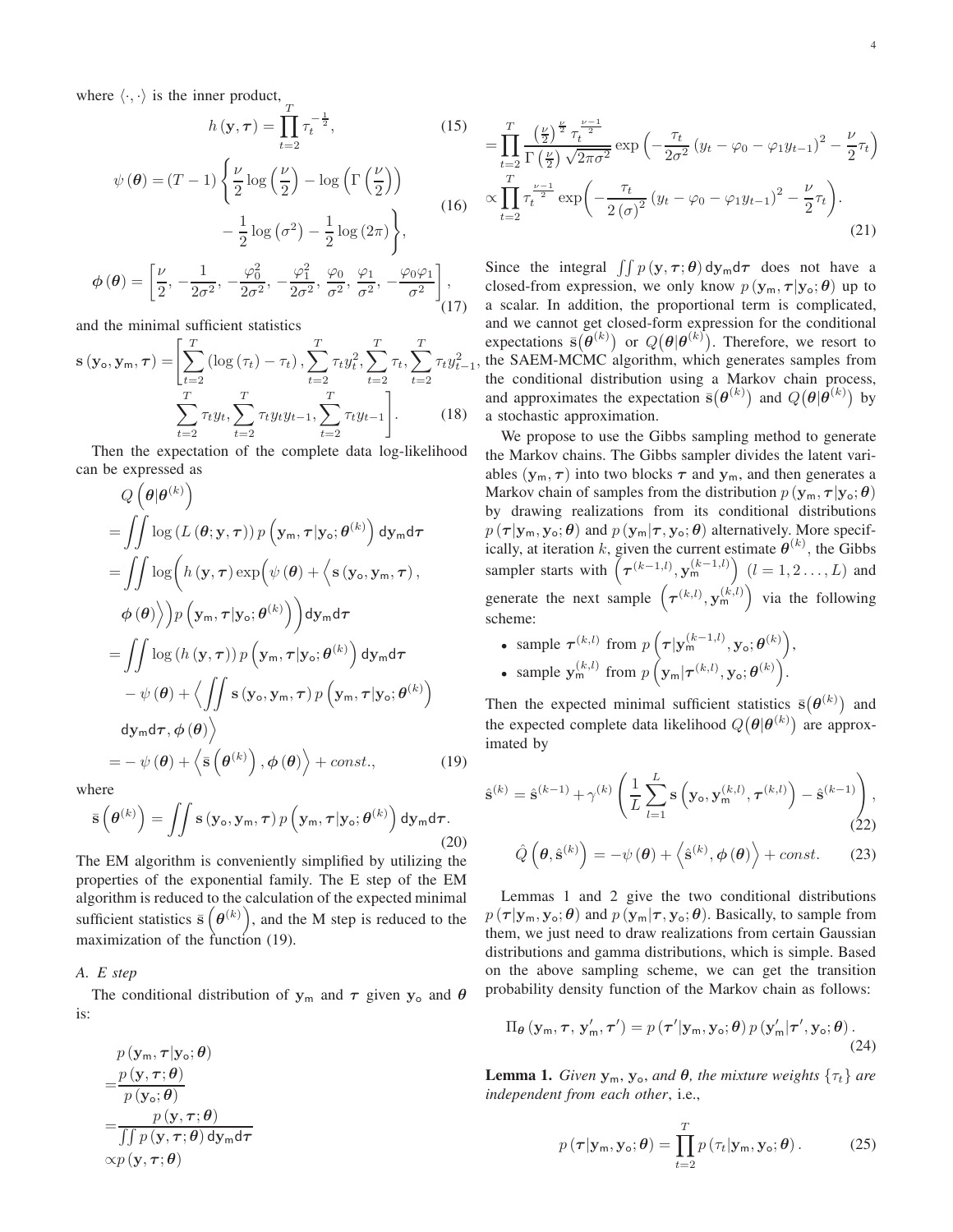where $\langle \cdot, \cdot \rangle$ is the inner product,

$$h(\mathbf{y}, \boldsymbol{\tau}) = \prod_{t=2}^{T} \tau_t^{-\frac{1}{2}}, \tag{15}$$

$$\psi(\boldsymbol{\theta}) = (T-1)\left\{\frac{\nu}{2}\log\left(\frac{\nu}{2}\right) - \log\left(\Gamma\left(\frac{\nu}{2}\right)\right) - \frac{1}{2}\log\left(\sigma^2\right) - \frac{1}{2}\log(2\pi)\right\}, \tag{16}$$

$$\boldsymbol{\phi}(\boldsymbol{\theta}) = \left[\frac{\nu}{2}, -\frac{1}{2\sigma^2}, -\frac{\varphi_0^2}{2\sigma^2}, -\frac{\varphi_1^2}{2\sigma^2}, \frac{\varphi_0}{\sigma^2}, \frac{\varphi_1}{\sigma^2}, -\frac{\varphi_0\varphi_1}{\sigma^2}\right], \tag{17}$$

and the minimal sufficient statistics

$$\mathbf{s}(\mathbf{y}_{\mathsf{o}}, \mathbf{y}_{\mathsf{m}}, \boldsymbol{\tau}) = \left[\sum_{t=2}^{T}(\log(\tau_t) - \tau_t), \sum_{t=2}^{T}\tau_t y_t^2, \sum_{t=2}^{T}\tau_t, \sum_{t=2}^{T}\tau_t y_{t-1}^2, \sum_{t=2}^{T}\tau_t y_t, \sum_{t=2}^{T}\tau_t y_t y_{t-1}, \sum_{t=2}^{T}\tau_t y_{t-1}\right]. \tag{18}$$

Then the expectation of the complete data log-likelihood can be expressed as

$$\begin{aligned}
&Q\left(\boldsymbol{\theta}|\boldsymbol{\theta}^{(k)}\right) \\
&= \iint \log\left(L(\boldsymbol{\theta}; \mathbf{y}, \boldsymbol{\tau})\right) p\left(\mathbf{y}_{\mathsf{m}}, \boldsymbol{\tau}|\mathbf{y}_{\mathsf{o}}; \boldsymbol{\theta}^{(k)}\right) \mathsf{d}\mathbf{y}_{\mathsf{m}} \mathsf{d}\boldsymbol{\tau} \\
&= \iint \log\Big(h(\mathbf{y}, \boldsymbol{\tau}) \exp\Big(\psi(\boldsymbol{\theta}) + \Big\langle \mathbf{s}(\mathbf{y}_{\mathsf{o}}, \mathbf{y}_{\mathsf{m}}, \boldsymbol{\tau}), \\
&\quad \boldsymbol{\phi}(\boldsymbol{\theta})\Big\rangle\Big) p\left(\mathbf{y}_{\mathsf{m}}, \boldsymbol{\tau}|\mathbf{y}_{\mathsf{o}}; \boldsymbol{\theta}^{(k)}\right)\Big) \mathsf{d}\mathbf{y}_{\mathsf{m}} \mathsf{d}\boldsymbol{\tau} \\
&= \iint \log\left(h(\mathbf{y}, \boldsymbol{\tau})\right) p\left(\mathbf{y}_{\mathsf{m}}, \boldsymbol{\tau}|\mathbf{y}_{\mathsf{o}}; \boldsymbol{\theta}^{(k)}\right) \mathsf{d}\mathbf{y}_{\mathsf{m}} \mathsf{d}\boldsymbol{\tau} \\
&\quad - \psi(\boldsymbol{\theta}) + \Big\langle \iint \mathbf{s}(\mathbf{y}_{\mathsf{o}}, \mathbf{y}_{\mathsf{m}}, \boldsymbol{\tau}) p\left(\mathbf{y}_{\mathsf{m}}, \boldsymbol{\tau}|\mathbf{y}_{\mathsf{o}}; \boldsymbol{\theta}^{(k)}\right) \\
&\quad \mathsf{d}\mathbf{y}_{\mathsf{m}} \mathsf{d}\boldsymbol{\tau}, \boldsymbol{\phi}(\boldsymbol{\theta})\Big\rangle \\
&= -\psi(\boldsymbol{\theta}) + \left\langle \bar{\mathbf{s}}\left(\boldsymbol{\theta}^{(k)}\right), \boldsymbol{\phi}(\boldsymbol{\theta})\right\rangle + const.,
\end{aligned} \tag{19}$$

where

$$\bar{\mathbf{s}}\left(\boldsymbol{\theta}^{(k)}\right) = \iint \mathbf{s}(\mathbf{y}_{\mathsf{o}}, \mathbf{y}_{\mathsf{m}}, \boldsymbol{\tau}) p\left(\mathbf{y}_{\mathsf{m}}, \boldsymbol{\tau}|\mathbf{y}_{\mathsf{o}}; \boldsymbol{\theta}^{(k)}\right) \mathsf{d}\mathbf{y}_{\mathsf{m}} \mathsf{d}\boldsymbol{\tau}. \tag{20}$$

The EM algorithm is conveniently simplified by utilizing the properties of the exponential family. The E step of the EM algorithm is reduced to the calculation of the expected minimal sufficient statistics $\bar{\mathbf{s}}\left(\boldsymbol{\theta}^{(k)}\right)$, and the M step is reduced to the maximization of the function (19).

### A. E step

The conditional distribution of $\mathbf{y}_{\mathsf{m}}$ and $\boldsymbol{\tau}$ given $\mathbf{y}_{\mathsf{o}}$ and $\boldsymbol{\theta}$ is:

$$\begin{aligned}
&p(\mathbf{y}_{\mathsf{m}}, \boldsymbol{\tau}|\mathbf{y}_{\mathsf{o}}; \boldsymbol{\theta}) \\
&= \frac{p(\mathbf{y}, \boldsymbol{\tau}; \boldsymbol{\theta})}{p(\mathbf{y}_{\mathsf{o}}; \boldsymbol{\theta})} \\
&= \frac{p(\mathbf{y}, \boldsymbol{\tau}; \boldsymbol{\theta})}{\iint p(\mathbf{y}, \boldsymbol{\tau}; \boldsymbol{\theta}) \mathsf{d}\mathbf{y}_{\mathsf{m}} \mathsf{d}\boldsymbol{\tau}} \\
&\propto p(\mathbf{y}, \boldsymbol{\tau}; \boldsymbol{\theta}) \\
&= \prod_{t=2}^{T} \frac{\left(\frac{\nu}{2}\right)^{\frac{\nu}{2}} \tau_t^{\frac{\nu-1}{2}}}{\Gamma\left(\frac{\nu}{2}\right)\sqrt{2\pi\sigma^2}} \exp\left(-\frac{\tau_t}{2\sigma^2}(y_t - \varphi_0 - \varphi_1 y_{t-1})^2 - \frac{\nu}{2}\tau_t\right) \\
&\propto \prod_{t=2}^{T} \tau_t^{\frac{\nu-1}{2}} \exp\left(-\frac{\tau_t}{2(\sigma)^2}(y_t - \varphi_0 - \varphi_1 y_{t-1})^2 - \frac{\nu}{2}\tau_t\right).
\end{aligned} \tag{21}$$

Since the integral $\iint p(\mathbf{y}, \boldsymbol{\tau}; \boldsymbol{\theta}) \mathsf{d}\mathbf{y}_{\mathsf{m}} \mathsf{d}\boldsymbol{\tau}$ does not have a closed-from expression, we only know $p(\mathbf{y}_{\mathsf{m}}, \boldsymbol{\tau}|\mathbf{y}_{\mathsf{o}}; \boldsymbol{\theta})$ up to a scalar. In addition, the proportional term is complicated, and we cannot get closed-form expression for the conditional expectations $\bar{\mathbf{s}}(\boldsymbol{\theta}^{(k)})$ or $Q(\boldsymbol{\theta}|\boldsymbol{\theta}^{(k)})$. Therefore, we resort to the SAEM-MCMC algorithm, which generates samples from the conditional distribution using a Markov chain process, and approximates the expectation $\bar{\mathbf{s}}(\boldsymbol{\theta}^{(k)})$ and $Q(\boldsymbol{\theta}|\boldsymbol{\theta}^{(k)})$ by a stochastic approximation.

We propose to use the Gibbs sampling method to generate the Markov chains. The Gibbs sampler divides the latent variables $(\mathbf{y}_{\mathsf{m}}, \boldsymbol{\tau})$ into two blocks $\boldsymbol{\tau}$ and $\mathbf{y}_{\mathsf{m}}$, and then generates a Markov chain of samples from the distribution $p(\mathbf{y}_{\mathsf{m}}, \boldsymbol{\tau}|\mathbf{y}_{\mathsf{o}}; \boldsymbol{\theta})$ by drawing realizations from its conditional distributions $p(\boldsymbol{\tau}|\mathbf{y}_{\mathsf{m}}, \mathbf{y}_{\mathsf{o}}; \boldsymbol{\theta})$ and $p(\mathbf{y}_{\mathsf{m}}|\boldsymbol{\tau}, \mathbf{y}_{\mathsf{o}}; \boldsymbol{\theta})$ alternatively. More specifically, at iteration $k$, given the current estimate $\boldsymbol{\theta}^{(k)}$, the Gibbs sampler starts with $\left(\boldsymbol{\tau}^{(k-1,l)}, \mathbf{y}_{\mathsf{m}}^{(k-1,l)}\right)$ $(l = 1, 2 \ldots, L)$ and generate the next sample $\left(\boldsymbol{\tau}^{(k,l)}, \mathbf{y}_{\mathsf{m}}^{(k,l)}\right)$ via the following scheme:

- sample $\boldsymbol{\tau}^{(k,l)}$ from $p\left(\boldsymbol{\tau}|\mathbf{y}_{\mathsf{m}}^{(k-1,l)}, \mathbf{y}_{\mathsf{o}}; \boldsymbol{\theta}^{(k)}\right)$,
- sample $\mathbf{y}_{\mathsf{m}}^{(k,l)}$ from $p\left(\mathbf{y}_{\mathsf{m}}|\boldsymbol{\tau}^{(k,l)}, \mathbf{y}_{\mathsf{o}}; \boldsymbol{\theta}^{(k)}\right)$.

Then the expected minimal sufficient statistics $\bar{\mathbf{s}}(\boldsymbol{\theta}^{(k)})$ and the expected complete data likelihood $Q(\boldsymbol{\theta}|\boldsymbol{\theta}^{(k)})$ are approximated by

$$\hat{\mathbf{s}}^{(k)} = \hat{\mathbf{s}}^{(k-1)} + \gamma^{(k)}\left(\frac{1}{L}\sum_{l=1}^{L}\mathbf{s}\left(\mathbf{y}_{\mathsf{o}}, \mathbf{y}_{\mathsf{m}}^{(k,l)}, \boldsymbol{\tau}^{(k,l)}\right) - \hat{\mathbf{s}}^{(k-1)}\right), \tag{22}$$

$$\hat{Q}\left(\boldsymbol{\theta}, \hat{\mathbf{s}}^{(k)}\right) = -\psi(\boldsymbol{\theta}) + \left\langle \hat{\mathbf{s}}^{(k)}, \boldsymbol{\phi}(\boldsymbol{\theta})\right\rangle + const. \tag{23}$$

Lemmas 1 and 2 give the two conditional distributions $p(\boldsymbol{\tau}|\mathbf{y}_{\mathsf{m}}, \mathbf{y}_{\mathsf{o}}; \boldsymbol{\theta})$ and $p(\mathbf{y}_{\mathsf{m}}|\boldsymbol{\tau}, \mathbf{y}_{\mathsf{o}}; \boldsymbol{\theta})$. Basically, to sample from them, we just need to draw realizations from certain Gaussian distributions and gamma distributions, which is simple. Based on the above sampling scheme, we can get the transition probability density function of the Markov chain as follows:

$$\Pi_{\boldsymbol{\theta}}(\mathbf{y}_{\mathsf{m}}, \boldsymbol{\tau}, \mathbf{y}_{\mathsf{m}}', \boldsymbol{\tau}') = p(\boldsymbol{\tau}'|\mathbf{y}_{\mathsf{m}}, \mathbf{y}_{\mathsf{o}}; \boldsymbol{\theta}) p(\mathbf{y}_{\mathsf{m}}'|\boldsymbol{\tau}', \mathbf{y}_{\mathsf{o}}; \boldsymbol{\theta}). \tag{24}$$

**Lemma 1.** *Given $\mathbf{y}_{\mathsf{m}}$, $\mathbf{y}_{\mathsf{o}}$, and $\boldsymbol{\theta}$, the mixture weights $\{\tau_t\}$ are independent from each other*, i.e.,

$$p(\boldsymbol{\tau}|\mathbf{y}_{\mathsf{m}}, \mathbf{y}_{\mathsf{o}}; \boldsymbol{\theta}) = \prod_{t=2}^{T} p(\tau_t|\mathbf{y}_{\mathsf{m}}, \mathbf{y}_{\mathsf{o}}; \boldsymbol{\theta}). \tag{25}$$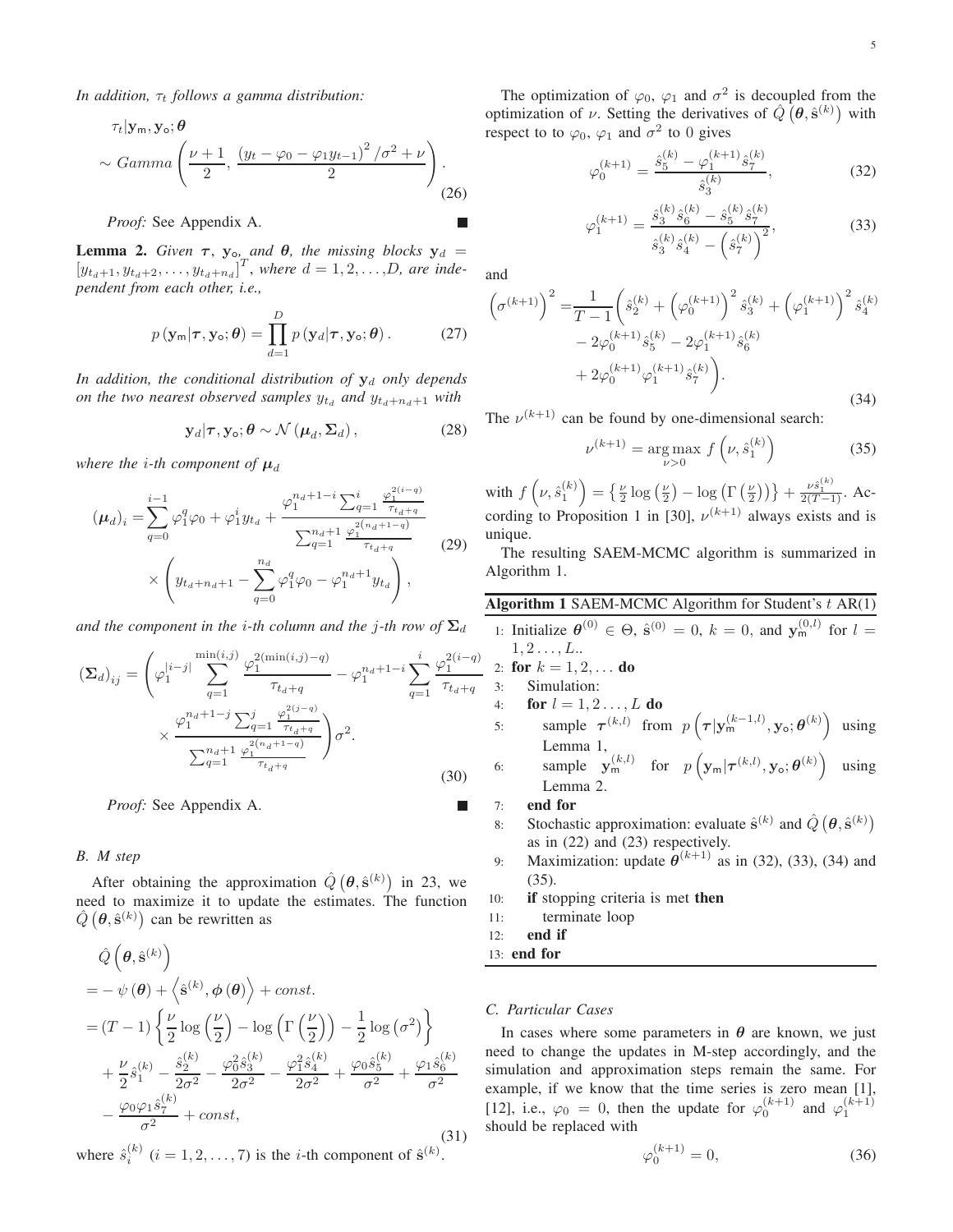*In addition, $\tau_t$ follows a gamma distribution:*

$$
\begin{aligned}
&\tau_t | \mathbf{y}_{\mathsf{m}}, \mathbf{y}_{\mathsf{o}}; \boldsymbol{\theta} \\
&\sim Gamma\left(\frac{\nu+1}{2}, \frac{\left(y_t - \varphi_0 - \varphi_1 y_{t-1}\right)^2/\sigma^2 + \nu}{2}\right).
\end{aligned} \tag{26}
$$

*Proof:* See Appendix A. ∎

**Lemma 2.** *Given $\boldsymbol{\tau}$, $\mathbf{y}_{\mathsf{o}}$, and $\boldsymbol{\theta}$, the missing blocks $\mathbf{y}_d = \left[y_{t_d+1}, y_{t_d+2}, \ldots, y_{t_d+n_d}\right]^T$, where $d = 1, 2, \ldots, D$, are independent from each other, i.e.,*

$$
p\left(\mathbf{y}_{\mathsf{m}} | \boldsymbol{\tau}, \mathbf{y}_{\mathsf{o}}; \boldsymbol{\theta}\right) = \prod_{d=1}^{D} p\left(\mathbf{y}_d | \boldsymbol{\tau}, \mathbf{y}_{\mathsf{o}}; \boldsymbol{\theta}\right). \tag{27}
$$

*In addition, the conditional distribution of $\mathbf{y}_d$ only depends on the two nearest observed samples $y_{t_d}$ and $y_{t_d+n_d+1}$ with*

$$
\mathbf{y}_d | \boldsymbol{\tau}, \mathbf{y}_{\mathsf{o}}; \boldsymbol{\theta} \sim \mathcal{N}\left(\boldsymbol{\mu}_d, \boldsymbol{\Sigma}_d\right), \tag{28}
$$

*where the $i$-th component of $\boldsymbol{\mu}_d$*

$$
\begin{aligned}
\left(\boldsymbol{\mu}_d\right)_i =& \sum_{q=0}^{i-1} \varphi_1^q \varphi_0 + \varphi_1^i y_{t_d} + \frac{\varphi_1^{n_d+1-i} \sum_{q=1}^{i} \frac{\varphi_1^{2(i-q)}}{\tau_{t_d+q}}}{\sum_{q=1}^{n_d+1} \frac{\varphi_1^{2(n_d+1-q)}}{\tau_{t_d+q}}} \\
&\times \left(y_{t_d+n_d+1} - \sum_{q=0}^{n_d} \varphi_1^q \varphi_0 - \varphi_1^{n_d+1} y_{t_d}\right),
\end{aligned} \tag{29}
$$

*and the component in the $i$-th column and the $j$-th row of $\boldsymbol{\Sigma}_d$*

$$
\begin{aligned}
\left(\boldsymbol{\Sigma}_d\right)_{ij} =& \left(\varphi_1^{|i-j|} \sum_{q=1}^{\min(i,j)} \frac{\varphi_1^{2(\min(i,j)-q)}}{\tau_{t_d+q}} - \varphi_1^{n_d+1-i} \sum_{q=1}^{i} \frac{\varphi_1^{2(i-q)}}{\tau_{t_d+q}} \right. \\
&\left. \times \frac{\varphi_1^{n_d+1-j} \sum_{q=1}^{j} \frac{\varphi_1^{2(j-q)}}{\tau_{t_d+q}}}{\sum_{q=1}^{n_d+1} \frac{\varphi_1^{2(n_d+1-q)}}{\tau_{t_d+q}}}\right) \sigma^2.
\end{aligned} \tag{30}
$$

*Proof:* See Appendix A. ∎

### B. M step

After obtaining the approximation $\hat{Q}\left(\boldsymbol{\theta}, \hat{\mathbf{s}}^{(k)}\right)$ in 23, we need to maximize it to update the estimates. The function $\hat{Q}\left(\boldsymbol{\theta}, \hat{\mathbf{s}}^{(k)}\right)$ can be rewritten as

$$
\begin{aligned}
&\hat{Q}\left(\boldsymbol{\theta}, \hat{\mathbf{s}}^{(k)}\right) \\
=& -\psi\left(\boldsymbol{\theta}\right) + \left\langle \hat{\mathbf{s}}^{(k)}, \boldsymbol{\phi}\left(\boldsymbol{\theta}\right) \right\rangle + const. \\
=& \left(T-1\right)\left\{\frac{\nu}{2}\log\left(\frac{\nu}{2}\right) - \log\left(\Gamma\left(\frac{\nu}{2}\right)\right) - \frac{1}{2}\log\left(\sigma^2\right)\right\} \\
&+ \frac{\nu}{2}\hat{s}_1^{(k)} - \frac{\hat{s}_2^{(k)}}{2\sigma^2} - \frac{\varphi_0^2 \hat{s}_3^{(k)}}{2\sigma^2} - \frac{\varphi_1^2 \hat{s}_4^{(k)}}{2\sigma^2} + \frac{\varphi_0 \hat{s}_5^{(k)}}{\sigma^2} + \frac{\varphi_1 \hat{s}_6^{(k)}}{\sigma^2} \\
&- \frac{\varphi_0 \varphi_1 \hat{s}_7^{(k)}}{\sigma^2} + const,
\end{aligned} \tag{31}
$$

where $\hat{s}_i^{(k)}$ $(i = 1, 2, \ldots, 7)$ is the $i$-th component of $\hat{\mathbf{s}}^{(k)}$.

The optimization of $\varphi_0$, $\varphi_1$ and $\sigma^2$ is decoupled from the optimization of $\nu$. Setting the derivatives of $\hat{Q}\left(\boldsymbol{\theta}, \hat{\mathbf{s}}^{(k)}\right)$ with respect to to $\varphi_0$, $\varphi_1$ and $\sigma^2$ to 0 gives

$$
\varphi_0^{(k+1)} = \frac{\hat{s}_5^{(k)} - \varphi_1^{(k+1)} \hat{s}_7^{(k)}}{\hat{s}_3^{(k)}}, \tag{32}
$$

$$
\varphi_1^{(k+1)} = \frac{\hat{s}_3^{(k)} \hat{s}_6^{(k)} - \hat{s}_5^{(k)} \hat{s}_7^{(k)}}{\hat{s}_3^{(k)} \hat{s}_4^{(k)} - \left(\hat{s}_7^{(k)}\right)^2}, \tag{33}
$$

and

$$
\begin{aligned}
\left(\sigma^{(k+1)}\right)^2 =& \frac{1}{T-1}\left(\hat{s}_2^{(k)} + \left(\varphi_0^{(k+1)}\right)^2 \hat{s}_3^{(k)} + \left(\varphi_1^{(k+1)}\right)^2 \hat{s}_4^{(k)} \right. \\
&- 2\varphi_0^{(k+1)} \hat{s}_5^{(k)} - 2\varphi_1^{(k+1)} \hat{s}_6^{(k)} \\
&\left. + 2\varphi_0^{(k+1)} \varphi_1^{(k+1)} \hat{s}_7^{(k)}\right).
\end{aligned} \tag{34}
$$

The $\nu^{(k+1)}$ can be found by one-dimensional search:

$$
\nu^{(k+1)} = \underset{\nu > 0}{\arg\max}\ f\left(\nu, \hat{s}_1^{(k)}\right) \tag{35}
$$

with $f\left(\nu, \hat{s}_1^{(k)}\right) = \left\{\frac{\nu}{2}\log\left(\frac{\nu}{2}\right) - \log\left(\Gamma\left(\frac{\nu}{2}\right)\right)\right\} + \frac{\nu \hat{s}_1^{(k)}}{2(T-1)}$. According to Proposition 1 in [30], $\nu^{(k+1)}$ always exists and is unique.

The resulting SAEM-MCMC algorithm is summarized in Algorithm 1.

**Algorithm 1** SAEM-MCMC Algorithm for Student's $t$ AR(1)

1: Initialize $\boldsymbol{\theta}^{(0)} \in \Theta$, $\hat{\mathbf{s}}^{(0)} = 0$, $k = 0$, and $\mathbf{y}_{\mathsf{m}}^{(0,l)}$ for $l = 1, 2 \ldots, L$..
2: **for** $k = 1, 2, \ldots$ **do**
3: &nbsp;&nbsp;&nbsp;&nbsp;Simulation:
4: &nbsp;&nbsp;&nbsp;&nbsp;**for** $l = 1, 2 \ldots, L$ **do**
5: &nbsp;&nbsp;&nbsp;&nbsp;&nbsp;&nbsp;&nbsp;&nbsp;sample $\boldsymbol{\tau}^{(k,l)}$ from $p\left(\boldsymbol{\tau} | \mathbf{y}_{\mathsf{m}}^{(k-1,l)}, \mathbf{y}_{\mathsf{o}}; \boldsymbol{\theta}^{(k)}\right)$ using Lemma 1,
6: &nbsp;&nbsp;&nbsp;&nbsp;&nbsp;&nbsp;&nbsp;&nbsp;sample $\mathbf{y}_{\mathsf{m}}^{(k,l)}$ for $p\left(\mathbf{y}_{\mathsf{m}} | \boldsymbol{\tau}^{(k,l)}, \mathbf{y}_{\mathsf{o}}; \boldsymbol{\theta}^{(k)}\right)$ using Lemma 2.
7: &nbsp;&nbsp;&nbsp;&nbsp;**end for**
8: &nbsp;&nbsp;&nbsp;&nbsp;Stochastic approximation: evaluate $\hat{\mathbf{s}}^{(k)}$ and $\hat{Q}\left(\boldsymbol{\theta}, \hat{\mathbf{s}}^{(k)}\right)$ as in (22) and (23) respectively.
9: &nbsp;&nbsp;&nbsp;&nbsp;Maximization: update $\boldsymbol{\theta}^{(k+1)}$ as in (32), (33), (34) and (35).
10: &nbsp;&nbsp;&nbsp;**if** stopping criteria is met **then**
11: &nbsp;&nbsp;&nbsp;&nbsp;&nbsp;&nbsp;&nbsp;terminate loop
12: &nbsp;&nbsp;&nbsp;**end if**
13: **end for**

### C. Particular Cases

In cases where some parameters in $\boldsymbol{\theta}$ are known, we just need to change the updates in M-step accordingly, and the simulation and approximation steps remain the same. For example, if we know that the time series is zero mean [1], [12], i.e., $\varphi_0 = 0$, then the update for $\varphi_0^{(k+1)}$ and $\varphi_1^{(k+1)}$ should be replaced with

$$
\varphi_0^{(k+1)} = 0, \tag{36}
$$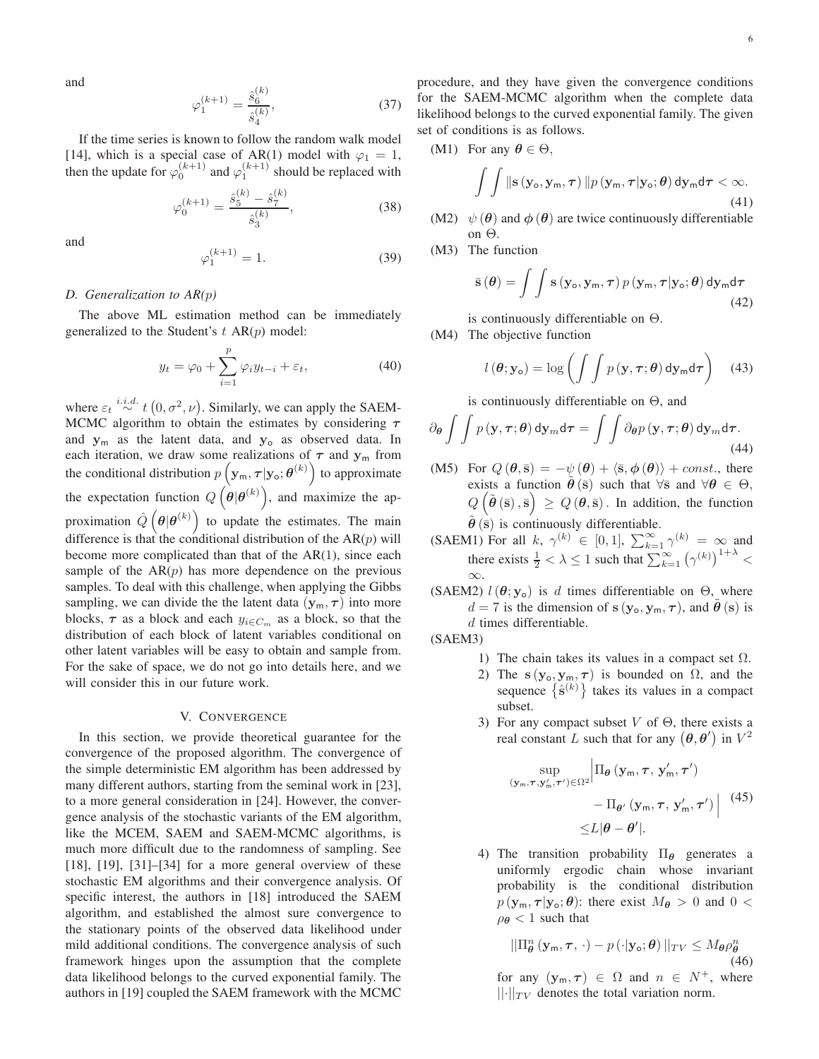and

$$\varphi_1^{(k+1)} = \frac{\hat{s}_6^{(k)}}{\hat{s}_4^{(k)}}, \tag{37}$$

If the time series is known to follow the random walk model [14], which is a special case of AR(1) model with $\varphi_1 = 1$, then the update for $\varphi_0^{(k+1)}$ and $\varphi_1^{(k+1)}$ should be replaced with

$$\varphi_0^{(k+1)} = \frac{\hat{s}_5^{(k)} - \hat{s}_7^{(k)}}{\hat{s}_3^{(k)}}, \tag{38}$$

and

$$\varphi_1^{(k+1)} = 1. \tag{39}$$

### D. Generalization to AR(p)

The above ML estimation method can be immediately generalized to the Student's $t$ AR($p$) model:

$$y_t = \varphi_0 + \sum_{i=1}^{p} \varphi_i y_{t-i} + \varepsilon_t, \tag{40}$$

where $\varepsilon_t \overset{i.i.d.}{\sim} t\left(0, \sigma^2, \nu\right)$. Similarly, we can apply the SAEM-MCMC algorithm to obtain the estimates by considering $\boldsymbol{\tau}$ and $\mathbf{y}_{\mathsf{m}}$ as the latent data, and $\mathbf{y}_{\mathsf{o}}$ as observed data. In each iteration, we draw some realizations of $\boldsymbol{\tau}$ and $\mathbf{y}_{\mathsf{m}}$ from the conditional distribution $p\left(\mathbf{y}_{\mathsf{m}}, \boldsymbol{\tau} | \mathbf{y}_{\mathsf{o}}; \boldsymbol{\theta}^{(k)}\right)$ to approximate the expectation function $Q\left(\boldsymbol{\theta} | \boldsymbol{\theta}^{(k)}\right)$, and maximize the approximation $\hat{Q}\left(\boldsymbol{\theta} | \boldsymbol{\theta}^{(k)}\right)$ to update the estimates. The main difference is that the conditional distribution of the AR($p$) will become more complicated than that of the AR(1), since each sample of the AR($p$) has more dependence on the previous samples. To deal with this challenge, when applying the Gibbs sampling, we can divide the the latent data $(\mathbf{y}_{\mathsf{m}}, \boldsymbol{\tau})$ into more blocks, $\boldsymbol{\tau}$ as a block and each $y_{i \in C_m}$ as a block, so that the distribution of each block of latent variables conditional on other latent variables will be easy to obtain and sample from. For the sake of space, we do not go into details here, and we will consider this in our future work.

## V. Convergence

In this section, we provide theoretical guarantee for the convergence of the proposed algorithm. The convergence of the simple deterministic EM algorithm has been addressed by many different authors, starting from the seminal work in [23], to a more general consideration in [24]. However, the convergence analysis of the stochastic variants of the EM algorithm, like the MCEM, SAEM and SAEM-MCMC algorithms, is much more difficult due to the randomness of sampling. See [18], [19], [31]–[34] for a more general overview of these stochastic EM algorithms and their convergence analysis. Of specific interest, the authors in [18] introduced the SAEM algorithm, and established the almost sure convergence to the stationary points of the observed data likelihood under mild additional conditions. The convergence analysis of such framework hinges upon the assumption that the complete data likelihood belongs to the curved exponential family. The authors in [19] coupled the SAEM framework with the MCMC procedure, and they have given the convergence conditions for the SAEM-MCMC algorithm when the complete data likelihood belongs to the curved exponential family. The given set of conditions is as follows.

(M1) For any $\boldsymbol{\theta} \in \Theta$,

$$\int\int \left\| \mathbf{s}\left(\mathbf{y}_{\mathsf{o}}, \mathbf{y}_{\mathsf{m}}, \boldsymbol{\tau}\right) \right\| p\left(\mathbf{y}_{\mathsf{m}}, \boldsymbol{\tau} | \mathbf{y}_{\mathsf{o}}; \boldsymbol{\theta}\right) \mathsf{d}\mathbf{y}_{\mathsf{m}} \mathsf{d}\boldsymbol{\tau} < \infty. \tag{41}$$

(M2) $\psi\left(\boldsymbol{\theta}\right)$ and $\boldsymbol{\phi}\left(\boldsymbol{\theta}\right)$ are twice continuously differentiable on $\Theta$.

(M3) The function

$$\bar{\mathbf{s}}\left(\boldsymbol{\theta}\right) = \int\int \mathbf{s}\left(\mathbf{y}_{\mathsf{o}}, \mathbf{y}_{\mathsf{m}}, \boldsymbol{\tau}\right) p\left(\mathbf{y}_{\mathsf{m}}, \boldsymbol{\tau} | \mathbf{y}_{\mathsf{o}}; \boldsymbol{\theta}\right) \mathsf{d}\mathbf{y}_{\mathsf{m}} \mathsf{d}\boldsymbol{\tau} \tag{42}$$

is continuously differentiable on $\Theta$.

(M4) The objective function

$$l\left(\boldsymbol{\theta}; \mathbf{y}_{\mathsf{o}}\right) = \log\left(\int\int p\left(\mathbf{y}, \boldsymbol{\tau}; \boldsymbol{\theta}\right) \mathsf{d}\mathbf{y}_{\mathsf{m}} \mathsf{d}\boldsymbol{\tau}\right) \tag{43}$$

is continuously differentiable on $\Theta$, and

$$\partial_{\boldsymbol{\theta}} \int\int p\left(\mathbf{y}, \boldsymbol{\tau}; \boldsymbol{\theta}\right) \mathsf{d}\mathbf{y}_{m} \mathsf{d}\boldsymbol{\tau} = \int\int \partial_{\boldsymbol{\theta}} p\left(\mathbf{y}, \boldsymbol{\tau}; \boldsymbol{\theta}\right) \mathsf{d}\mathbf{y}_{m} \mathsf{d}\boldsymbol{\tau}. \tag{44}$$

(M5) For $Q\left(\boldsymbol{\theta}, \bar{\mathbf{s}}\right) = -\psi\left(\boldsymbol{\theta}\right) + \left\langle \bar{\mathbf{s}}, \boldsymbol{\phi}\left(\boldsymbol{\theta}\right)\right\rangle + const.$, there exists a function $\tilde{\boldsymbol{\theta}}\left(\bar{\mathbf{s}}\right)$ such that $\forall \bar{\mathbf{s}}$ and $\forall \boldsymbol{\theta} \in \Theta$, $Q\left(\tilde{\boldsymbol{\theta}}\left(\bar{\mathbf{s}}\right), \bar{\mathbf{s}}\right) \geq Q\left(\boldsymbol{\theta}, \bar{\mathbf{s}}\right)$. In addition, the function $\tilde{\boldsymbol{\theta}}\left(\bar{\mathbf{s}}\right)$ is continuously differentiable.

(SAEM1) For all $k$, $\gamma^{(k)} \in [0, 1]$, $\sum_{k=1}^{\infty} \gamma^{(k)} = \infty$ and there exists $\frac{1}{2} < \lambda \leq 1$ such that $\sum_{k=1}^{\infty} \left(\gamma^{(k)}\right)^{1+\lambda} < \infty$.

(SAEM2) $l\left(\boldsymbol{\theta}; \mathbf{y}_{\mathsf{o}}\right)$ is $d$ times differentiable on $\Theta$, where $d = 7$ is the dimension of $\mathbf{s}\left(\mathbf{y}_{\mathsf{o}}, \mathbf{y}_{\mathsf{m}}, \boldsymbol{\tau}\right)$, and $\tilde{\boldsymbol{\theta}}\left(\mathbf{s}\right)$ is $d$ times differentiable.

(SAEM3)

1) The chain takes its values in a compact set $\Omega$.
2) The $\mathbf{s}\left(\mathbf{y}_{\mathsf{o}}, \mathbf{y}_{\mathsf{m}}, \boldsymbol{\tau}\right)$ is bounded on $\Omega$, and the sequence $\left\{\hat{\mathbf{s}}^{(k)}\right\}$ takes its values in a compact subset.
3) For any compact subset $V$ of $\Theta$, there exists a real constant $L$ such that for any $\left(\boldsymbol{\theta}, \boldsymbol{\theta}'\right)$ in $V^2$

$$\begin{aligned} \sup_{\left(\mathbf{y}_{\mathsf{m}}, \boldsymbol{\tau}, \mathbf{y}'_{\mathsf{m}}, \boldsymbol{\tau}'\right) \in \Omega^2} \Big| \Pi_{\boldsymbol{\theta}}\left(\mathbf{y}_{\mathsf{m}}, \boldsymbol{\tau}, \mathbf{y}'_{\mathsf{m}}, \boldsymbol{\tau}'\right) & \\ - \Pi_{\boldsymbol{\theta}'}\left(\mathbf{y}_{\mathsf{m}}, \boldsymbol{\tau}, \mathbf{y}'_{\mathsf{m}}, \boldsymbol{\tau}'\right) \Big| & \\ \leq L |\boldsymbol{\theta} - \boldsymbol{\theta}'|. & \end{aligned} \tag{45}$$

4) The transition probability $\Pi_{\boldsymbol{\theta}}$ generates a uniformly ergodic chain whose invariant probability is the conditional distribution $p\left(\mathbf{y}_{\mathsf{m}}, \boldsymbol{\tau} | \mathbf{y}_{\mathsf{o}}; \boldsymbol{\theta}\right)$: there exist $M_{\boldsymbol{\theta}} > 0$ and $0 < \rho_{\boldsymbol{\theta}} < 1$ such that

$$||\Pi_{\boldsymbol{\theta}}^{n}\left(\mathbf{y}_{\mathsf{m}}, \boldsymbol{\tau}, \cdot\right) - p\left(\cdot | \mathbf{y}_{\mathsf{o}}; \boldsymbol{\theta}\right)||_{TV} \leq M_{\boldsymbol{\theta}} \rho_{\boldsymbol{\theta}}^{n} \tag{46}$$

for any $\left(\mathbf{y}_{\mathsf{m}}, \boldsymbol{\tau}\right) \in \Omega$ and $n \in N^{+}$, where $||\cdot||_{TV}$ denotes the total variation norm.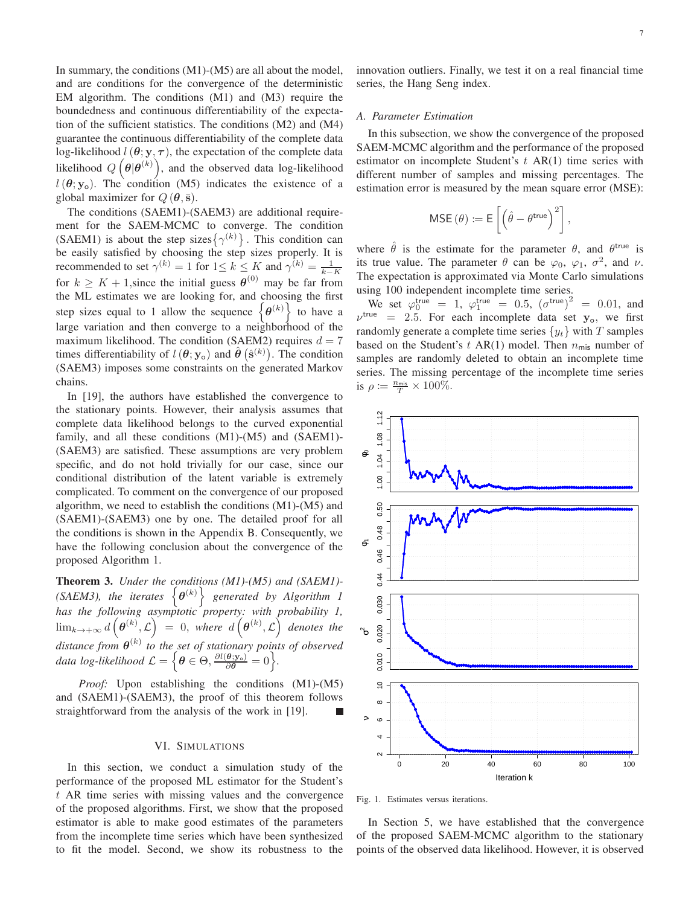In summary, the conditions (M1)-(M5) are all about the model, and are conditions for the convergence of the deterministic EM algorithm. The conditions (M1) and (M3) require the boundedness and continuous differentiability of the expectation of the sufficient statistics. The conditions (M2) and (M4) guarantee the continuous differentiability of the complete data log-likelihood $l(\boldsymbol{\theta}; \mathbf{y}, \boldsymbol{\tau})$, the expectation of the complete data likelihood $Q\left(\boldsymbol{\theta}|\boldsymbol{\theta}^{(k)}\right)$, and the observed data log-likelihood $l(\boldsymbol{\theta}; \mathbf{y}_{\mathsf{o}})$. The condition (M5) indicates the existence of a global maximizer for $Q(\boldsymbol{\theta}, \bar{\mathbf{s}})$.

The conditions (SAEM1)-(SAEM3) are additional requirement for the SAEM-MCMC to converge. The condition (SAEM1) is about the step sizes$\left\{\gamma^{(k)}\right\}$. This condition can be easily satisfied by choosing the step sizes properly. It is recommended to set $\gamma^{(k)} = 1$ for $1 \leq k \leq K$ and $\gamma^{(k)} = \frac{1}{k-K}$ for $k \geq K+1$,since the initial guess $\boldsymbol{\theta}^{(0)}$ may be far from the ML estimates we are looking for, and choosing the first step sizes equal to 1 allow the sequence $\left\{\boldsymbol{\theta}^{(k)}\right\}$ to have a large variation and then converge to a neighborhood of the maximum likelihood. The condition (SAEM2) requires $d = 7$ times differentiability of $l(\boldsymbol{\theta}; \mathbf{y}_{\mathsf{o}})$ and $\hat{\boldsymbol{\theta}}\left(\hat{\mathbf{s}}^{(k)}\right)$. The condition (SAEM3) imposes some constraints on the generated Markov chains.

In [19], the authors have established the convergence to the stationary points. However, their analysis assumes that complete data likelihood belongs to the curved exponential family, and all these conditions (M1)-(M5) and (SAEM1)-(SAEM3) are satisfied. These assumptions are very problem specific, and do not hold trivially for our case, since our conditional distribution of the latent variable is extremely complicated. To comment on the convergence of our proposed algorithm, we need to establish the conditions (M1)-(M5) and (SAEM1)-(SAEM3) one by one. The detailed proof for all the conditions is shown in the Appendix B. Consequently, we have the following conclusion about the convergence of the proposed Algorithm 1.

**Theorem 3.** *Under the conditions (M1)-(M5) and (SAEM1)-(SAEM3), the iterates* $\left\{\boldsymbol{\theta}^{(k)}\right\}$ *generated by Algorithm 1 has the following asymptotic property: with probability 1,* $\lim_{k\to+\infty} d\left(\boldsymbol{\theta}^{(k)}, \mathcal{L}\right) = 0$, *where* $d\left(\boldsymbol{\theta}^{(k)}, \mathcal{L}\right)$ *denotes the distance from* $\boldsymbol{\theta}^{(k)}$ *to the set of stationary points of observed data log-likelihood* $\mathcal{L} = \left\{\boldsymbol{\theta} \in \Theta, \frac{\partial l(\boldsymbol{\theta}; \mathbf{y}_{\mathsf{o}})}{\partial \boldsymbol{\theta}} = 0\right\}$.

*Proof:* Upon establishing the conditions (M1)-(M5) and (SAEM1)-(SAEM3), the proof of this theorem follows straightforward from the analysis of the work in [19]. ■

## VI. Simulations

In this section, we conduct a simulation study of the performance of the proposed ML estimator for the Student's $t$ AR time series with missing values and the convergence of the proposed algorithms. First, we show that the proposed estimator is able to make good estimates of the parameters from the incomplete time series which have been synthesized to fit the model. Second, we show its robustness to the innovation outliers. Finally, we test it on a real financial time series, the Hang Seng index.

### A. Parameter Estimation

In this subsection, we show the convergence of the proposed SAEM-MCMC algorithm and the performance of the proposed estimator on incomplete Student's $t$ AR(1) time series with different number of samples and missing percentages. The estimation error is measured by the mean square error (MSE):

$$\mathsf{MSE}(\theta) := \mathsf{E}\left[\left(\hat{\theta} - \theta^{\mathsf{true}}\right)^2\right],$$

where $\hat{\theta}$ is the estimate for the parameter $\theta$, and $\theta^{\mathsf{true}}$ is its true value. The parameter $\theta$ can be $\varphi_0$, $\varphi_1$, $\sigma^2$, and $\nu$. The expectation is approximated via Monte Carlo simulations using 100 independent incomplete time series.

We set $\varphi_0^{\mathsf{true}} = 1$, $\varphi_1^{\mathsf{true}} = 0.5$, $\left(\sigma^{\mathsf{true}}\right)^2 = 0.01$, and $\nu^{\mathsf{true}} = 2.5$. For each incomplete data set $\mathbf{y}_{\mathsf{o}}$, we first randomly generate a complete time series $\{y_t\}$ with $T$ samples based on the Student's $t$ AR(1) model. Then $n_{\mathsf{mis}}$ number of samples are randomly deleted to obtain an incomplete time series. The missing percentage of the incomplete time series is $\rho := \frac{n_{\mathsf{mis}}}{T} \times 100\%$.

Fig. 1. Estimates versus iterations.

In Section 5, we have established that the convergence of the proposed SAEM-MCMC algorithm to the stationary points of the observed data likelihood. However, it is observed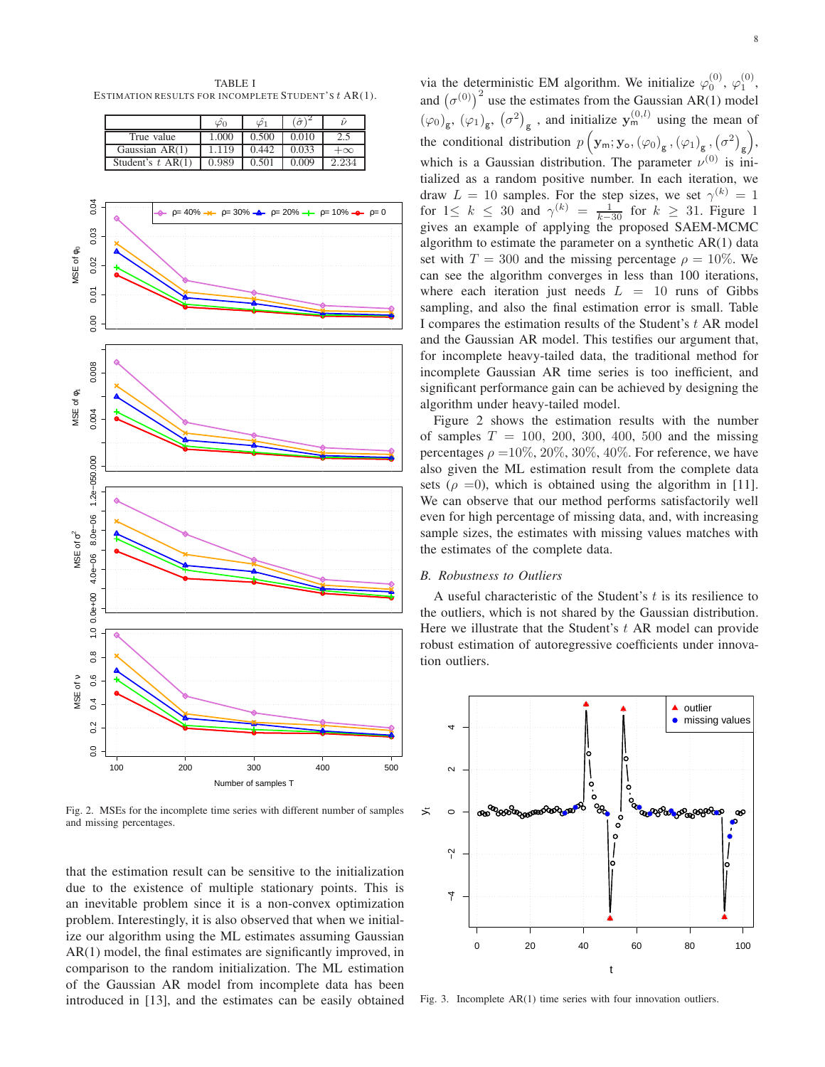TABLE I
ESTIMATION RESULTS FOR INCOMPLETE STUDENT'S $t$ AR(1).

| | $\hat{\varphi}_0$ | $\hat{\varphi}_1$ | $(\hat{\sigma})^2$ | $\hat{\nu}$ |
|---|---|---|---|---|
| True value | 1.000 | 0.500 | 0.010 | 2.5 |
| Gaussian AR(1) | 1.119 | 0.442 | 0.033 | $+\infty$ |
| Student's $t$ AR(1) | 0.989 | 0.501 | 0.009 | 2.234 |

Fig. 2. MSEs for the incomplete time series with different number of samples and missing percentages.

that the estimation result can be sensitive to the initialization due to the existence of multiple stationary points. This is an inevitable problem since it is a non-convex optimization problem. Interestingly, it is also observed that when we initialize our algorithm using the ML estimates assuming Gaussian AR(1) model, the final estimates are significantly improved, in comparison to the random initialization. The ML estimation of the Gaussian AR model from incomplete data has been introduced in [13], and the estimates can be easily obtained via the deterministic EM algorithm. We initialize $\varphi_0^{(0)}$, $\varphi_1^{(0)}$, and $\left(\sigma^{(0)}\right)^2$ use the estimates from the Gaussian AR(1) model $(\varphi_0)_{\mathrm{g}}$, $(\varphi_1)_{\mathrm{g}}$, $\left(\sigma^2\right)_{\mathrm{g}}$, and initialize $\mathbf{y}_{\mathrm{m}}^{(0,l)}$ using the mean of the conditional distribution $p\left(\mathbf{y}_{\mathrm{m}};\mathbf{y}_{\mathrm{o}},(\varphi_0)_{\mathrm{g}},(\varphi_1)_{\mathrm{g}},\left(\sigma^2\right)_{\mathrm{g}}\right)$, which is a Gaussian distribution. The parameter $\nu^{(0)}$ is initialized as a random positive number. In each iteration, we draw $L = 10$ samples. For the step sizes, we set $\gamma^{(k)} = 1$ for $1 \leq k \leq 30$ and $\gamma^{(k)} = \frac{1}{k-30}$ for $k \geq 31$. Figure 1 gives an example of applying the proposed SAEM-MCMC algorithm to estimate the parameter on a synthetic AR(1) data set with $T = 300$ and the missing percentage $\rho = 10\%$. We can see the algorithm converges in less than 100 iterations, where each iteration just needs $L = 10$ runs of Gibbs sampling, and also the final estimation error is small. Table I compares the estimation results of the Student's $t$ AR model and the Gaussian AR model. This testifies our argument that, for incomplete heavy-tailed data, the traditional method for incomplete Gaussian AR time series is too inefficient, and significant performance gain can be achieved by designing the algorithm under heavy-tailed model.

Figure 2 shows the estimation results with the number of samples $T = 100, 200, 300, 400, 500$ and the missing percentages $\rho = 10\%, 20\%, 30\%, 40\%$. For reference, we have also given the ML estimation result from the complete data sets ($\rho = 0$), which is obtained using the algorithm in [11]. We can observe that our method performs satisfactorily well even for high percentage of missing data, and, with increasing sample sizes, the estimates with missing values matches with the estimates of the complete data.

## B. Robustness to Outliers

A useful characteristic of the Student's $t$ is its resilience to the outliers, which is not shared by the Gaussian distribution. Here we illustrate that the Student's $t$ AR model can provide robust estimation of autoregressive coefficients under innovation outliers.

Fig. 3. Incomplete AR(1) time series with four innovation outliers.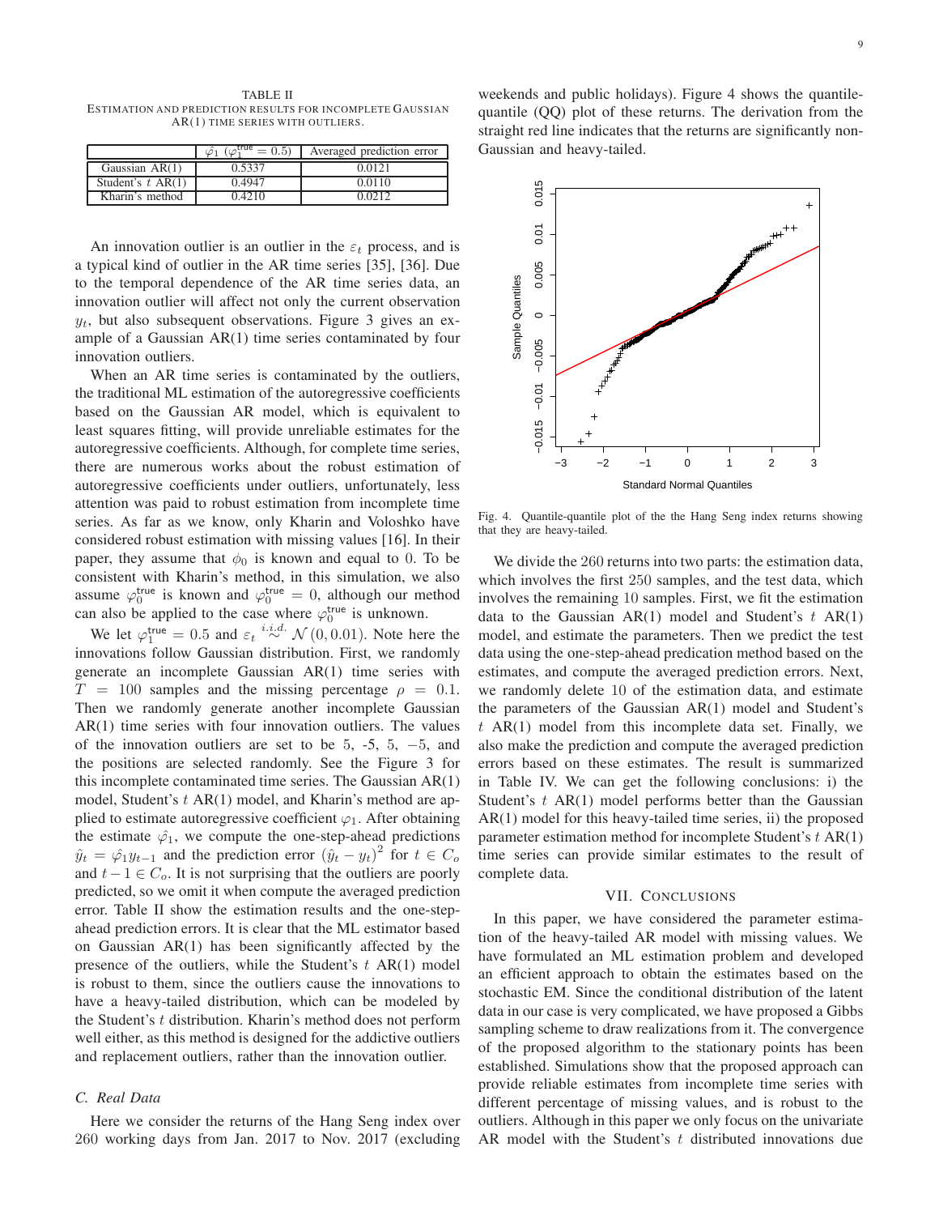TABLE II
ESTIMATION AND PREDICTION RESULTS FOR INCOMPLETE GAUSSIAN AR(1) TIME SERIES WITH OUTLIERS.

| | $\hat{\varphi}_1$ ($\varphi_1^{\mathsf{true}} = 0.5$) | Averaged prediction error |
|---|---|---|
| Gaussian AR(1) | 0.5337 | 0.0121 |
| Student's $t$ AR(1) | 0.4947 | 0.0110 |
| Kharin's method | 0.4210 | 0.0212 |

An innovation outlier is an outlier in the $\varepsilon_t$ process, and is a typical kind of outlier in the AR time series [35], [36]. Due to the temporal dependence of the AR time series data, an innovation outlier will affect not only the current observation $y_t$, but also subsequent observations. Figure 3 gives an example of a Gaussian AR(1) time series contaminated by four innovation outliers.

When an AR time series is contaminated by the outliers, the traditional ML estimation of the autoregressive coefficients based on the Gaussian AR model, which is equivalent to least squares fitting, will provide unreliable estimates for the autoregressive coefficients. Although, for complete time series, there are numerous works about the robust estimation of autoregressive coefficients under outliers, unfortunately, less attention was paid to robust estimation from incomplete time series. As far as we know, only Kharin and Voloshko have considered robust estimation with missing values [16]. In their paper, they assume that $\phi_0$ is known and equal to 0. To be consistent with Kharin's method, in this simulation, we also assume $\varphi_0^{\mathsf{true}}$ is known and $\varphi_0^{\mathsf{true}} = 0$, although our method can also be applied to the case where $\varphi_0^{\mathsf{true}}$ is unknown.

We let $\varphi_1^{\mathsf{true}} = 0.5$ and $\varepsilon_t \overset{i.i.d.}{\sim} \mathcal{N}(0, 0.01)$. Note here the innovations follow Gaussian distribution. First, we randomly generate an incomplete Gaussian AR(1) time series with $T = 100$ samples and the missing percentage $\rho = 0.1$. Then we randomly generate another incomplete Gaussian AR(1) time series with four innovation outliers. The values of the innovation outliers are set to be 5, -5, 5, $-5$, and the positions are selected randomly. See the Figure 3 for this incomplete contaminated time series. The Gaussian AR(1) model, Student's $t$ AR(1) model, and Kharin's method are applied to estimate autoregressive coefficient $\varphi_1$. After obtaining the estimate $\hat{\varphi}_1$, we compute the one-step-ahead predictions $\hat{y}_t = \hat{\varphi}_1 y_{t-1}$ and the prediction error $(\hat{y}_t - y_t)^2$ for $t \in C_o$ and $t-1 \in C_o$. It is not surprising that the outliers are poorly predicted, so we omit it when compute the averaged prediction error. Table II show the estimation results and the one-step-ahead prediction errors. It is clear that the ML estimator based on Gaussian AR(1) has been significantly affected by the presence of the outliers, while the Student's $t$ AR(1) model is robust to them, since the outliers cause the innovations to have a heavy-tailed distribution, which can be modeled by the Student's $t$ distribution. Kharin's method does not perform well either, as this method is designed for the addictive outliers and replacement outliers, rather than the innovation outlier.

### C. Real Data

Here we consider the returns of the Hang Seng index over 260 working days from Jan. 2017 to Nov. 2017 (excluding weekends and public holidays). Figure 4 shows the quantile-quantile (QQ) plot of these returns. The derivation from the straight red line indicates that the returns are significantly non-Gaussian and heavy-tailed.

Fig. 4. Quantile-quantile plot of the the Hang Seng index returns showing that they are heavy-tailed.

We divide the 260 returns into two parts: the estimation data, which involves the first 250 samples, and the test data, which involves the remaining 10 samples. First, we fit the estimation data to the Gaussian AR(1) model and Student's $t$ AR(1) model, and estimate the parameters. Then we predict the test data using the one-step-ahead predication method based on the estimates, and compute the averaged prediction errors. Next, we randomly delete 10 of the estimation data, and estimate the parameters of the Gaussian AR(1) model and Student's $t$ AR(1) model from this incomplete data set. Finally, we also make the prediction and compute the averaged prediction errors based on these estimates. The result is summarized in Table IV. We can get the following conclusions: i) the Student's $t$ AR(1) model performs better than the Gaussian AR(1) model for this heavy-tailed time series, ii) the proposed parameter estimation method for incomplete Student's $t$ AR(1) time series can provide similar estimates to the result of complete data.

## VII. CONCLUSIONS

In this paper, we have considered the parameter estimation of the heavy-tailed AR model with missing values. We have formulated an ML estimation problem and developed an efficient approach to obtain the estimates based on the stochastic EM. Since the conditional distribution of the latent data in our case is very complicated, we have proposed a Gibbs sampling scheme to draw realizations from it. The convergence of the proposed algorithm to the stationary points has been established. Simulations show that the proposed approach can provide reliable estimates from incomplete time series with different percentage of missing values, and is robust to the outliers. Although in this paper we only focus on the univariate AR model with the Student's $t$ distributed innovations due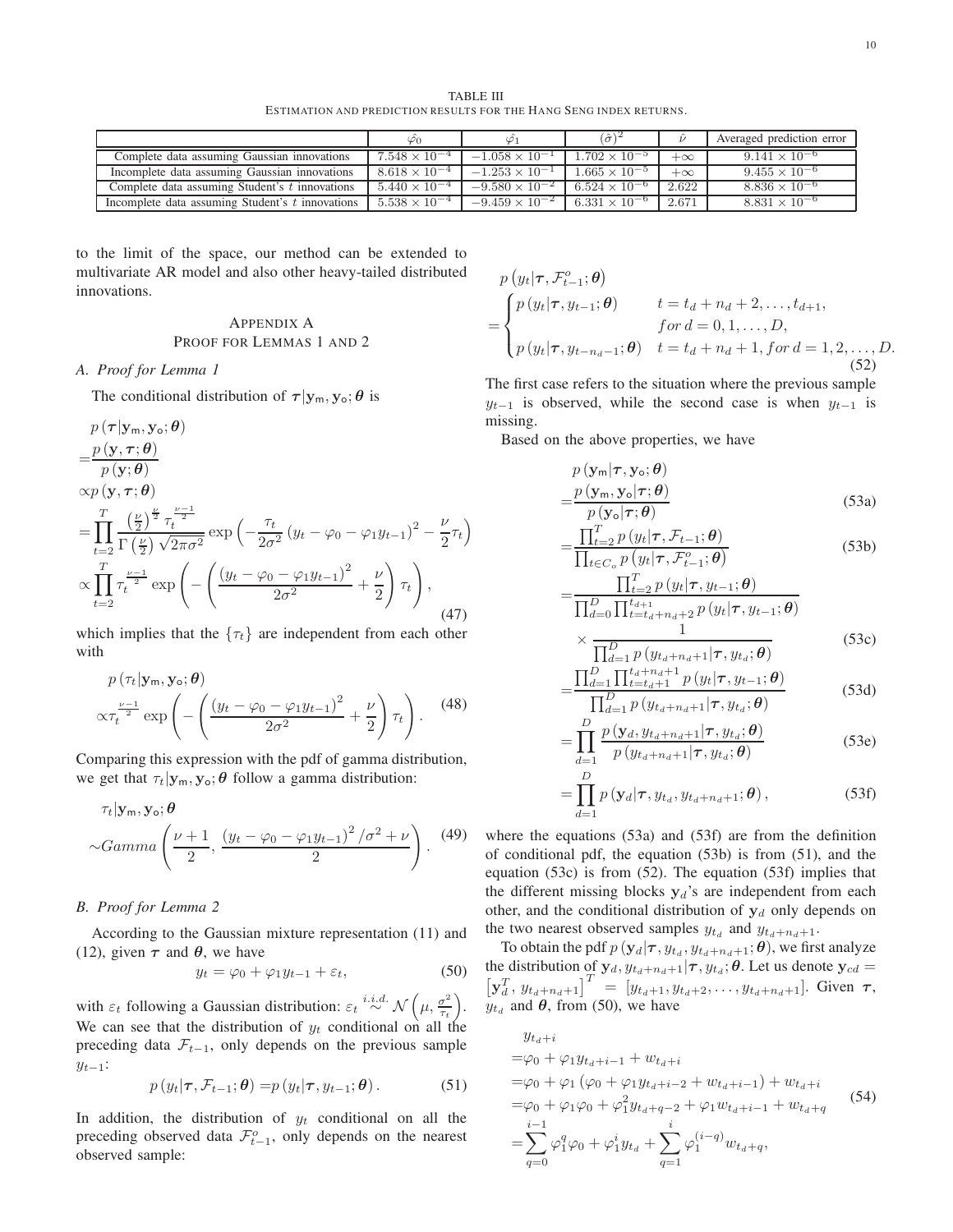TABLE III
ESTIMATION AND PREDICTION RESULTS FOR THE HANG SENG INDEX RETURNS.

| | $\hat{\varphi}_0$ | $\hat{\varphi}_1$ | $(\hat{\sigma})^2$ | $\hat{\nu}$ | Averaged prediction error |
|---|---|---|---|---|---|
| Complete data assuming Gaussian innovations | $7.548 \times 10^{-4}$ | $-1.058 \times 10^{-1}$ | $1.702 \times 10^{-5}$ | $+\infty$ | $9.141 \times 10^{-6}$ |
| Incomplete data assuming Gaussian innovations | $8.618 \times 10^{-4}$ | $-1.253 \times 10^{-1}$ | $1.665 \times 10^{-5}$ | $+\infty$ | $9.455 \times 10^{-6}$ |
| Complete data assuming Student's $t$ innovations | $5.440 \times 10^{-4}$ | $-9.580 \times 10^{-2}$ | $6.524 \times 10^{-6}$ | 2.622 | $8.836 \times 10^{-6}$ |
| Incomplete data assuming Student's $t$ innovations | $5.538 \times 10^{-4}$ | $-9.459 \times 10^{-2}$ | $6.331 \times 10^{-6}$ | 2.671 | $8.831 \times 10^{-6}$ |

to the limit of the space, our method can be extended to multivariate AR model and also other heavy-tailed distributed innovations.

## APPENDIX A
## PROOF FOR LEMMAS 1 AND 2

### A. Proof for Lemma 1

The conditional distribution of $\boldsymbol{\tau}|\mathbf{y}_{\mathsf{m}}, \mathbf{y}_{\mathsf{o}}; \boldsymbol{\theta}$ is

$$
\begin{aligned}
& p\left(\boldsymbol{\tau}|\mathbf{y}_{\mathsf{m}}, \mathbf{y}_{\mathsf{o}}; \boldsymbol{\theta}\right) \\
= & \frac{p\left(\mathbf{y}, \boldsymbol{\tau}; \boldsymbol{\theta}\right)}{p\left(\mathbf{y}; \boldsymbol{\theta}\right)} \\
\propto & p\left(\mathbf{y}, \boldsymbol{\tau}; \boldsymbol{\theta}\right) \\
= & \prod_{t=2}^{T} \frac{\left(\frac{\nu}{2}\right)^{\frac{\nu}{2}} \tau_t^{\frac{\nu-1}{2}}}{\Gamma\left(\frac{\nu}{2}\right)\sqrt{2\pi\sigma^2}} \exp\left(-\frac{\tau_t}{2\sigma^2}\left(y_t - \varphi_0 - \varphi_1 y_{t-1}\right)^2 - \frac{\nu}{2}\tau_t\right) \\
\propto & \prod_{t=2}^{T} \tau_t^{\frac{\nu-1}{2}} \exp\left(-\left(\frac{\left(y_t - \varphi_0 - \varphi_1 y_{t-1}\right)^2}{2\sigma^2} + \frac{\nu}{2}\right)\tau_t\right),
\end{aligned} \tag{47}
$$

which implies that the $\{\tau_t\}$ are independent from each other with

$$
\begin{aligned}
& p\left(\tau_t|\mathbf{y}_{\mathsf{m}}, \mathbf{y}_{\mathsf{o}}; \boldsymbol{\theta}\right) \\
\propto & \tau_t^{\frac{\nu-1}{2}} \exp\left(-\left(\frac{\left(y_t - \varphi_0 - \varphi_1 y_{t-1}\right)^2}{2\sigma^2} + \frac{\nu}{2}\right)\tau_t\right).
\end{aligned} \tag{48}
$$

Comparing this expression with the pdf of gamma distribution, we get that $\tau_t|\mathbf{y}_{\mathsf{m}}, \mathbf{y}_{\mathsf{o}}; \boldsymbol{\theta}$ follow a gamma distribution:

$$
\begin{aligned}
& \tau_t|\mathbf{y}_{\mathsf{m}}, \mathbf{y}_{\mathsf{o}}; \boldsymbol{\theta} \\
\sim & Gamma\left(\frac{\nu+1}{2}, \frac{\left(y_t - \varphi_0 - \varphi_1 y_{t-1}\right)^2/\sigma^2 + \nu}{2}\right).
\end{aligned} \tag{49}
$$

### B. Proof for Lemma 2

According to the Gaussian mixture representation (11) and (12), given $\boldsymbol{\tau}$ and $\boldsymbol{\theta}$, we have

$$
y_t = \varphi_0 + \varphi_1 y_{t-1} + \varepsilon_t, \tag{50}
$$

with $\varepsilon_t$ following a Gaussian distribution: $\varepsilon_t \overset{i.i.d.}{\sim} \mathcal{N}\left(\mu, \frac{\sigma^2}{\tau_t}\right)$. We can see that the distribution of $y_t$ conditional on all the preceding data $\mathcal{F}_{t-1}$, only depends on the previous sample $y_{t-1}$:

$$
p\left(y_t|\boldsymbol{\tau}, \mathcal{F}_{t-1}; \boldsymbol{\theta}\right) = p\left(y_t|\boldsymbol{\tau}, y_{t-1}; \boldsymbol{\theta}\right). \tag{51}
$$

In addition, the distribution of $y_t$ conditional on all the preceding observed data $\mathcal{F}_{t-1}^o$, only depends on the nearest observed sample:

$$
\begin{aligned}
& p\left(y_t|\boldsymbol{\tau}, \mathcal{F}_{t-1}^o; \boldsymbol{\theta}\right) \\
= & \begin{cases} p\left(y_t|\boldsymbol{\tau}, y_{t-1}; \boldsymbol{\theta}\right) & t = t_d + n_d + 2, \ldots, t_{d+1}, \\ & for\; d = 0, 1, \ldots, D, \\ p\left(y_t|\boldsymbol{\tau}, y_{t-n_d-1}; \boldsymbol{\theta}\right) & t = t_d + n_d + 1, for\; d = 1, 2, \ldots, D. \end{cases}
\end{aligned} \tag{52}
$$

The first case refers to the situation where the previous sample $y_{t-1}$ is observed, while the second case is when $y_{t-1}$ is missing.

Based on the above properties, we have

$$
\begin{aligned}
& p\left(\mathbf{y}_{\mathsf{m}}|\boldsymbol{\tau}, \mathbf{y}_{\mathsf{o}}; \boldsymbol{\theta}\right) \\
= & \frac{p\left(\mathbf{y}_{\mathsf{m}}, \mathbf{y}_{\mathsf{o}}|\boldsymbol{\tau}; \boldsymbol{\theta}\right)}{p\left(\mathbf{y}_{\mathsf{o}}|\boldsymbol{\tau}; \boldsymbol{\theta}\right)} && \text{(53a)} \\
= & \frac{\prod_{t=2}^{T} p\left(y_t|\boldsymbol{\tau}, \mathcal{F}_{t-1}; \boldsymbol{\theta}\right)}{\prod_{t\in C_o} p\left(y_t|\boldsymbol{\tau}, \mathcal{F}_{t-1}^o; \boldsymbol{\theta}\right)} && \text{(53b)} \\
= & \frac{\prod_{t=2}^{T} p\left(y_t|\boldsymbol{\tau}, y_{t-1}; \boldsymbol{\theta}\right)}{\prod_{d=0}^{D}\prod_{t=t_d+n_d+2}^{t_{d+1}} p\left(y_t|\boldsymbol{\tau}, y_{t-1}; \boldsymbol{\theta}\right)} \\
& \times \frac{1}{\prod_{d=1}^{D} p\left(y_{t_d+n_d+1}|\boldsymbol{\tau}, y_{t_d}; \boldsymbol{\theta}\right)} && \text{(53c)} \\
= & \frac{\prod_{d=1}^{D}\prod_{t=t_d+1}^{t_d+n_d+1} p\left(y_t|\boldsymbol{\tau}, y_{t-1}; \boldsymbol{\theta}\right)}{\prod_{d=1}^{D} p\left(y_{t_d+n_d+1}|\boldsymbol{\tau}, y_{t_d}; \boldsymbol{\theta}\right)} && \text{(53d)} \\
= & \prod_{d=1}^{D} \frac{p\left(\mathbf{y}_d, y_{t_d+n_d+1}|\boldsymbol{\tau}, y_{t_d}; \boldsymbol{\theta}\right)}{p\left(y_{t_d+n_d+1}|\boldsymbol{\tau}, y_{t_d}; \boldsymbol{\theta}\right)} && \text{(53e)} \\
= & \prod_{d=1}^{D} p\left(\mathbf{y}_d|\boldsymbol{\tau}, y_{t_d}, y_{t_d+n_d+1}; \boldsymbol{\theta}\right), && \text{(53f)}
\end{aligned}
$$

where the equations (53a) and (53f) are from the definition of conditional pdf, the equation (53b) is from (51), and the equation (53c) is from (52). The equation (53f) implies that the different missing blocks $\mathbf{y}_d$'s are independent from each other, and the conditional distribution of $\mathbf{y}_d$ only depends on the two nearest observed samples $y_{t_d}$ and $y_{t_d+n_d+1}$.

To obtain the pdf $p\left(\mathbf{y}_d|\boldsymbol{\tau}, y_{t_d}, y_{t_d+n_d+1}; \boldsymbol{\theta}\right)$, we first analyze the distribution of $\mathbf{y}_d, y_{t_d+n_d+1}|\boldsymbol{\tau}, y_{t_d}; \boldsymbol{\theta}$. Let us denote $\mathbf{y}_{cd} = \left[\mathbf{y}_d^T, y_{t_d+n_d+1}\right]^T = \left[y_{t_d+1}, y_{t_d+2}, \ldots, y_{t_d+n_d+1}\right]$. Given $\boldsymbol{\tau}$, $y_{t_d}$ and $\boldsymbol{\theta}$, from (50), we have

$$
\begin{aligned}
& y_{t_d+i} \\
= & \varphi_0 + \varphi_1 y_{t_d+i-1} + w_{t_d+i} \\
= & \varphi_0 + \varphi_1\left(\varphi_0 + \varphi_1 y_{t_d+i-2} + w_{t_d+i-1}\right) + w_{t_d+i} \\
= & \varphi_0 + \varphi_1\varphi_0 + \varphi_1^2 y_{t_d+q-2} + \varphi_1 w_{t_d+i-1} + w_{t_d+q} \\
= & \sum_{q=0}^{i-1}\varphi_1^q\varphi_0 + \varphi_1^i y_{t_d} + \sum_{q=1}^{i}\varphi_1^{(i-q)} w_{t_d+q},
\end{aligned} \tag{54}
$$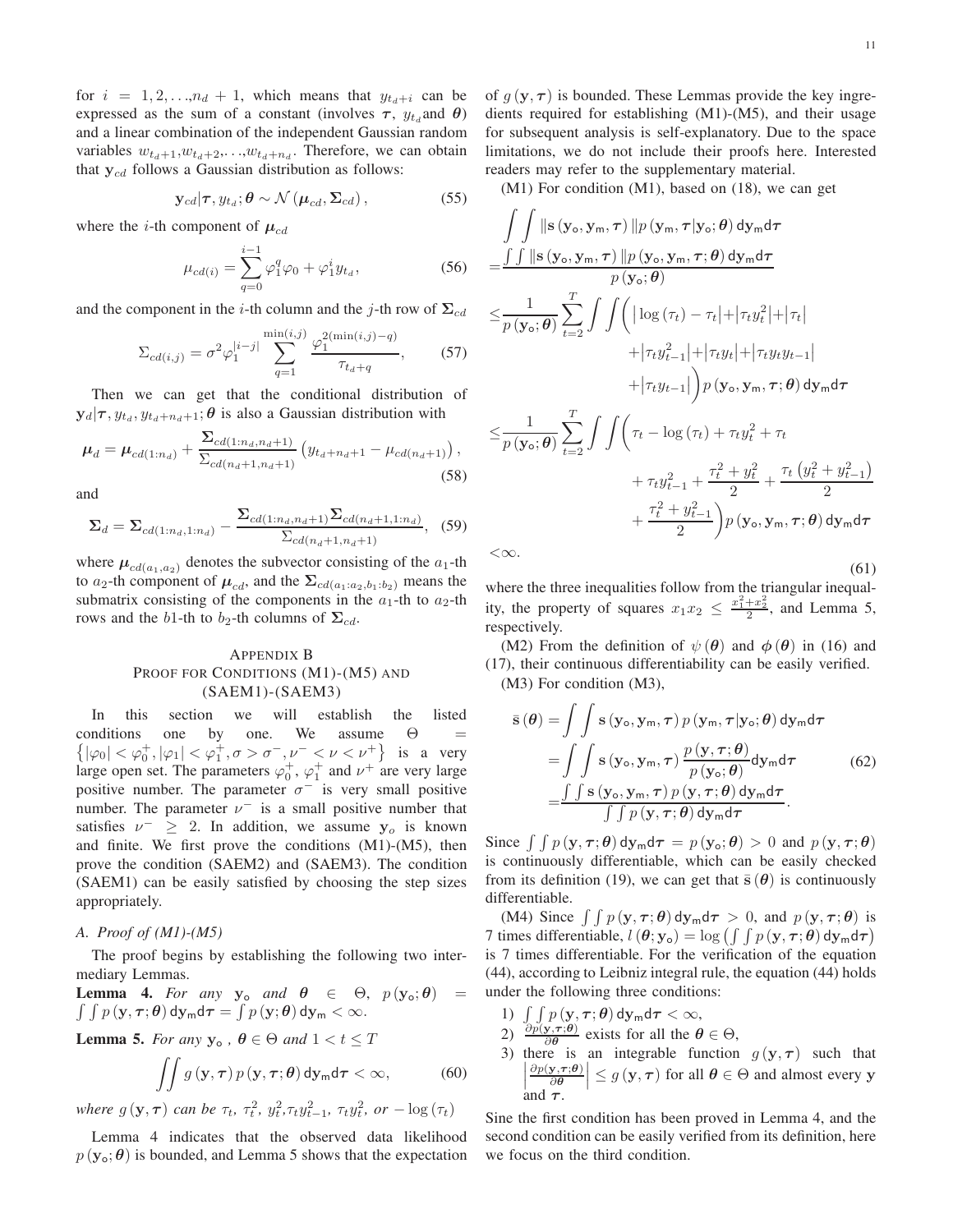for $i = 1, 2, \ldots, n_d + 1$, which means that $y_{t_d+i}$ can be expressed as the sum of a constant (involves $\boldsymbol{\tau}$, $y_{t_d}$ and $\boldsymbol{\theta}$) and a linear combination of the independent Gaussian random variables $w_{t_d+1}, w_{t_d+2}, \ldots, w_{t_d+n_d}$. Therefore, we can obtain that $\mathbf{y}_{cd}$ follows a Gaussian distribution as follows:

$$\mathbf{y}_{cd}|\boldsymbol{\tau}, y_{t_d}; \boldsymbol{\theta} \sim \mathcal{N}\left(\boldsymbol{\mu}_{cd}, \boldsymbol{\Sigma}_{cd}\right), \tag{55}$$

where the $i$-th component of $\boldsymbol{\mu}_{cd}$

$$\mu_{cd(i)} = \sum_{q=0}^{i-1} \varphi_1^q \varphi_0 + \varphi_1^i y_{t_d}, \tag{56}$$

and the component in the $i$-th column and the $j$-th row of $\boldsymbol{\Sigma}_{cd}$

$$\Sigma_{cd(i,j)} = \sigma^2 \varphi_1^{|i-j|} \sum_{q=1}^{\min(i,j)} \frac{\varphi_1^{2(\min(i,j)-q)}}{\tau_{t_d+q}}, \tag{57}$$

Then we can get that the conditional distribution of $\mathbf{y}_d|\boldsymbol{\tau}, y_{t_d}, y_{t_d+n_d+1}; \boldsymbol{\theta}$ is also a Gaussian distribution with

$$\boldsymbol{\mu}_d = \boldsymbol{\mu}_{cd(1:n_d)} + \frac{\boldsymbol{\Sigma}_{cd(1:n_d, n_d+1)}}{\Sigma_{cd(n_d+1, n_d+1)}} \left(y_{t_d+n_d+1} - \mu_{cd(n_d+1)}\right), \tag{58}$$

and

$$\boldsymbol{\Sigma}_d = \boldsymbol{\Sigma}_{cd(1:n_d,1:n_d)} - \frac{\boldsymbol{\Sigma}_{cd(1:n_d,n_d+1)} \boldsymbol{\Sigma}_{cd(n_d+1,1:n_d)}}{\Sigma_{cd(n_d+1,n_d+1)}}, \tag{59}$$

where $\boldsymbol{\mu}_{cd(a_1,a_2)}$ denotes the subvector consisting of the $a_1$-th to $a_2$-th component of $\boldsymbol{\mu}_{cd}$, and the $\boldsymbol{\Sigma}_{cd(a_1:a_2,b_1:b_2)}$ means the submatrix consisting of the components in the $a_1$-th to $a_2$-th rows and the $b1$-th to $b_2$-th columns of $\boldsymbol{\Sigma}_{cd}$.

## Appendix B
## Proof for Conditions (M1)-(M5) and (SAEM1)-(SAEM3)

In this section we will establish the listed conditions one by one. We assume $\Theta = \left\{|\varphi_0| < \varphi_0^+, |\varphi_1| < \varphi_1^+, \sigma > \sigma^-, \nu^- < \nu < \nu^+\right\}$ is a very large open set. The parameters $\varphi_0^+$, $\varphi_1^+$ and $\nu^+$ are very large positive number. The parameter $\sigma^-$ is very small positive number. The parameter $\nu^-$ is a small positive number that satisfies $\nu^- \geq 2$. In addition, we assume $\mathbf{y}_o$ is known and finite. We first prove the conditions (M1)-(M5), then prove the condition (SAEM2) and (SAEM3). The condition (SAEM1) can be easily satisfied by choosing the step sizes appropriately.

### A. Proof of (M1)-(M5)

The proof begins by establishing the following two intermediary Lemmas.

**Lemma 4.** *For any* $\mathbf{y}_\mathsf{o}$ *and* $\boldsymbol{\theta} \in \Theta$, $p(\mathbf{y}_\mathsf{o}; \boldsymbol{\theta}) = \int\int p(\mathbf{y}, \boldsymbol{\tau}; \boldsymbol{\theta}) \, \mathsf{d}\mathbf{y}_\mathsf{m} \mathsf{d}\boldsymbol{\tau} = \int p(\mathbf{y}; \boldsymbol{\theta}) \, \mathsf{d}\mathbf{y}_\mathsf{m} < \infty$.

**Lemma 5.** *For any* $\mathbf{y}_\mathsf{o}$ , $\boldsymbol{\theta} \in \Theta$ *and* $1 < t \leq T$

$$\iint g(\mathbf{y}, \boldsymbol{\tau}) \, p(\mathbf{y}, \boldsymbol{\tau}; \boldsymbol{\theta}) \, \mathsf{d}\mathbf{y}_\mathsf{m} \mathsf{d}\boldsymbol{\tau} < \infty, \tag{60}$$

*where* $g(\mathbf{y}, \boldsymbol{\tau})$ *can be* $\tau_t$, $\tau_t^2$, $y_t^2, \tau_t y_{t-1}^2$, $\tau_t y_t^2$, *or* $-\log(\tau_t)$

Lemma 4 indicates that the observed data likelihood $p(\mathbf{y}_\mathsf{o}; \boldsymbol{\theta})$ is bounded, and Lemma 5 shows that the expectation of $g(\mathbf{y}, \boldsymbol{\tau})$ is bounded. These Lemmas provide the key ingredients required for establishing (M1)-(M5), and their usage for subsequent analysis is self-explanatory. Due to the space limitations, we do not include their proofs here. Interested readers may refer to the supplementary material.

(M1) For condition (M1), based on (18), we can get

$$\begin{aligned}
&\int\int \|\mathbf{s}(\mathbf{y}_\mathsf{o}, \mathbf{y}_\mathsf{m}, \boldsymbol{\tau})\| p(\mathbf{y}_\mathsf{m}, \boldsymbol{\tau}|\mathbf{y}_\mathsf{o}; \boldsymbol{\theta}) \, \mathsf{d}\mathbf{y}_\mathsf{m} \mathsf{d}\boldsymbol{\tau} \\
=& \frac{\int\int \|\mathbf{s}(\mathbf{y}_\mathsf{o}, \mathbf{y}_\mathsf{m}, \boldsymbol{\tau})\| p(\mathbf{y}_\mathsf{o}, \mathbf{y}_\mathsf{m}, \boldsymbol{\tau}; \boldsymbol{\theta}) \, \mathsf{d}\mathbf{y}_\mathsf{m} \mathsf{d}\boldsymbol{\tau}}{p(\mathbf{y}_\mathsf{o}; \boldsymbol{\theta})} \\
\leq& \frac{1}{p(\mathbf{y}_\mathsf{o}; \boldsymbol{\theta})} \sum_{t=2}^{T} \int\int \Big( \left|\log(\tau_t) - \tau_t\right| + \left|\tau_t y_t^2\right| + \left|\tau_t\right| \\
&+ \left|\tau_t y_{t-1}^2\right| + \left|\tau_t y_t\right| + \left|\tau_t y_t y_{t-1}\right| \\
&+ \left|\tau_t y_{t-1}\right| \Big) p(\mathbf{y}_\mathsf{o}, \mathbf{y}_\mathsf{m}, \boldsymbol{\tau}; \boldsymbol{\theta}) \, \mathsf{d}\mathbf{y}_\mathsf{m} \mathsf{d}\boldsymbol{\tau} \\
\leq& \frac{1}{p(\mathbf{y}_\mathsf{o}; \boldsymbol{\theta})} \sum_{t=2}^{T} \int\int \Big( \tau_t - \log(\tau_t) + \tau_t y_t^2 + \tau_t \\
&+ \tau_t y_{t-1}^2 + \frac{\tau_t^2 + y_t^2}{2} + \frac{\tau_t \left(y_t^2 + y_{t-1}^2\right)}{2} \\
&+ \frac{\tau_t^2 + y_{t-1}^2}{2} \Big) p(\mathbf{y}_\mathsf{o}, \mathbf{y}_\mathsf{m}, \boldsymbol{\tau}; \boldsymbol{\theta}) \, \mathsf{d}\mathbf{y}_\mathsf{m} \mathsf{d}\boldsymbol{\tau} \\
<& \infty.
\end{aligned} \tag{61}$$

where the three inequalities follow from the triangular inequality, the property of squares $x_1 x_2 \leq \frac{x_1^2 + x_2^2}{2}$, and Lemma 5, respectively.

(M2) From the definition of $\psi(\boldsymbol{\theta})$ and $\boldsymbol{\phi}(\boldsymbol{\theta})$ in (16) and (17), their continuous differentiability can be easily verified.

(M3) For condition (M3),

$$\begin{aligned}
\bar{\mathbf{s}}(\boldsymbol{\theta}) &= \int\int \mathbf{s}(\mathbf{y}_\mathsf{o}, \mathbf{y}_\mathsf{m}, \boldsymbol{\tau}) \, p(\mathbf{y}_\mathsf{m}, \boldsymbol{\tau}|\mathbf{y}_\mathsf{o}; \boldsymbol{\theta}) \, \mathsf{d}\mathbf{y}_\mathsf{m} \mathsf{d}\boldsymbol{\tau} \\
&= \int\int \mathbf{s}(\mathbf{y}_\mathsf{o}, \mathbf{y}_\mathsf{m}, \boldsymbol{\tau}) \frac{p(\mathbf{y}, \boldsymbol{\tau}; \boldsymbol{\theta})}{p(\mathbf{y}_\mathsf{o}; \boldsymbol{\theta})} \mathsf{d}\mathbf{y}_\mathsf{m} \mathsf{d}\boldsymbol{\tau} \\
&= \frac{\int\int \mathbf{s}(\mathbf{y}_\mathsf{o}, \mathbf{y}_\mathsf{m}, \boldsymbol{\tau}) \, p(\mathbf{y}, \boldsymbol{\tau}; \boldsymbol{\theta}) \, \mathsf{d}\mathbf{y}_\mathsf{m} \mathsf{d}\boldsymbol{\tau}}{\int\int p(\mathbf{y}, \boldsymbol{\tau}; \boldsymbol{\theta}) \, \mathsf{d}\mathbf{y}_\mathsf{m} \mathsf{d}\boldsymbol{\tau}}.
\end{aligned} \tag{62}$$

Since $\int\int p(\mathbf{y}, \boldsymbol{\tau}; \boldsymbol{\theta}) \, \mathsf{d}\mathbf{y}_\mathsf{m} \mathsf{d}\boldsymbol{\tau} = p(\mathbf{y}_\mathsf{o}; \boldsymbol{\theta}) > 0$ and $p(\mathbf{y}, \boldsymbol{\tau}; \boldsymbol{\theta})$ is continuously differentiable, which can be easily checked from its definition (19), we can get that $\bar{\mathbf{s}}(\boldsymbol{\theta})$ is continuously differentiable.

(M4) Since $\int\int p(\mathbf{y}, \boldsymbol{\tau}; \boldsymbol{\theta}) \, \mathsf{d}\mathbf{y}_\mathsf{m} \mathsf{d}\boldsymbol{\tau} > 0$, and $p(\mathbf{y}, \boldsymbol{\tau}; \boldsymbol{\theta})$ is 7 times differentiable, $l(\boldsymbol{\theta}; \mathbf{y}_\mathsf{o}) = \log\left(\int\int p(\mathbf{y}, \boldsymbol{\tau}; \boldsymbol{\theta}) \, \mathsf{d}\mathbf{y}_\mathsf{m} \mathsf{d}\boldsymbol{\tau}\right)$ is 7 times differentiable. For the verification of the equation (44), according to Leibniz integral rule, the equation (44) holds under the following three conditions:

1) $\int\int p(\mathbf{y}, \boldsymbol{\tau}; \boldsymbol{\theta}) \, \mathsf{d}\mathbf{y}_\mathsf{m} \mathsf{d}\boldsymbol{\tau} < \infty$,
2) $\frac{\partial p(\mathbf{y}, \boldsymbol{\tau}; \boldsymbol{\theta})}{\partial \boldsymbol{\theta}}$ exists for all the $\boldsymbol{\theta} \in \Theta$,
3) there is an integrable function $g(\mathbf{y}, \boldsymbol{\tau})$ such that $\left|\frac{\partial p(\mathbf{y}, \boldsymbol{\tau}; \boldsymbol{\theta})}{\partial \boldsymbol{\theta}}\right| \leq g(\mathbf{y}, \boldsymbol{\tau})$ for all $\boldsymbol{\theta} \in \Theta$ and almost every $\mathbf{y}$ and $\boldsymbol{\tau}$.

Sine the first condition has been proved in Lemma 4, and the second condition can be easily verified from its definition, here we focus on the third condition.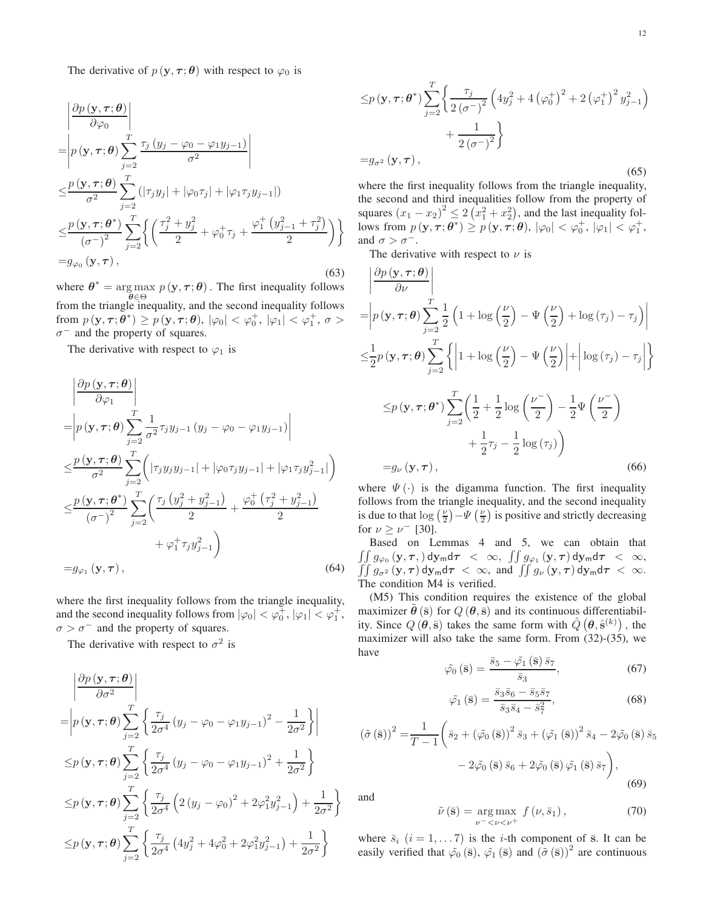The derivative of $p(\mathbf{y}, \boldsymbol{\tau}; \boldsymbol{\theta})$ with respect to $\varphi_0$ is

$$
\begin{aligned}
&\left|\frac{\partial p(\mathbf{y}, \boldsymbol{\tau}; \boldsymbol{\theta})}{\partial \varphi_0}\right| \\
=&\left|p(\mathbf{y}, \boldsymbol{\tau}; \boldsymbol{\theta}) \sum_{j=2}^{T} \frac{\tau_j (y_j - \varphi_0 - \varphi_1 y_{j-1})}{\sigma^2}\right| \\
\leq&\frac{p(\mathbf{y}, \boldsymbol{\tau}; \boldsymbol{\theta})}{\sigma^2} \sum_{j=2}^{T} (|\tau_j y_j| + |\varphi_0 \tau_j| + |\varphi_1 \tau_j y_{j-1}|) \\
\leq&\frac{p(\mathbf{y}, \boldsymbol{\tau}; \boldsymbol{\theta}^*)}{(\sigma^-)^2} \sum_{j=2}^{T} \left\{ \left( \frac{\tau_j^2 + y_j^2}{2} + \varphi_0^+ \tau_j + \frac{\varphi_1^+ (y_{j-1}^2 + \tau_j^2)}{2} \right) \right\} \\
=&g_{\varphi_0}(\mathbf{y}, \boldsymbol{\tau}),
\end{aligned}
\tag{63}
$$

where $\boldsymbol{\theta}^* = \underset{\boldsymbol{\theta} \in \Theta}{\arg\max}\ p(\mathbf{y}, \boldsymbol{\tau}; \boldsymbol{\theta})$. The first inequality follows from the triangle inequality, and the second inequality follows from $p(\mathbf{y}, \boldsymbol{\tau}; \boldsymbol{\theta}^*) \geq p(\mathbf{y}, \boldsymbol{\tau}; \boldsymbol{\theta})$, $|\varphi_0| < \varphi_0^+$, $|\varphi_1| < \varphi_1^+$, $\sigma > \sigma^-$ and the property of squares.

The derivative with respect to $\varphi_1$ is

$$
\begin{aligned}
&\left|\frac{\partial p(\mathbf{y}, \boldsymbol{\tau}; \boldsymbol{\theta})}{\partial \varphi_1}\right| \\
=&\left|p(\mathbf{y}, \boldsymbol{\tau}; \boldsymbol{\theta}) \sum_{j=2}^{T} \frac{1}{\sigma^2} \tau_j y_{j-1} (y_j - \varphi_0 - \varphi_1 y_{j-1})\right| \\
\leq&\frac{p(\mathbf{y}, \boldsymbol{\tau}; \boldsymbol{\theta})}{\sigma^2} \sum_{j=2}^{T} \left( |\tau_j y_j y_{j-1}| + |\varphi_0 \tau_j y_{j-1}| + |\varphi_1 \tau_j y_{j-1}^2| \right) \\
\leq&\frac{p(\mathbf{y}, \boldsymbol{\tau}; \boldsymbol{\theta}^*)}{(\sigma^-)^2} \sum_{j=2}^{T} \left( \frac{\tau_j (y_j^2 + y_{j-1}^2)}{2} + \frac{\varphi_0^+ (\tau_j^2 + y_{j-1}^2)}{2} \right. \\
&\left. + \varphi_1^+ \tau_j y_{j-1}^2 \right) \\
=&g_{\varphi_1}(\mathbf{y}, \boldsymbol{\tau}),
\end{aligned}
\tag{64}
$$

where the first inequality follows from the triangle inequality, and the second inequality follows from $|\varphi_0| < \varphi_0^+$, $|\varphi_1| < \varphi_1^+$, $\sigma > \sigma^-$ and the property of squares.

The derivative with respect to $\sigma^2$ is

$$
\begin{aligned}
&\left|\frac{\partial p(\mathbf{y}, \boldsymbol{\tau}; \boldsymbol{\theta})}{\partial \sigma^2}\right| \\
=&\left|p(\mathbf{y}, \boldsymbol{\tau}; \boldsymbol{\theta}) \sum_{j=2}^{T} \left\{ \frac{\tau_j}{2\sigma^4} (y_j - \varphi_0 - \varphi_1 y_{j-1})^2 - \frac{1}{2\sigma^2} \right\}\right| \\
\leq&p(\mathbf{y}, \boldsymbol{\tau}; \boldsymbol{\theta}) \sum_{j=2}^{T} \left\{ \frac{\tau_j}{2\sigma^4} (y_j - \varphi_0 - \varphi_1 y_{j-1})^2 + \frac{1}{2\sigma^2} \right\} \\
\leq&p(\mathbf{y}, \boldsymbol{\tau}; \boldsymbol{\theta}) \sum_{j=2}^{T} \left\{ \frac{\tau_j}{2\sigma^4} \left( 2(y_j - \varphi_0)^2 + 2\varphi_1^2 y_{j-1}^2 \right) + \frac{1}{2\sigma^2} \right\} \\
\leq&p(\mathbf{y}, \boldsymbol{\tau}; \boldsymbol{\theta}) \sum_{j=2}^{T} \left\{ \frac{\tau_j}{2\sigma^4} \left( 4y_j^2 + 4\varphi_0^2 + 2\varphi_1^2 y_{j-1}^2 \right) + \frac{1}{2\sigma^2} \right\} \\
\leq&p(\mathbf{y}, \boldsymbol{\tau}; \boldsymbol{\theta}^*) \sum_{j=2}^{T} \left\{ \frac{\tau_j}{2(\sigma^-)^2} \left( 4y_j^2 + 4(\varphi_0^+)^2 + 2(\varphi_1^+)^2 y_{j-1}^2 \right) \right. \\
&\left. + \frac{1}{2(\sigma^-)^2} \right\} \\
=&g_{\sigma^2}(\mathbf{y}, \boldsymbol{\tau}),
\end{aligned}
\tag{65}
$$

where the first inequality follows from the triangle inequality, the second and third inequalities follow from the property of squares $(x_1 - x_2)^2 \leq 2(x_1^2 + x_2^2)$, and the last inequality follows from $p(\mathbf{y}, \boldsymbol{\tau}; \boldsymbol{\theta}^*) \geq p(\mathbf{y}, \boldsymbol{\tau}; \boldsymbol{\theta})$, $|\varphi_0| < \varphi_0^+$, $|\varphi_1| < \varphi_1^+$, and $\sigma > \sigma^-$.

The derivative with respect to $\nu$ is

$$
\begin{aligned}
&\left|\frac{\partial p(\mathbf{y}, \boldsymbol{\tau}; \boldsymbol{\theta})}{\partial \nu}\right| \\
=&\left|p(\mathbf{y}, \boldsymbol{\tau}; \boldsymbol{\theta}) \sum_{j=2}^{T} \frac{1}{2} \left( 1 + \log\left(\frac{\nu}{2}\right) - \Psi\left(\frac{\nu}{2}\right) + \log(\tau_j) - \tau_j \right)\right| \\
\leq&\frac{1}{2} p(\mathbf{y}, \boldsymbol{\tau}; \boldsymbol{\theta}) \sum_{j=2}^{T} \left\{ \left| 1 + \log\left(\frac{\nu}{2}\right) - \Psi\left(\frac{\nu}{2}\right) \right| + \left| \log(\tau_j) - \tau_j \right| \right\} \\
\leq&p(\mathbf{y}, \boldsymbol{\tau}; \boldsymbol{\theta}^*) \sum_{j=2}^{T} \left( \frac{1}{2} + \frac{1}{2}\log\left(\frac{\nu^-}{2}\right) - \frac{1}{2}\Psi\left(\frac{\nu^-}{2}\right) \right. \\
&\left. + \frac{1}{2}\tau_j - \frac{1}{2}\log(\tau_j) \right) \\
=&g_{\nu}(\mathbf{y}, \boldsymbol{\tau}),
\end{aligned}
\tag{66}
$$

where $\Psi(\cdot)$ is the digamma function. The first inequality follows from the triangle inequality, and the second inequality is due to that $\log\left(\frac{\nu}{2}\right) - \Psi\left(\frac{\nu}{2}\right)$ is positive and strictly decreasing for $\nu \geq \nu^-$ [30].

Based on Lemmas 4 and 5, we can obtain that $\iint g_{\varphi_0}(\mathbf{y}, \boldsymbol{\tau},) \, \mathsf{d}\mathbf{y}_\mathsf{m} \mathsf{d}\boldsymbol{\tau} < \infty$, $\iint g_{\varphi_1}(\mathbf{y}, \boldsymbol{\tau}) \, \mathsf{d}\mathbf{y}_\mathsf{m} \mathsf{d}\boldsymbol{\tau} < \infty$, $\iint g_{\sigma^2}(\mathbf{y}, \boldsymbol{\tau}) \, \mathsf{d}\mathbf{y}_\mathsf{m} \mathsf{d}\boldsymbol{\tau} < \infty$, and $\iint g_{\nu}(\mathbf{y}, \boldsymbol{\tau}) \, \mathsf{d}\mathbf{y}_\mathsf{m} \mathsf{d}\boldsymbol{\tau} < \infty$. The condition M4 is verified.

(M5) This condition requires the existence of the global maximizer $\tilde{\boldsymbol{\theta}}(\bar{\mathbf{s}})$ for $Q(\boldsymbol{\theta}, \bar{\mathbf{s}})$ and its continuous differentiability. Since $Q(\boldsymbol{\theta}, \bar{\mathbf{s}})$ takes the same form with $\hat{Q}\left(\boldsymbol{\theta}, \hat{\mathbf{s}}^{(k)}\right)$, the maximizer will also take the same form. From (32)-(35), we have

$$
\tilde{\varphi_0}(\bar{\mathbf{s}}) = \frac{\bar{s}_5 - \tilde{\varphi_1}(\bar{\mathbf{s}}) \bar{s}_7}{\bar{s}_3},
\tag{67}
$$

$$
\tilde{\varphi_1}(\bar{\mathbf{s}}) = \frac{\bar{s}_3 \bar{s}_6 - \bar{s}_5 \bar{s}_7}{\bar{s}_3 \bar{s}_4 - \bar{s}_7^2},
\tag{68}
$$

$$
\begin{aligned}
(\tilde{\sigma}(\bar{\mathbf{s}}))^2 =& \frac{1}{T-1} \Big( \bar{s}_2 + (\tilde{\varphi_0}(\bar{\mathbf{s}}))^2 \bar{s}_3 + (\tilde{\varphi_1}(\bar{\mathbf{s}}))^2 \bar{s}_4 - 2\tilde{\varphi_0}(\bar{\mathbf{s}}) \bar{s}_5 \\
& - 2\tilde{\varphi_0}(\bar{\mathbf{s}}) \bar{s}_6 + 2\tilde{\varphi_0}(\bar{\mathbf{s}}) \tilde{\varphi_1}(\bar{\mathbf{s}}) \bar{s}_7 \Big),
\end{aligned}
\tag{69}
$$

and

$$
\tilde{\nu}(\bar{\mathbf{s}}) = \underset{\nu^- < \nu < \nu^+}{\arg\max}\ f(\nu, \bar{s}_1),
\tag{70}
$$

where $\bar{s}_i$ $(i = 1, \ldots 7)$ is the $i$-th component of $\bar{\mathbf{s}}$. It can be easily verified that $\tilde{\varphi_0}(\bar{\mathbf{s}})$, $\tilde{\varphi_1}(\bar{\mathbf{s}})$ and $(\tilde{\sigma}(\bar{\mathbf{s}}))^2$ are continuous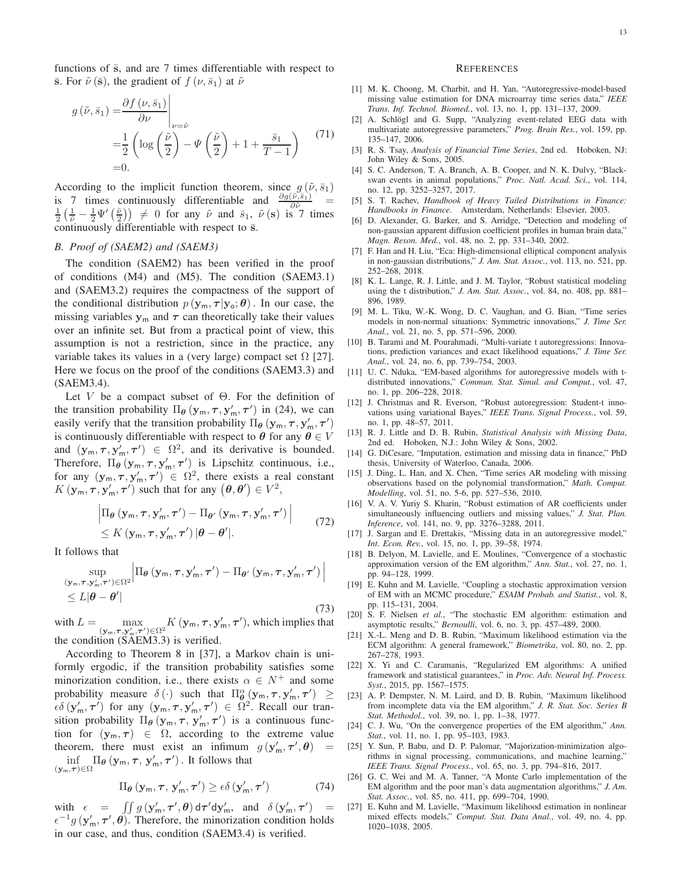functions of $\bar{\mathbf{s}}$, and are 7 times differentiable with respect to $\bar{\mathbf{s}}$. For $\tilde{\nu}(\bar{\mathbf{s}})$, the gradient of $f(\nu, \bar{s}_1)$ at $\tilde{\nu}$

$$
\begin{aligned}
g(\tilde{\nu}, \bar{s}_1) =& \left.\frac{\partial f(\nu, \bar{s}_1)}{\partial \nu}\right|_{\nu=\tilde{\nu}} \\
=& \frac{1}{2}\left(\log\left(\frac{\tilde{\nu}}{2}\right) - \Psi\left(\frac{\tilde{\nu}}{2}\right) + 1 + \frac{\bar{s}_1}{T-1}\right) \\
=& 0.
\end{aligned}
\tag{71}
$$

According to the implicit function theorem, since $g(\tilde{\nu}, \bar{s}_1)$ is 7 times continuously differentiable and $\frac{\partial g(\tilde{\nu}, \bar{s}_1)}{\partial \tilde{\nu}} = \frac{1}{2}\left(\frac{1}{\tilde{\nu}} - \frac{1}{2}\Psi'\left(\frac{\tilde{\nu}}{2}\right)\right) \neq 0$ for any $\tilde{\nu}$ and $\bar{s}_1$, $\tilde{\nu}(\mathbf{s})$ is 7 times continuously differentiable with respect to $\bar{\mathbf{s}}$.

### B. Proof of (SAEM2) and (SAEM3)

The condition (SAEM2) has been verified in the proof of conditions (M4) and (M5). The condition (SAEM3.1) and (SAEM3.2) requires the compactness of the support of the conditional distribution $p(\mathbf{y}_\mathsf{m}, \boldsymbol{\tau}|\mathbf{y}_\mathsf{o}; \boldsymbol{\theta})$. In our case, the missing variables $\mathbf{y}_\mathsf{m}$ and $\boldsymbol{\tau}$ can theoretically take their values over an infinite set. But from a practical point of view, this assumption is not a restriction, since in the practice, any variable takes its values in a (very large) compact set $\Omega$ [27]. Here we focus on the proof of the conditions (SAEM3.3) and (SAEM3.4).

Let $V$ be a compact subset of $\Theta$. For the definition of the transition probability $\Pi_{\boldsymbol{\theta}}(\mathbf{y}_\mathsf{m}, \boldsymbol{\tau}, \mathbf{y}'_\mathsf{m}, \boldsymbol{\tau}')$ in (24), we can easily verify that the transition probability $\Pi_{\boldsymbol{\theta}}(\mathbf{y}_\mathsf{m}, \boldsymbol{\tau}, \mathbf{y}'_\mathsf{m}, \boldsymbol{\tau}')$ is continuously differentiable with respect to $\boldsymbol{\theta}$ for any $\boldsymbol{\theta} \in V$ and $(\mathbf{y}_\mathsf{m}, \boldsymbol{\tau}, \mathbf{y}'_\mathsf{m}, \boldsymbol{\tau}') \in \Omega^2$, and its derivative is bounded. Therefore, $\Pi_{\boldsymbol{\theta}}(\mathbf{y}_\mathsf{m}, \boldsymbol{\tau}, \mathbf{y}'_\mathsf{m}, \boldsymbol{\tau}')$ is Lipschitz continuous, i.e., for any $(\mathbf{y}_\mathsf{m}, \boldsymbol{\tau}, \mathbf{y}'_\mathsf{m}, \boldsymbol{\tau}') \in \Omega^2$, there exists a real constant $K(\mathbf{y}_\mathsf{m}, \boldsymbol{\tau}, \mathbf{y}'_\mathsf{m}, \boldsymbol{\tau}')$ such that for any $(\boldsymbol{\theta}, \boldsymbol{\theta}') \in V^2$,

$$
\begin{aligned}
&\left|\Pi_{\boldsymbol{\theta}}(\mathbf{y}_\mathsf{m}, \boldsymbol{\tau}, \mathbf{y}'_\mathsf{m}, \boldsymbol{\tau}') - \Pi_{\boldsymbol{\theta}'}(\mathbf{y}_\mathsf{m}, \boldsymbol{\tau}, \mathbf{y}'_\mathsf{m}, \boldsymbol{\tau}')\right| \\
&\leq K(\mathbf{y}_\mathsf{m}, \boldsymbol{\tau}, \mathbf{y}'_\mathsf{m}, \boldsymbol{\tau}')|\boldsymbol{\theta} - \boldsymbol{\theta}'|.
\end{aligned}
\tag{72}
$$

It follows that

$$
\begin{aligned}
&\sup_{(\mathbf{y}_\mathsf{m}, \boldsymbol{\tau}, \mathbf{y}'_\mathsf{m}, \boldsymbol{\tau}') \in \Omega^2}\left|\Pi_{\boldsymbol{\theta}}(\mathbf{y}_\mathsf{m}, \boldsymbol{\tau}, \mathbf{y}'_\mathsf{m}, \boldsymbol{\tau}') - \Pi_{\boldsymbol{\theta}'}(\mathbf{y}_\mathsf{m}, \boldsymbol{\tau}, \mathbf{y}'_\mathsf{m}, \boldsymbol{\tau}')\right| \\
&\leq L|\boldsymbol{\theta} - \boldsymbol{\theta}'|
\end{aligned}
\tag{73}
$$

with $L = \max_{(\mathbf{y}_\mathsf{m}, \boldsymbol{\tau}, \mathbf{y}'_\mathsf{m}, \boldsymbol{\tau}') \in \Omega^2} K(\mathbf{y}_\mathsf{m}, \boldsymbol{\tau}, \mathbf{y}'_\mathsf{m}, \boldsymbol{\tau}')$, which implies that the condition (SAEM3.3) is verified.

According to Theorem 8 in [37], a Markov chain is uniformly ergodic, if the transition probability satisfies some minorization condition, i.e., there exists $\alpha \in N^+$ and some probability measure $\delta(\cdot)$ such that $\Pi^\alpha_{\boldsymbol{\theta}}(\mathbf{y}_\mathsf{m}, \boldsymbol{\tau}, \mathbf{y}'_\mathsf{m}, \boldsymbol{\tau}') \geq \epsilon\delta(\mathbf{y}'_\mathsf{m}, \boldsymbol{\tau}')$ for any $(\mathbf{y}_\mathsf{m}, \boldsymbol{\tau}, \mathbf{y}'_\mathsf{m}, \boldsymbol{\tau}') \in \Omega^2$. Recall our transition probability $\Pi_{\boldsymbol{\theta}}(\mathbf{y}_\mathsf{m}, \boldsymbol{\tau}, \mathbf{y}'_\mathsf{m}, \boldsymbol{\tau}')$ is a continuous function for $(\mathbf{y}_\mathsf{m}, \boldsymbol{\tau}) \in \Omega$, according to the extreme value theorem, there must exist an infimum $g(\mathbf{y}'_\mathsf{m}, \boldsymbol{\tau}', \boldsymbol{\theta}) = \inf_{(\mathbf{y}_\mathsf{m}, \boldsymbol{\tau}) \in \Omega} \Pi_{\boldsymbol{\theta}}(\mathbf{y}_\mathsf{m}, \boldsymbol{\tau}, \mathbf{y}'_\mathsf{m}, \boldsymbol{\tau}')$. It follows that

$$
\Pi_{\boldsymbol{\theta}}(\mathbf{y}_\mathsf{m}, \boldsymbol{\tau}, \mathbf{y}'_\mathsf{m}, \boldsymbol{\tau}') \geq \epsilon\delta(\mathbf{y}'_\mathsf{m}, \boldsymbol{\tau}')
\tag{74}
$$

with $\epsilon = \iint g(\mathbf{y}'_\mathsf{m}, \boldsymbol{\tau}', \boldsymbol{\theta})\,\mathrm{d}\boldsymbol{\tau}'\mathrm{d}\mathbf{y}'_\mathsf{m}$, and $\delta(\mathbf{y}'_\mathsf{m}, \boldsymbol{\tau}') = \epsilon^{-1}g(\mathbf{y}'_\mathsf{m}, \boldsymbol{\tau}', \boldsymbol{\theta})$. Therefore, the minorization condition holds in our case, and thus, condition (SAEM3.4) is verified.

## References

[1] M. K. Choong, M. Charbit, and H. Yan, "Autoregressive-model-based missing value estimation for DNA microarray time series data," *IEEE Trans. Inf. Technol. Biomed.*, vol. 13, no. 1, pp. 131–137, 2009.

[2] A. Schlögl and G. Supp, "Analyzing event-related EEG data with multivariate autoregressive parameters," *Prog. Brain Res.*, vol. 159, pp. 135–147, 2006.

[3] R. S. Tsay, *Analysis of Financial Time Series*, 2nd ed. Hoboken, NJ: John Wiley & Sons, 2005.

[4] S. C. Anderson, T. A. Branch, A. B. Cooper, and N. K. Dulvy, "Black-swan events in animal populations," *Proc. Natl. Acad. Sci.*, vol. 114, no. 12, pp. 3252–3257, 2017.

[5] S. T. Rachev, *Handbook of Heavy Tailed Distributions in Finance: Handbooks in Finance*. Amsterdam, Netherlands: Elsevier, 2003.

[6] D. Alexander, G. Barker, and S. Arridge, "Detection and modeling of non-gaussian apparent diffusion coefficient profiles in human brain data," *Magn. Reson. Med.*, vol. 48, no. 2, pp. 331–340, 2002.

[7] F. Han and H. Liu, "Eca: High-dimensional elliptical component analysis in non-gaussian distributions," *J. Am. Stat. Assoc.*, vol. 113, no. 521, pp. 252–268, 2018.

[8] K. L. Lange, R. J. Little, and J. M. Taylor, "Robust statistical modeling using the t distribution," *J. Am. Stat. Assoc.*, vol. 84, no. 408, pp. 881–896, 1989.

[9] M. L. Tiku, W.-K. Wong, D. C. Vaughan, and G. Bian, "Time series models in non-normal situations: Symmetric innovations," *J. Time Ser. Anal.*, vol. 21, no. 5, pp. 571–596, 2000.

[10] B. Tarami and M. Pourahmadi, "Multi-variate t autoregressions: Innovations, prediction variances and exact likelihood equations," *J. Time Ser. Anal.*, vol. 24, no. 6, pp. 739–754, 2003.

[11] U. C. Nduka, "EM-based algorithms for autoregressive models with t-distributed innovations," *Commun. Stat. Simul. and Comput.*, vol. 47, no. 1, pp. 206–228, 2018.

[12] J. Christmas and R. Everson, "Robust autoregression: Student-t innovations using variational Bayes," *IEEE Trans. Signal Process.*, vol. 59, no. 1, pp. 48–57, 2011.

[13] R. J. Little and D. B. Rubin, *Statistical Analysis with Missing Data*, 2nd ed. Hoboken, N.J.: John Wiley & Sons, 2002.

[14] G. DiCesare, "Imputation, estimation and missing data in finance," PhD thesis, University of Waterloo, Canada, 2006.

[15] J. Ding, L. Han, and X. Chen, "Time series AR modeling with missing observations based on the polynomial transformation," *Math. Comput. Modelling*, vol. 51, no. 5-6, pp. 527–536, 2010.

[16] V. A. V. Yuriy S. Kharin, "Robust estimation of AR coefficients under simultaneously influencing outliers and missing values," *J. Stat. Plan. Inference*, vol. 141, no. 9, pp. 3276–3288, 2011.

[17] J. Sargan and E. Drettakis, "Missing data in an autoregressive model," *Int. Econ. Rev.*, vol. 15, no. 1, pp. 39–58, 1974.

[18] B. Delyon, M. Lavielle, and E. Moulines, "Convergence of a stochastic approximation version of the EM algorithm," *Ann. Stat.*, vol. 27, no. 1, pp. 94–128, 1999.

[19] E. Kuhn and M. Lavielle, "Coupling a stochastic approximation version of EM with an MCMC procedure," *ESAIM Probab. and Statist.*, vol. 8, pp. 115–131, 2004.

[20] S. F. Nielsen *et al.*, "The stochastic EM algorithm: estimation and asymptotic results," *Bernoulli*, vol. 6, no. 3, pp. 457–489, 2000.

[21] X.-L. Meng and D. B. Rubin, "Maximum likelihood estimation via the ECM algorithm: A general framework," *Biometrika*, vol. 80, no. 2, pp. 267–278, 1993.

[22] X. Yi and C. Caramanis, "Regularized EM algorithms: A unified framework and statistical guarantees," in *Proc. Adv. Neural Inf. Process. Syst.*, 2015, pp. 1567–1575.

[23] A. P. Dempster, N. M. Laird, and D. B. Rubin, "Maximum likelihood from incomplete data via the EM algorithm," *J. R. Stat. Soc. Series B Stat. Methodol.*, vol. 39, no. 1, pp. 1–38, 1977.

[24] C. J. Wu, "On the convergence properties of the EM algorithm," *Ann. Stat.*, vol. 11, no. 1, pp. 95–103, 1983.

[25] Y. Sun, P. Babu, and D. P. Palomar, "Majorization-minimization algorithms in signal processing, communications, and machine learning," *IEEE Trans. Signal Process.*, vol. 65, no. 3, pp. 794–816, 2017.

[26] G. C. Wei and M. A. Tanner, "A Monte Carlo implementation of the EM algorithm and the poor man's data augmentation algorithms," *J. Am. Stat. Assoc.*, vol. 85, no. 411, pp. 699–704, 1990.

[27] E. Kuhn and M. Lavielle, "Maximum likelihood estimation in nonlinear mixed effects models," *Comput. Stat. Data Anal.*, vol. 49, no. 4, pp. 1020–1038, 2005.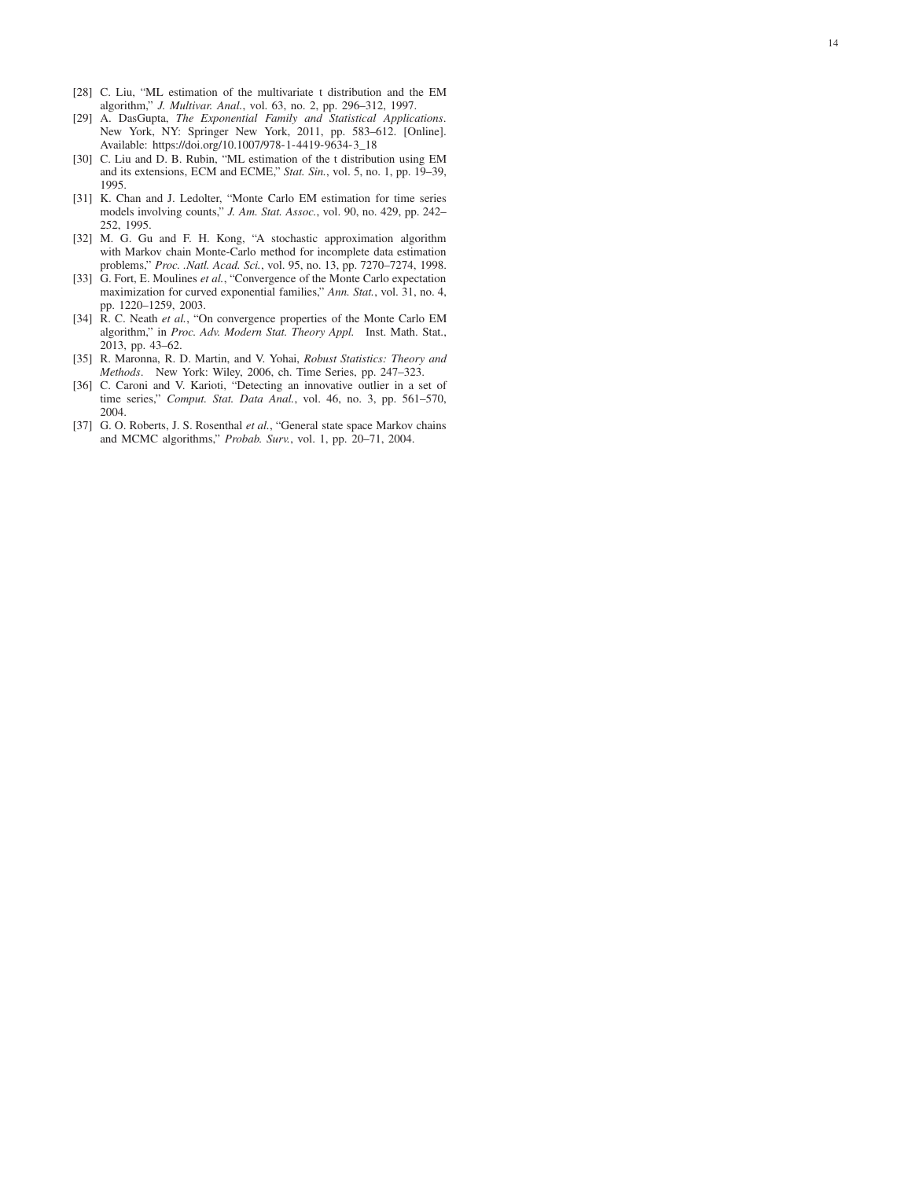[28] C. Liu, "ML estimation of the multivariate t distribution and the EM algorithm," *J. Multivar. Anal.*, vol. 63, no. 2, pp. 296–312, 1997.

[29] A. DasGupta, *The Exponential Family and Statistical Applications*. New York, NY: Springer New York, 2011, pp. 583–612. [Online]. Available: https://doi.org/10.1007/978-1-4419-9634-3_18

[30] C. Liu and D. B. Rubin, "ML estimation of the t distribution using EM and its extensions, ECM and ECME," *Stat. Sin.*, vol. 5, no. 1, pp. 19–39, 1995.

[31] K. Chan and J. Ledolter, "Monte Carlo EM estimation for time series models involving counts," *J. Am. Stat. Assoc.*, vol. 90, no. 429, pp. 242–252, 1995.

[32] M. G. Gu and F. H. Kong, "A stochastic approximation algorithm with Markov chain Monte-Carlo method for incomplete data estimation problems," *Proc. .Natl. Acad. Sci.*, vol. 95, no. 13, pp. 7270–7274, 1998.

[33] G. Fort, E. Moulines *et al.*, "Convergence of the Monte Carlo expectation maximization for curved exponential families," *Ann. Stat.*, vol. 31, no. 4, pp. 1220–1259, 2003.

[34] R. C. Neath *et al.*, "On convergence properties of the Monte Carlo EM algorithm," in *Proc. Adv. Modern Stat. Theory Appl.* Inst. Math. Stat., 2013, pp. 43–62.

[35] R. Maronna, R. D. Martin, and V. Yohai, *Robust Statistics: Theory and Methods*. New York: Wiley, 2006, ch. Time Series, pp. 247–323.

[36] C. Caroni and V. Karioti, "Detecting an innovative outlier in a set of time series," *Comput. Stat. Data Anal.*, vol. 46, no. 3, pp. 561–570, 2004.

[37] G. O. Roberts, J. S. Rosenthal *et al.*, "General state space Markov chains and MCMC algorithms," *Probab. Surv.*, vol. 1, pp. 20–71, 2004.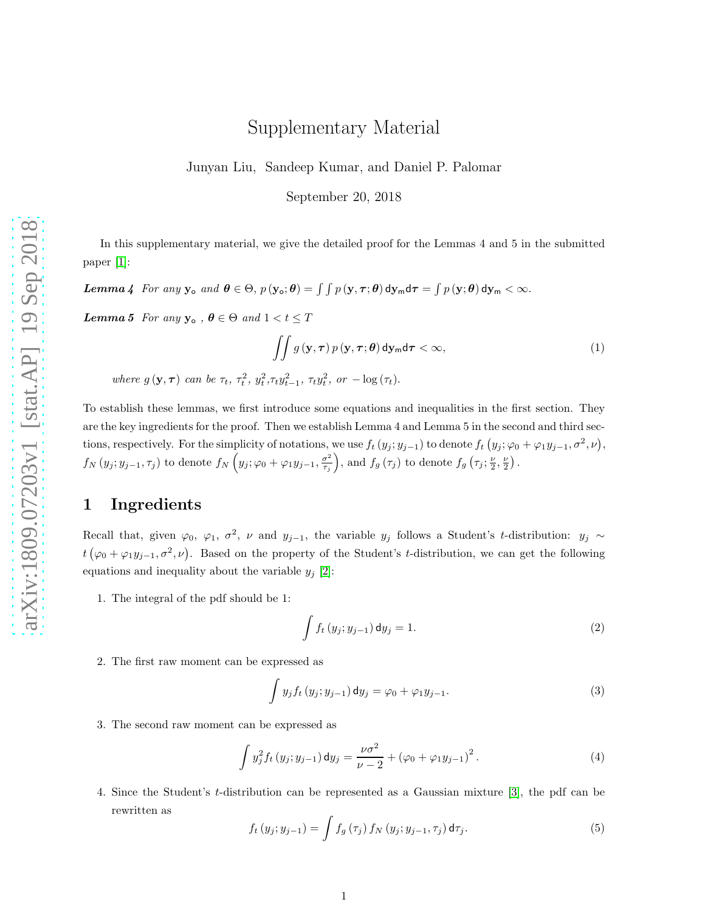# Supplementary Material

Junyan Liu, Sandeep Kumar, and Daniel P. Palomar

September 20, 2018

In this supplementary material, we give the detailed proof for the Lemmas 4 and 5 in the submitted paper [1]:

***Lemma 4*** *For any* $\mathbf{y}_\mathsf{o}$ *and* $\boldsymbol{\theta} \in \Theta$, $p(\mathbf{y}_\mathsf{o};\boldsymbol{\theta}) = \int\int p(\mathbf{y},\boldsymbol{\tau};\boldsymbol{\theta})\,\mathsf{d}\mathbf{y}_\mathsf{m}\mathsf{d}\boldsymbol{\tau} = \int p(\mathbf{y};\boldsymbol{\theta})\,\mathsf{d}\mathbf{y}_\mathsf{m} < \infty$.

***Lemma 5*** *For any* $\mathbf{y}_\mathsf{o}$ , $\boldsymbol{\theta} \in \Theta$ *and* $1 < t \leq T$

$$\iint g(\mathbf{y},\boldsymbol{\tau})\, p(\mathbf{y},\boldsymbol{\tau};\boldsymbol{\theta})\,\mathsf{d}\mathbf{y}_\mathsf{m}\mathsf{d}\boldsymbol{\tau} < \infty, \tag{1}$$

*where* $g(\mathbf{y},\boldsymbol{\tau})$ *can be* $\tau_t$, $\tau_t^2$, $y_t^2$,$\tau_t y_{t-1}^2$, $\tau_t y_t^2$, *or* $-\log(\tau_t)$.

To establish these lemmas, we first introduce some equations and inequalities in the first section. They are the key ingredients for the proof. Then we establish Lemma 4 and Lemma 5 in the second and third sections, respectively. For the simplicity of notations, we use $f_t(y_j;y_{j-1})$ to denote $f_t(y_j;\varphi_0+\varphi_1 y_{j-1},\sigma^2,\nu)$, $f_N(y_j;y_{j-1},\tau_j)$ to denote $f_N\left(y_j;\varphi_0+\varphi_1 y_{j-1},\frac{\sigma^2}{\tau_j}\right)$, and $f_g(\tau_j)$ to denote $f_g\left(\tau_j;\frac{\nu}{2},\frac{\nu}{2}\right)$.

## 1 Ingredients

Recall that, given $\varphi_0$, $\varphi_1$, $\sigma^2$, $\nu$ and $y_{j-1}$, the variable $y_j$ follows a Student's $t$-distribution: $y_j \sim t(\varphi_0+\varphi_1 y_{j-1},\sigma^2,\nu)$. Based on the property of the Student's $t$-distribution, we can get the following equations and inequality about the variable $y_j$ [2]:

1. The integral of the pdf should be 1:

$$\int f_t(y_j;y_{j-1})\,\mathsf{d}y_j = 1. \tag{2}$$

2. The first raw moment can be expressed as

$$\int y_j f_t(y_j;y_{j-1})\,\mathsf{d}y_j = \varphi_0+\varphi_1 y_{j-1}. \tag{3}$$

3. The second raw moment can be expressed as

$$\int y_j^2 f_t(y_j;y_{j-1})\,\mathsf{d}y_j = \frac{\nu\sigma^2}{\nu-2} + (\varphi_0+\varphi_1 y_{j-1})^2. \tag{4}$$

4. Since the Student's $t$-distribution can be represented as a Gaussian mixture [3], the pdf can be rewritten as

$$f_t(y_j;y_{j-1}) = \int f_g(\tau_j)\, f_N(y_j;y_{j-1},\tau_j)\,\mathsf{d}\tau_j. \tag{5}$$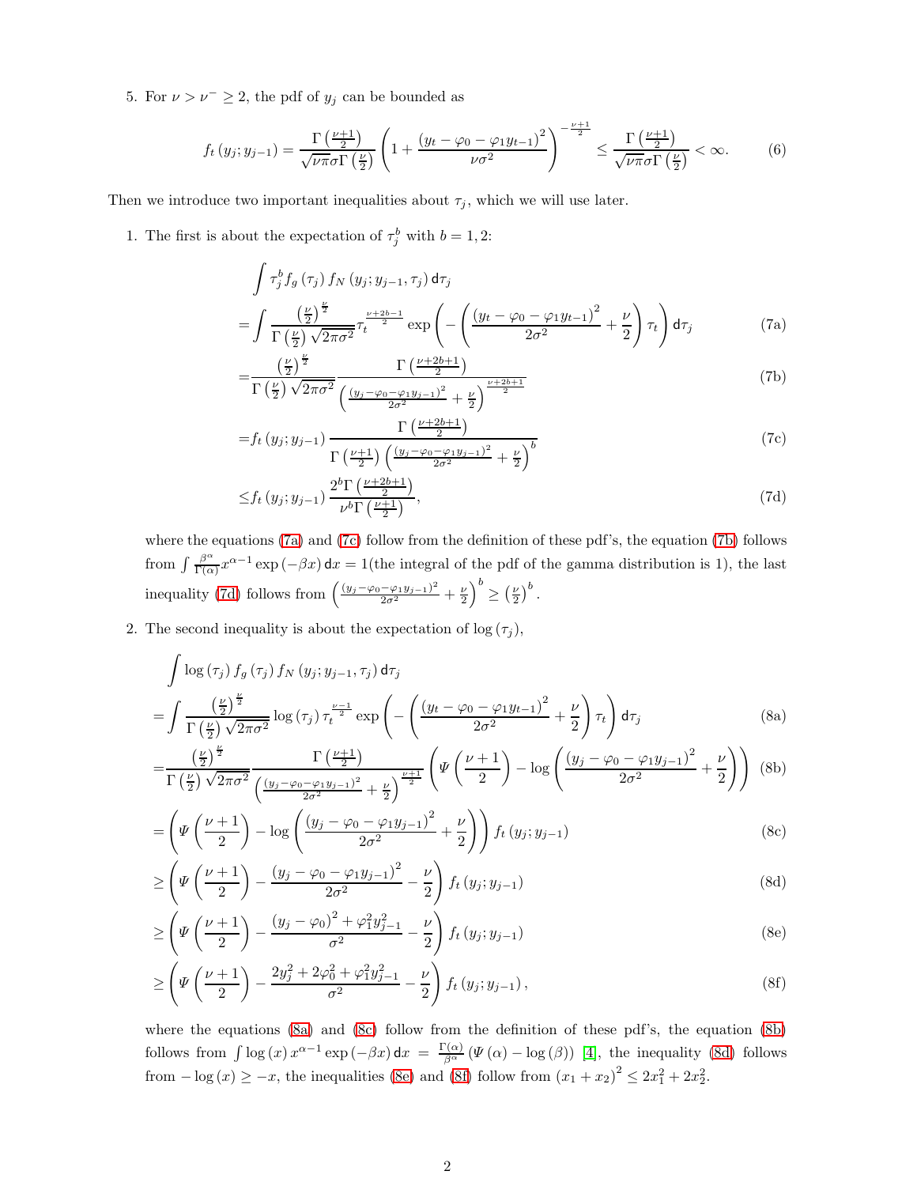5. For $\nu > \nu^- \geq 2$, the pdf of $y_j$ can be bounded as

$$f_t(y_j; y_{j-1}) = \frac{\Gamma\left(\frac{\nu+1}{2}\right)}{\sqrt{\nu\pi}\sigma\Gamma\left(\frac{\nu}{2}\right)}\left(1 + \frac{(y_t - \varphi_0 - \varphi_1 y_{t-1})^2}{\nu\sigma^2}\right)^{-\frac{\nu+1}{2}} \leq \frac{\Gamma\left(\frac{\nu+1}{2}\right)}{\sqrt{\nu\pi}\sigma\Gamma\left(\frac{\nu}{2}\right)} < \infty. \tag{6}$$

Then we introduce two important inequalities about $\tau_j$, which we will use later.

1. The first is about the expectation of $\tau_j^b$ with $b = 1, 2$:

$$\begin{aligned}
&\int \tau_j^b f_g(\tau_j) f_N(y_j; y_{j-1}, \tau_j)\,\mathsf{d}\tau_j \\
=&\int \frac{\left(\frac{\nu}{2}\right)^{\frac{\nu}{2}}}{\Gamma\left(\frac{\nu}{2}\right)\sqrt{2\pi\sigma^2}} \tau_t^{\frac{\nu+2b-1}{2}} \exp\left(-\left(\frac{(y_t - \varphi_0 - \varphi_1 y_{t-1})^2}{2\sigma^2} + \frac{\nu}{2}\right)\tau_t\right)\mathsf{d}\tau_j && \text{(7a)}\\
=&\frac{\left(\frac{\nu}{2}\right)^{\frac{\nu}{2}}}{\Gamma\left(\frac{\nu}{2}\right)\sqrt{2\pi\sigma^2}} \frac{\Gamma\left(\frac{\nu+2b+1}{2}\right)}{\left(\frac{(y_j - \varphi_0 - \varphi_1 y_{j-1})^2}{2\sigma^2} + \frac{\nu}{2}\right)^{\frac{\nu+2b+1}{2}}} && \text{(7b)}\\
=&f_t(y_j; y_{j-1}) \frac{\Gamma\left(\frac{\nu+2b+1}{2}\right)}{\Gamma\left(\frac{\nu+1}{2}\right)\left(\frac{(y_j - \varphi_0 - \varphi_1 y_{j-1})^2}{2\sigma^2} + \frac{\nu}{2}\right)^b} && \text{(7c)}\\
\leq&f_t(y_j; y_{j-1}) \frac{2^b\Gamma\left(\frac{\nu+2b+1}{2}\right)}{\nu^b\Gamma\left(\frac{\nu+1}{2}\right)}, && \text{(7d)}
\end{aligned}$$

where the equations (7a) and (7c) follow from the definition of these pdf's, the equation (7b) follows from $\int \frac{\beta^\alpha}{\Gamma(\alpha)} x^{\alpha-1}\exp(-\beta x)\,\mathsf{d}x = 1$(the integral of the pdf of the gamma distribution is 1), the last inequality (7d) follows from $\left(\frac{(y_j - \varphi_0 - \varphi_1 y_{j-1})^2}{2\sigma^2} + \frac{\nu}{2}\right)^b \geq \left(\frac{\nu}{2}\right)^b$.

2. The second inequality is about the expectation of $\log(\tau_j)$,

$$\begin{aligned}
&\int \log(\tau_j) f_g(\tau_j) f_N(y_j; y_{j-1}, \tau_j)\,\mathsf{d}\tau_j \\
=&\int \frac{\left(\frac{\nu}{2}\right)^{\frac{\nu}{2}}}{\Gamma\left(\frac{\nu}{2}\right)\sqrt{2\pi\sigma^2}} \log(\tau_j)\, \tau_t^{\frac{\nu-1}{2}} \exp\left(-\left(\frac{(y_t - \varphi_0 - \varphi_1 y_{t-1})^2}{2\sigma^2} + \frac{\nu}{2}\right)\tau_t\right)\mathsf{d}\tau_j && \text{(8a)}\\
=&\frac{\left(\frac{\nu}{2}\right)^{\frac{\nu}{2}}}{\Gamma\left(\frac{\nu}{2}\right)\sqrt{2\pi\sigma^2}} \frac{\Gamma\left(\frac{\nu+1}{2}\right)}{\left(\frac{(y_j - \varphi_0 - \varphi_1 y_{j-1})^2}{2\sigma^2} + \frac{\nu}{2}\right)^{\frac{\nu+1}{2}}}\left(\Psi\left(\frac{\nu+1}{2}\right) - \log\left(\frac{(y_j - \varphi_0 - \varphi_1 y_{j-1})^2}{2\sigma^2} + \frac{\nu}{2}\right)\right) && \text{(8b)}\\
=&\left(\Psi\left(\frac{\nu+1}{2}\right) - \log\left(\frac{(y_j - \varphi_0 - \varphi_1 y_{j-1})^2}{2\sigma^2} + \frac{\nu}{2}\right)\right) f_t(y_j; y_{j-1}) && \text{(8c)}\\
\geq&\left(\Psi\left(\frac{\nu+1}{2}\right) - \frac{(y_j - \varphi_0 - \varphi_1 y_{j-1})^2}{2\sigma^2} - \frac{\nu}{2}\right) f_t(y_j; y_{j-1}) && \text{(8d)}\\
\geq&\left(\Psi\left(\frac{\nu+1}{2}\right) - \frac{(y_j - \varphi_0)^2 + \varphi_1^2 y_{j-1}^2}{\sigma^2} - \frac{\nu}{2}\right) f_t(y_j; y_{j-1}) && \text{(8e)}\\
\geq&\left(\Psi\left(\frac{\nu+1}{2}\right) - \frac{2y_j^2 + 2\varphi_0^2 + \varphi_1^2 y_{j-1}^2}{\sigma^2} - \frac{\nu}{2}\right) f_t(y_j; y_{j-1}), && \text{(8f)}
\end{aligned}$$

where the equations (8a) and (8c) follow from the definition of these pdf's, the equation (8b) follows from $\int \log(x)\, x^{\alpha-1}\exp(-\beta x)\,\mathsf{d}x = \frac{\Gamma(\alpha)}{\beta^\alpha}(\Psi(\alpha) - \log(\beta))$ [4], the inequality (8d) follows from $-\log(x) \geq -x$, the inequalities (8e) and (8f) follow from $(x_1 + x_2)^2 \leq 2x_1^2 + 2x_2^2$.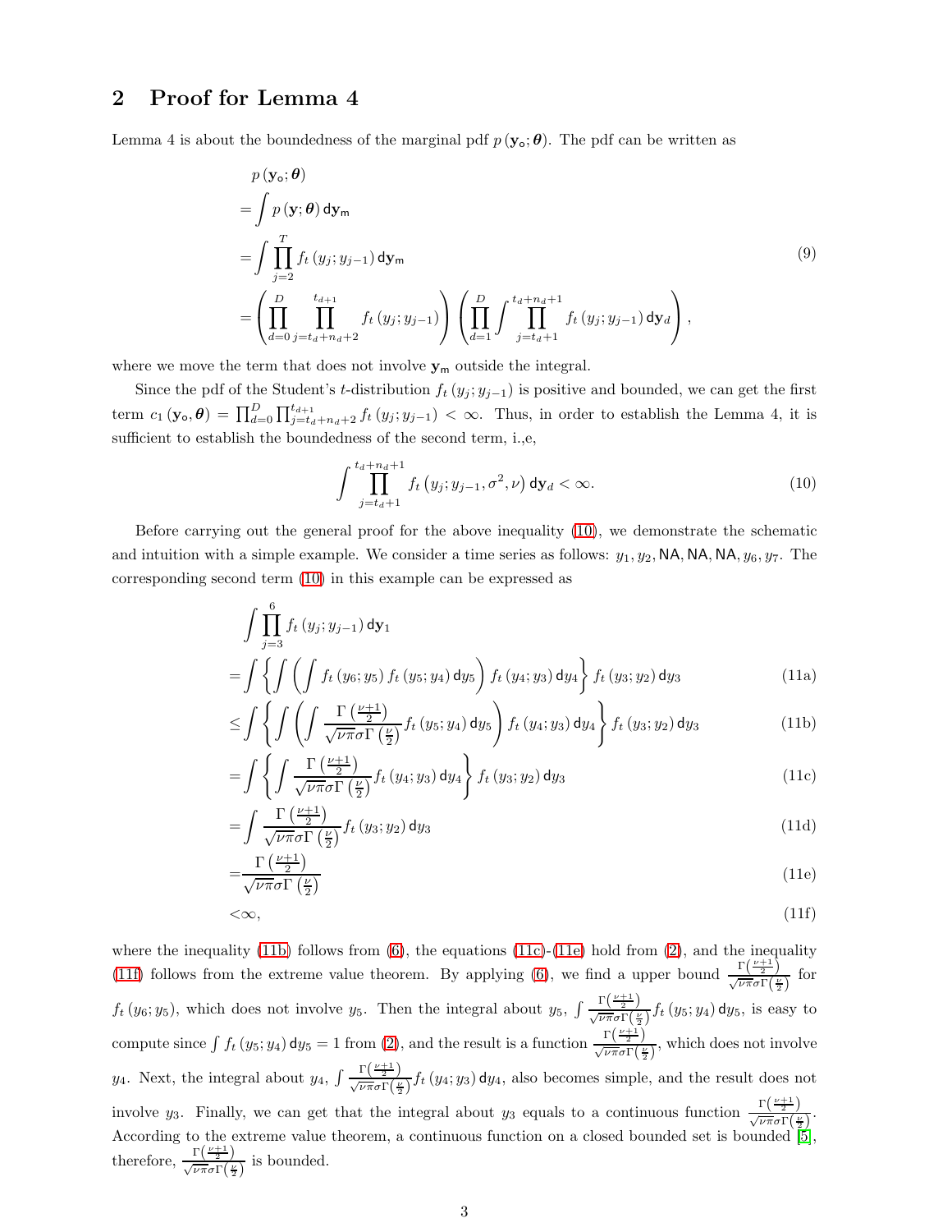## 2 Proof for Lemma 4

Lemma 4 is about the boundedness of the marginal pdf $p(\mathbf{y}_\mathsf{o};\boldsymbol{\theta})$. The pdf can be written as

$$
\begin{aligned}
& p(\mathbf{y}_\mathsf{o};\boldsymbol{\theta}) \\
=& \int p(\mathbf{y};\boldsymbol{\theta})\,\mathsf{d}\mathbf{y}_\mathsf{m} \\
=& \int \prod_{j=2}^{T} f_t(y_j;y_{j-1})\,\mathsf{d}\mathbf{y}_\mathsf{m} \\
=& \left(\prod_{d=0}^{D}\prod_{j=t_d+n_d+2}^{t_{d+1}} f_t(y_j;y_{j-1})\right)\left(\prod_{d=1}^{D}\int \prod_{j=t_d+1}^{t_d+n_d+1} f_t(y_j;y_{j-1})\,\mathsf{d}\mathbf{y}_d\right),
\end{aligned}
\tag{9}
$$

where we move the term that does not involve $\mathbf{y}_\mathsf{m}$ outside the integral.

Since the pdf of the Student's $t$-distribution $f_t(y_j;y_{j-1})$ is positive and bounded, we can get the first term $c_1(\mathbf{y}_\mathsf{o},\boldsymbol{\theta}) = \prod_{d=0}^{D}\prod_{j=t_d+n_d+2}^{t_{d+1}} f_t(y_j;y_{j-1}) < \infty$. Thus, in order to establish the Lemma 4, it is sufficient to establish the boundedness of the second term, i.,e,

$$
\int \prod_{j=t_d+1}^{t_d+n_d+1} f_t\left(y_j;y_{j-1},\sigma^2,\nu\right)\mathsf{d}\mathbf{y}_d < \infty. \tag{10}
$$

Before carrying out the general proof for the above inequality (10), we demonstrate the schematic and intuition with a simple example. We consider a time series as follows: $y_1, y_2, \mathsf{NA}, \mathsf{NA}, \mathsf{NA}, y_6, y_7$. The corresponding second term (10) in this example can be expressed as

$$
\begin{aligned}
& \int \prod_{j=3}^{6} f_t(y_j;y_{j-1})\,\mathsf{d}\mathbf{y}_1 \\
=& \int \left\{ \int \left( \int f_t(y_6;y_5)\, f_t(y_5;y_4)\,\mathsf{d}y_5 \right) f_t(y_4;y_3)\,\mathsf{d}y_4 \right\} f_t(y_3;y_2)\,\mathsf{d}y_3 && \text{(11a)}\\
\leq& \int \left\{ \int \left( \int \frac{\Gamma\left(\frac{\nu+1}{2}\right)}{\sqrt{\nu\pi}\sigma\Gamma\left(\frac{\nu}{2}\right)} f_t(y_5;y_4)\,\mathsf{d}y_5 \right) f_t(y_4;y_3)\,\mathsf{d}y_4 \right\} f_t(y_3;y_2)\,\mathsf{d}y_3 && \text{(11b)}\\
=& \int \left\{ \int \frac{\Gamma\left(\frac{\nu+1}{2}\right)}{\sqrt{\nu\pi}\sigma\Gamma\left(\frac{\nu}{2}\right)} f_t(y_4;y_3)\,\mathsf{d}y_4 \right\} f_t(y_3;y_2)\,\mathsf{d}y_3 && \text{(11c)}\\
=& \int \frac{\Gamma\left(\frac{\nu+1}{2}\right)}{\sqrt{\nu\pi}\sigma\Gamma\left(\frac{\nu}{2}\right)} f_t(y_3;y_2)\,\mathsf{d}y_3 && \text{(11d)}\\
=& \frac{\Gamma\left(\frac{\nu+1}{2}\right)}{\sqrt{\nu\pi}\sigma\Gamma\left(\frac{\nu}{2}\right)} && \text{(11e)}\\
<& \infty, && \text{(11f)}
\end{aligned}
$$

where the inequality (11b) follows from (6), the equations (11c)-(11e) hold from (2), and the inequality (11f) follows from the extreme value theorem. By applying (6), we find a upper bound $\frac{\Gamma\left(\frac{\nu+1}{2}\right)}{\sqrt{\nu\pi}\sigma\Gamma\left(\frac{\nu}{2}\right)}$ for $f_t(y_6;y_5)$, which does not involve $y_5$. Then the integral about $y_5$, $\int \frac{\Gamma\left(\frac{\nu+1}{2}\right)}{\sqrt{\nu\pi}\sigma\Gamma\left(\frac{\nu}{2}\right)} f_t(y_5;y_4)\,\mathsf{d}y_5$, is easy to compute since $\int f_t(y_5;y_4)\,\mathsf{d}y_5 = 1$ from (2), and the result is a function $\frac{\Gamma\left(\frac{\nu+1}{2}\right)}{\sqrt{\nu\pi}\sigma\Gamma\left(\frac{\nu}{2}\right)}$, which does not involve $y_4$. Next, the integral about $y_4$, $\int \frac{\Gamma\left(\frac{\nu+1}{2}\right)}{\sqrt{\nu\pi}\sigma\Gamma\left(\frac{\nu}{2}\right)} f_t(y_4;y_3)\,\mathsf{d}y_4$, also becomes simple, and the result does not involve $y_3$. Finally, we can get that the integral about $y_3$ equals to a continuous function $\frac{\Gamma\left(\frac{\nu+1}{2}\right)}{\sqrt{\nu\pi}\sigma\Gamma\left(\frac{\nu}{2}\right)}$. According to the extreme value theorem, a continuous function on a closed bounded set is bounded [5], therefore, $\frac{\Gamma\left(\frac{\nu+1}{2}\right)}{\sqrt{\nu\pi}\sigma\Gamma\left(\frac{\nu}{2}\right)}$ is bounded.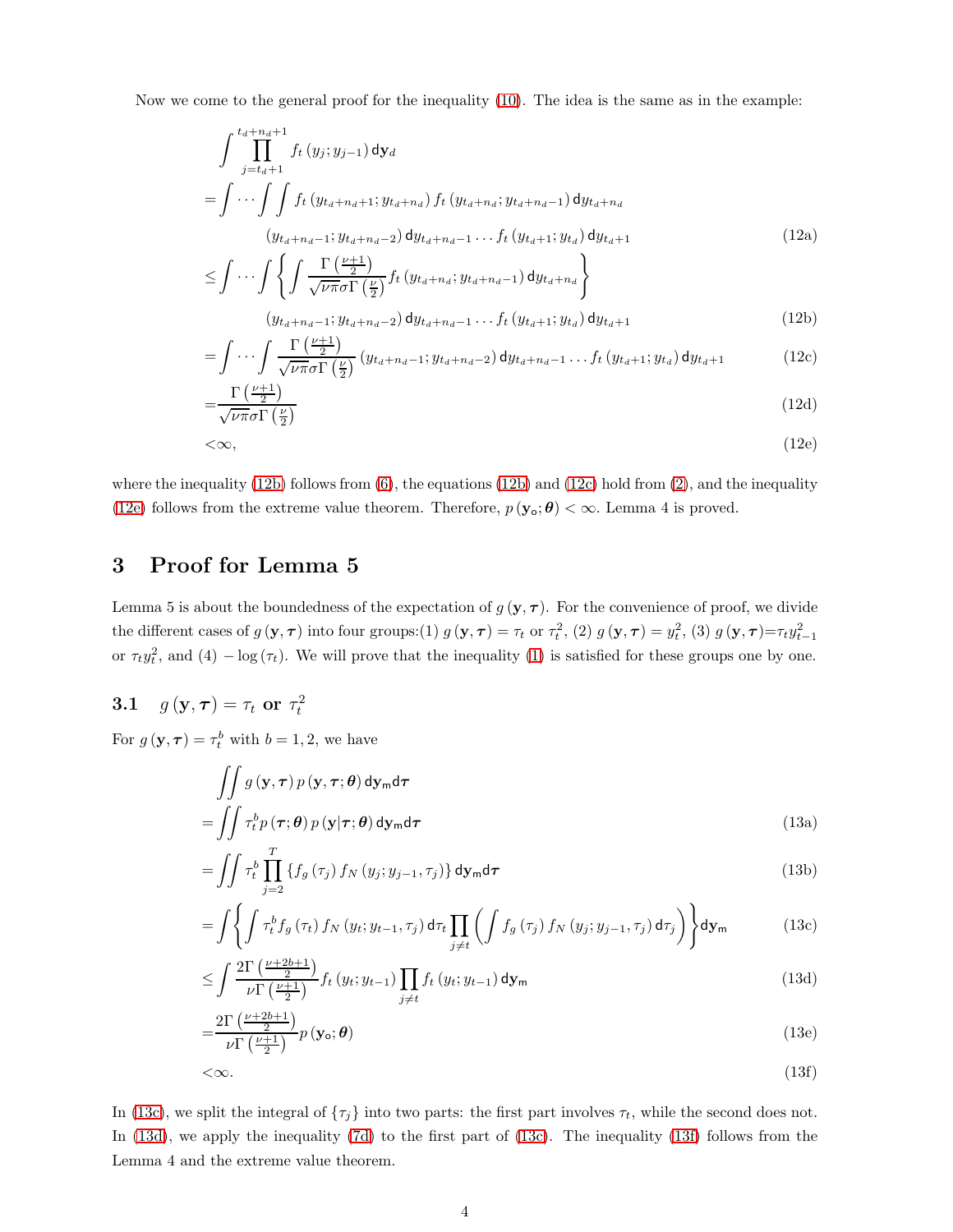Now we come to the general proof for the inequality (10). The idea is the same as in the example:

$$
\begin{aligned}
&\int \prod_{j=t_d+1}^{t_d+n_d+1} f_t\left(y_j; y_{j-1}\right) \mathrm{d}\mathbf{y}_d \\
=&\int \cdots \int \int f_t\left(y_{t_d+n_d+1}; y_{t_d+n_d}\right) f_t\left(y_{t_d+n_d}; y_{t_d+n_d-1}\right) \mathrm{d}y_{t_d+n_d} \\
&\qquad \left(y_{t_d+n_d-1}; y_{t_d+n_d-2}\right) \mathrm{d}y_{t_d+n_d-1} \ldots f_t\left(y_{t_d+1}; y_{t_d}\right) \mathrm{d}y_{t_d+1} && \text{(12a)} \\
\leq &\int \cdots \int \left\{ \int \frac{\Gamma\left(\frac{\nu+1}{2}\right)}{\sqrt{\nu\pi}\sigma\Gamma\left(\frac{\nu}{2}\right)} f_t\left(y_{t_d+n_d}; y_{t_d+n_d-1}\right) \mathrm{d}y_{t_d+n_d} \right\} \\
&\qquad \left(y_{t_d+n_d-1}; y_{t_d+n_d-2}\right) \mathrm{d}y_{t_d+n_d-1} \ldots f_t\left(y_{t_d+1}; y_{t_d}\right) \mathrm{d}y_{t_d+1} && \text{(12b)} \\
=&\int \cdots \int \frac{\Gamma\left(\frac{\nu+1}{2}\right)}{\sqrt{\nu\pi}\sigma\Gamma\left(\frac{\nu}{2}\right)} \left(y_{t_d+n_d-1}; y_{t_d+n_d-2}\right) \mathrm{d}y_{t_d+n_d-1} \ldots f_t\left(y_{t_d+1}; y_{t_d}\right) \mathrm{d}y_{t_d+1} && \text{(12c)} \\
=&\frac{\Gamma\left(\frac{\nu+1}{2}\right)}{\sqrt{\nu\pi}\sigma\Gamma\left(\frac{\nu}{2}\right)} && \text{(12d)} \\
<&\infty, && \text{(12e)}
\end{aligned}
$$

where the inequality (12b) follows from (6), the equations (12b) and (12c) hold from (2), and the inequality (12e) follows from the extreme value theorem. Therefore, $p\left(\mathbf{y}_\mathsf{o}; \boldsymbol{\theta}\right) < \infty$. Lemma 4 is proved.

## 3 Proof for Lemma 5

Lemma 5 is about the boundedness of the expectation of $g\left(\mathbf{y}, \boldsymbol{\tau}\right)$. For the convenience of proof, we divide the different cases of $g\left(\mathbf{y}, \boldsymbol{\tau}\right)$ into four groups:(1) $g\left(\mathbf{y}, \boldsymbol{\tau}\right) = \tau_t$ or $\tau_t^2$, (2) $g\left(\mathbf{y}, \boldsymbol{\tau}\right) = y_t^2$, (3) $g\left(\mathbf{y}, \boldsymbol{\tau}\right)=\tau_t y_{t-1}^2$ or $\tau_t y_t^2$, and (4) $-\log\left(\tau_t\right)$. We will prove that the inequality (1) is satisfied for these groups one by one.

### 3.1 $g\left(\mathbf{y}, \boldsymbol{\tau}\right) = \tau_t$ or $\tau_t^2$

For $g\left(\mathbf{y}, \boldsymbol{\tau}\right) = \tau_t^b$ with $b = 1, 2$, we have

$$
\begin{aligned}
&\iint g\left(\mathbf{y}, \boldsymbol{\tau}\right) p\left(\mathbf{y}, \boldsymbol{\tau}; \boldsymbol{\theta}\right) \mathrm{d}\mathbf{y}_\mathsf{m} \mathrm{d}\boldsymbol{\tau} \\
=&\iint \tau_t^b p\left(\boldsymbol{\tau}; \boldsymbol{\theta}\right) p\left(\mathbf{y} | \boldsymbol{\tau}; \boldsymbol{\theta}\right) \mathrm{d}\mathbf{y}_\mathsf{m} \mathrm{d}\boldsymbol{\tau} && \text{(13a)} \\
=&\iint \tau_t^b \prod_{j=2}^{T} \left\{ f_g\left(\tau_j\right) f_N\left(y_j; y_{j-1}, \tau_j\right) \right\} \mathrm{d}\mathbf{y}_\mathsf{m} \mathrm{d}\boldsymbol{\tau} && \text{(13b)} \\
=&\int \left\{ \int \tau_t^b f_g\left(\tau_t\right) f_N\left(y_t; y_{t-1}, \tau_t\right) \mathrm{d}\tau_t \prod_{j\neq t} \left( \int f_g\left(\tau_j\right) f_N\left(y_j; y_{j-1}, \tau_j\right) \mathrm{d}\tau_j \right) \right\} \mathrm{d}\mathbf{y}_\mathsf{m} && \text{(13c)} \\
\leq &\int \frac{2\Gamma\left(\frac{\nu+2b+1}{2}\right)}{\nu\Gamma\left(\frac{\nu+1}{2}\right)} f_t\left(y_t; y_{t-1}\right) \prod_{j\neq t} f_t\left(y_t; y_{t-1}\right) \mathrm{d}\mathbf{y}_\mathsf{m} && \text{(13d)} \\
=&\frac{2\Gamma\left(\frac{\nu+2b+1}{2}\right)}{\nu\Gamma\left(\frac{\nu+1}{2}\right)} p\left(\mathbf{y}_\mathsf{o}; \boldsymbol{\theta}\right) && \text{(13e)} \\
<&\infty. && \text{(13f)}
\end{aligned}
$$

In (13c), we split the integral of $\{\tau_j\}$ into two parts: the first part involves $\tau_t$, while the second does not. In (13d), we apply the inequality (7d) to the first part of (13c). The inequality (13f) follows from the Lemma 4 and the extreme value theorem.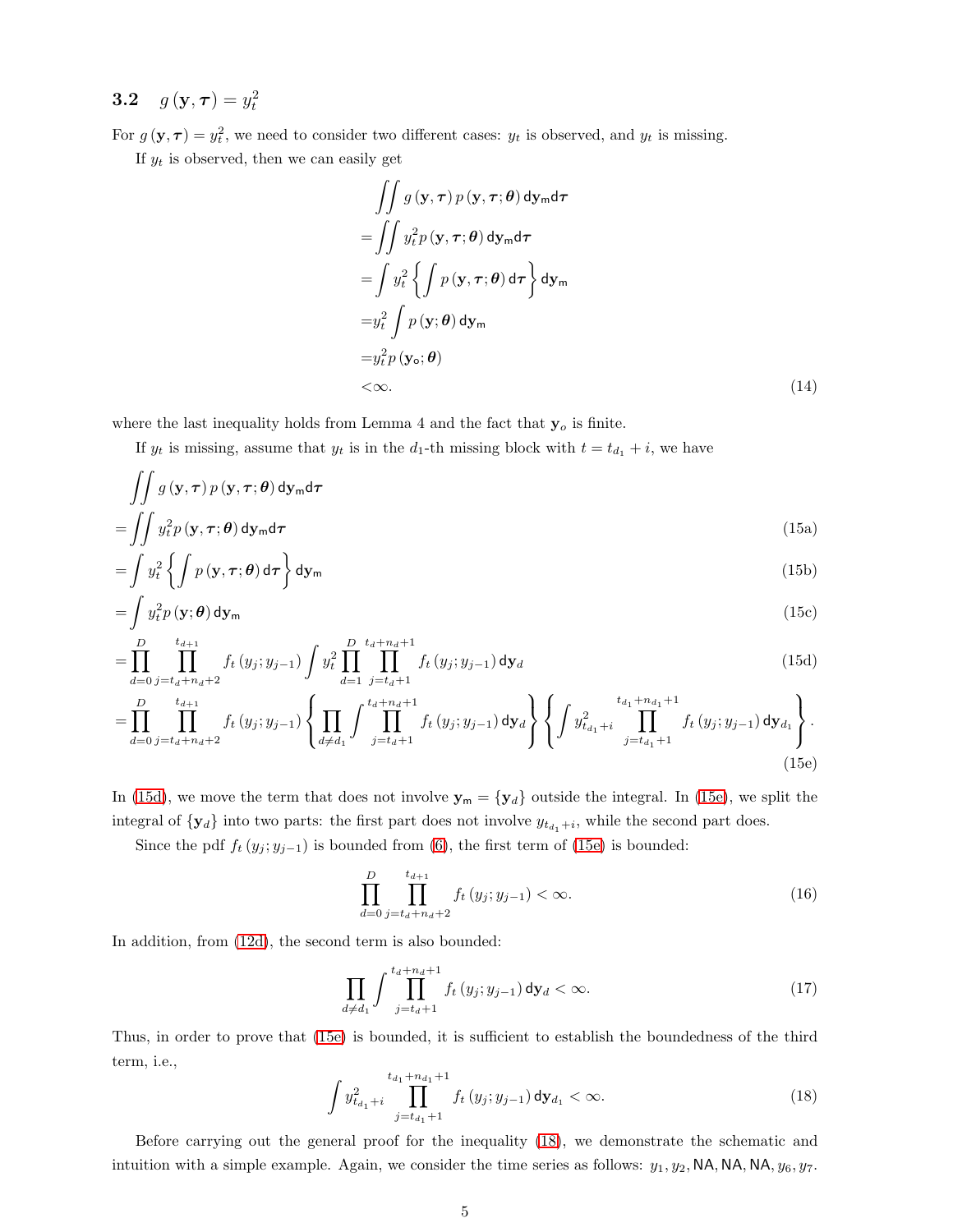### 3.2 $g(\mathbf{y}, \boldsymbol{\tau}) = y_t^2$

For $g(\mathbf{y}, \boldsymbol{\tau}) = y_t^2$, we need to consider two different cases: $y_t$ is observed, and $y_t$ is missing.

If $y_t$ is observed, then we can easily get

$$
\begin{aligned}
&\iint g(\mathbf{y}, \boldsymbol{\tau})\, p(\mathbf{y}, \boldsymbol{\tau}; \boldsymbol{\theta})\, \mathsf{d}\mathbf{y}_\mathsf{m} \mathsf{d}\boldsymbol{\tau} \\
=&\iint y_t^2 p(\mathbf{y}, \boldsymbol{\tau}; \boldsymbol{\theta})\, \mathsf{d}\mathbf{y}_\mathsf{m} \mathsf{d}\boldsymbol{\tau} \\
=&\int y_t^2 \left\{ \int p(\mathbf{y}, \boldsymbol{\tau}; \boldsymbol{\theta})\, \mathsf{d}\boldsymbol{\tau} \right\} \mathsf{d}\mathbf{y}_\mathsf{m} \\
=&y_t^2 \int p(\mathbf{y}; \boldsymbol{\theta})\, \mathsf{d}\mathbf{y}_\mathsf{m} \\
=&y_t^2 p(\mathbf{y}_\mathsf{o}; \boldsymbol{\theta}) \\
<&\infty.
\end{aligned} \tag{14}
$$

where the last inequality holds from Lemma 4 and the fact that $\mathbf{y}_o$ is finite.

If $y_t$ is missing, assume that $y_t$ is in the $d_1$-th missing block with $t = t_{d_1} + i$, we have

$$
\begin{aligned}
&\iint g(\mathbf{y}, \boldsymbol{\tau})\, p(\mathbf{y}, \boldsymbol{\tau}; \boldsymbol{\theta})\, \mathsf{d}\mathbf{y}_\mathsf{m} \mathsf{d}\boldsymbol{\tau} \\
=&\iint y_t^2 p(\mathbf{y}, \boldsymbol{\tau}; \boldsymbol{\theta})\, \mathsf{d}\mathbf{y}_\mathsf{m} \mathsf{d}\boldsymbol{\tau} && \text{(15a)} \\
=&\int y_t^2 \left\{ \int p(\mathbf{y}, \boldsymbol{\tau}; \boldsymbol{\theta})\, \mathsf{d}\boldsymbol{\tau} \right\} \mathsf{d}\mathbf{y}_\mathsf{m} && \text{(15b)} \\
=&\int y_t^2 p(\mathbf{y}; \boldsymbol{\theta})\, \mathsf{d}\mathbf{y}_\mathsf{m} && \text{(15c)} \\
=&\prod_{d=0}^{D} \prod_{j=t_d+n_d+2}^{t_{d+1}} f_t(y_j; y_{j-1}) \int y_t^2 \prod_{d=1}^{D} \prod_{j=t_d+1}^{t_d+n_d+1} f_t(y_j; y_{j-1})\, \mathsf{d}\mathbf{y}_d && \text{(15d)} \\
=&\prod_{d=0}^{D} \prod_{j=t_d+n_d+2}^{t_{d+1}} f_t(y_j; y_{j-1}) \left\{ \prod_{d \neq d_1} \int \prod_{j=t_d+1}^{t_d+n_d+1} f_t(y_j; y_{j-1})\, \mathsf{d}\mathbf{y}_d \right\} \left\{ \int y_{t_{d_1}+i}^2 \prod_{j=t_{d_1}+1}^{t_{d_1}+n_{d_1}+1} f_t(y_j; y_{j-1})\, \mathsf{d}\mathbf{y}_{d_1} \right\}. && \text{(15e)}
\end{aligned}
$$

In (15d), we move the term that does not involve $\mathbf{y}_\mathsf{m} = \{\mathbf{y}_d\}$ outside the integral. In (15e), we split the integral of $\{\mathbf{y}_d\}$ into two parts: the first part does not involve $y_{t_{d_1}+i}$, while the second part does.

Since the pdf $f_t(y_j; y_{j-1})$ is bounded from (6), the first term of (15e) is bounded:

$$
\prod_{d=0}^{D} \prod_{j=t_d+n_d+2}^{t_{d+1}} f_t(y_j; y_{j-1}) < \infty. \tag{16}
$$

In addition, from (12d), the second term is also bounded:

$$
\prod_{d \neq d_1} \int \prod_{j=t_d+1}^{t_d+n_d+1} f_t(y_j; y_{j-1})\, \mathsf{d}\mathbf{y}_d < \infty. \tag{17}
$$

Thus, in order to prove that (15e) is bounded, it is sufficient to establish the boundedness of the third term, i.e.,

$$
\int y_{t_{d_1}+i}^2 \prod_{j=t_{d_1}+1}^{t_{d_1}+n_{d_1}+1} f_t(y_j; y_{j-1})\, \mathsf{d}\mathbf{y}_{d_1} < \infty. \tag{18}
$$

Before carrying out the general proof for the inequality (18), we demonstrate the schematic and intuition with a simple example. Again, we consider the time series as follows: $y_1, y_2, \mathsf{NA}, \mathsf{NA}, \mathsf{NA}, y_6, y_7$.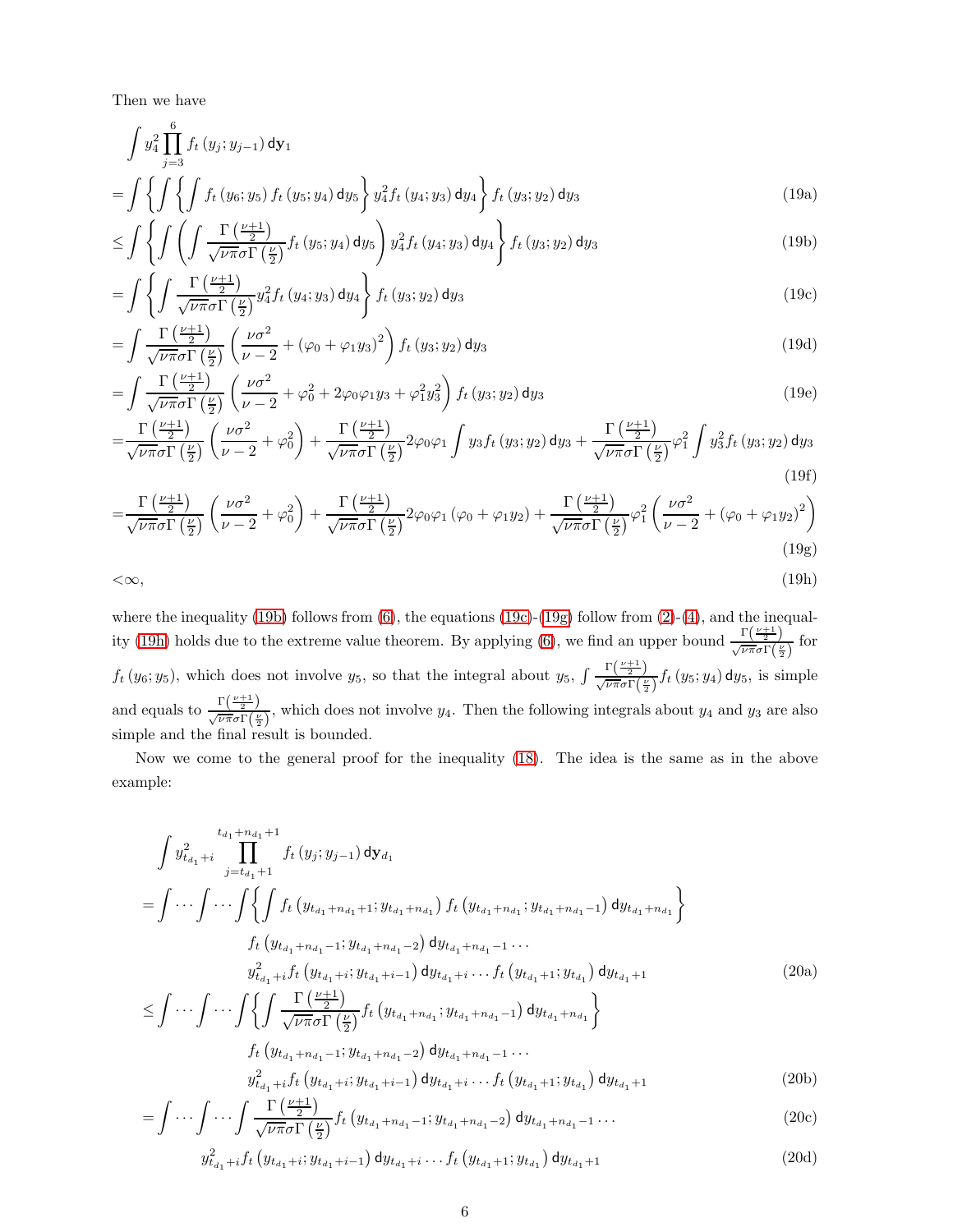Then we have

$$
\begin{aligned}
&\int y_4^2 \prod_{j=3}^{6} f_t\left(y_j; y_{j-1}\right) \mathsf{d}\mathbf{y}_1 \\
=&\int \left\{ \int \left\{ \int f_t\left(y_6; y_5\right) f_t\left(y_5; y_4\right) \mathsf{d}y_5 \right\} y_4^2 f_t\left(y_4; y_3\right) \mathsf{d}y_4 \right\} f_t\left(y_3; y_2\right) \mathsf{d}y_3 && \text{(19a)}\\
\leq&\int \left\{ \int \left( \int \frac{\Gamma\left(\frac{\nu+1}{2}\right)}{\sqrt{\nu\pi}\sigma\Gamma\left(\frac{\nu}{2}\right)} f_t\left(y_5; y_4\right) \mathsf{d}y_5 \right) y_4^2 f_t\left(y_4; y_3\right) \mathsf{d}y_4 \right\} f_t\left(y_3; y_2\right) \mathsf{d}y_3 && \text{(19b)}\\
=&\int \left\{ \int \frac{\Gamma\left(\frac{\nu+1}{2}\right)}{\sqrt{\nu\pi}\sigma\Gamma\left(\frac{\nu}{2}\right)} y_4^2 f_t\left(y_4; y_3\right) \mathsf{d}y_4 \right\} f_t\left(y_3; y_2\right) \mathsf{d}y_3 && \text{(19c)}\\
=&\int \frac{\Gamma\left(\frac{\nu+1}{2}\right)}{\sqrt{\nu\pi}\sigma\Gamma\left(\frac{\nu}{2}\right)} \left( \frac{\nu\sigma^2}{\nu-2} + \left(\varphi_0 + \varphi_1 y_3\right)^2 \right) f_t\left(y_3; y_2\right) \mathsf{d}y_3 && \text{(19d)}\\
=&\int \frac{\Gamma\left(\frac{\nu+1}{2}\right)}{\sqrt{\nu\pi}\sigma\Gamma\left(\frac{\nu}{2}\right)} \left( \frac{\nu\sigma^2}{\nu-2} + \varphi_0^2 + 2\varphi_0\varphi_1 y_3 + \varphi_1^2 y_3^2 \right) f_t\left(y_3; y_2\right) \mathsf{d}y_3 && \text{(19e)}\\
=&\frac{\Gamma\left(\frac{\nu+1}{2}\right)}{\sqrt{\nu\pi}\sigma\Gamma\left(\frac{\nu}{2}\right)} \left( \frac{\nu\sigma^2}{\nu-2} + \varphi_0^2 \right) + \frac{\Gamma\left(\frac{\nu+1}{2}\right)}{\sqrt{\nu\pi}\sigma\Gamma\left(\frac{\nu}{2}\right)} 2\varphi_0\varphi_1 \int y_3 f_t\left(y_3; y_2\right) \mathsf{d}y_3 + \frac{\Gamma\left(\frac{\nu+1}{2}\right)}{\sqrt{\nu\pi}\sigma\Gamma\left(\frac{\nu}{2}\right)} \varphi_1^2 \int y_3^2 f_t\left(y_3; y_2\right) \mathsf{d}y_3 && \text{(19f)}\\
=&\frac{\Gamma\left(\frac{\nu+1}{2}\right)}{\sqrt{\nu\pi}\sigma\Gamma\left(\frac{\nu}{2}\right)} \left( \frac{\nu\sigma^2}{\nu-2} + \varphi_0^2 \right) + \frac{\Gamma\left(\frac{\nu+1}{2}\right)}{\sqrt{\nu\pi}\sigma\Gamma\left(\frac{\nu}{2}\right)} 2\varphi_0\varphi_1 \left(\varphi_0 + \varphi_1 y_2\right) + \frac{\Gamma\left(\frac{\nu+1}{2}\right)}{\sqrt{\nu\pi}\sigma\Gamma\left(\frac{\nu}{2}\right)} \varphi_1^2 \left( \frac{\nu\sigma^2}{\nu-2} + \left(\varphi_0 + \varphi_1 y_2\right)^2 \right) && \text{(19g)}\\
<&\infty, && \text{(19h)}
\end{aligned}
$$

where the inequality (19b) follows from (6), the equations (19c)-(19g) follow from (2)-(4), and the inequality (19h) holds due to the extreme value theorem. By applying (6), we find an upper bound $\frac{\Gamma\left(\frac{\nu+1}{2}\right)}{\sqrt{\nu\pi}\sigma\Gamma\left(\frac{\nu}{2}\right)}$ for $f_t\left(y_6; y_5\right)$, which does not involve $y_5$, so that the integral about $y_5$, $\int \frac{\Gamma\left(\frac{\nu+1}{2}\right)}{\sqrt{\nu\pi}\sigma\Gamma\left(\frac{\nu}{2}\right)} f_t\left(y_5; y_4\right) \mathsf{d}y_5$, is simple and equals to $\frac{\Gamma\left(\frac{\nu+1}{2}\right)}{\sqrt{\nu\pi}\sigma\Gamma\left(\frac{\nu}{2}\right)}$, which does not involve $y_4$. Then the following integrals about $y_4$ and $y_3$ are also simple and the final result is bounded.

Now we come to the general proof for the inequality (18). The idea is the same as in the above example:

$$
\begin{aligned}
&\int y_{t_{d_1}+i}^2 \prod_{j=t_{d_1}+1}^{t_{d_1}+n_{d_1}+1} f_t\left(y_j; y_{j-1}\right) \mathsf{d}\mathbf{y}_{d_1} \\
=&\int \cdots \int \cdots \int \left\{ \int f_t\left(y_{t_{d_1}+n_{d_1}+1}; y_{t_{d_1}+n_{d_1}}\right) f_t\left(y_{t_{d_1}+n_{d_1}}; y_{t_{d_1}+n_{d_1}-1}\right) \mathsf{d}y_{t_{d_1}+n_{d_1}} \right\} \\
&\qquad f_t\left(y_{t_{d_1}+n_{d_1}-1}; y_{t_{d_1}+n_{d_1}-2}\right) \mathsf{d}y_{t_{d_1}+n_{d_1}-1} \cdots \\
&\qquad y_{t_{d_1}+i}^2 f_t\left(y_{t_{d_1}+i}; y_{t_{d_1}+i-1}\right) \mathsf{d}y_{t_{d_1}+i} \cdots f_t\left(y_{t_{d_1}+1}; y_{t_{d_1}}\right) \mathsf{d}y_{t_{d_1}+1} && \text{(20a)}\\
\leq&\int \cdots \int \cdots \int \left\{ \int \frac{\Gamma\left(\frac{\nu+1}{2}\right)}{\sqrt{\nu\pi}\sigma\Gamma\left(\frac{\nu}{2}\right)} f_t\left(y_{t_{d_1}+n_{d_1}}; y_{t_{d_1}+n_{d_1}-1}\right) \mathsf{d}y_{t_{d_1}+n_{d_1}} \right\} \\
&\qquad f_t\left(y_{t_{d_1}+n_{d_1}-1}; y_{t_{d_1}+n_{d_1}-2}\right) \mathsf{d}y_{t_{d_1}+n_{d_1}-1} \cdots \\
&\qquad y_{t_{d_1}+i}^2 f_t\left(y_{t_{d_1}+i}; y_{t_{d_1}+i-1}\right) \mathsf{d}y_{t_{d_1}+i} \cdots f_t\left(y_{t_{d_1}+1}; y_{t_{d_1}}\right) \mathsf{d}y_{t_{d_1}+1} && \text{(20b)}\\
=&\int \cdots \int \cdots \int \frac{\Gamma\left(\frac{\nu+1}{2}\right)}{\sqrt{\nu\pi}\sigma\Gamma\left(\frac{\nu}{2}\right)} f_t\left(y_{t_{d_1}+n_{d_1}-1}; y_{t_{d_1}+n_{d_1}-2}\right) \mathsf{d}y_{t_{d_1}+n_{d_1}-1} \cdots && \text{(20c)}\\
&\qquad y_{t_{d_1}+i}^2 f_t\left(y_{t_{d_1}+i}; y_{t_{d_1}+i-1}\right) \mathsf{d}y_{t_{d_1}+i} \cdots f_t\left(y_{t_{d_1}+1}; y_{t_{d_1}}\right) \mathsf{d}y_{t_{d_1}+1} && \text{(20d)}
\end{aligned}
$$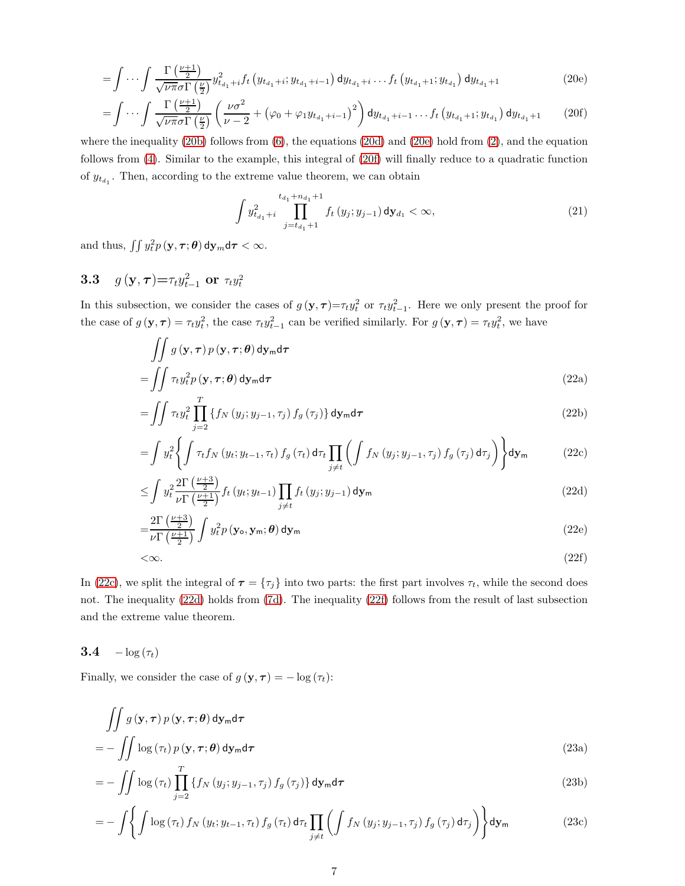$$=\int\cdots\int\frac{\Gamma\left(\frac{\nu+1}{2}\right)}{\sqrt{\nu\pi}\sigma\Gamma\left(\frac{\nu}{2}\right)}y_{t_{d_1}+i}^2 f_t\left(y_{t_{d_1}+i};y_{t_{d_1}+i-1}\right)\mathsf{d}y_{t_{d_1}+i}\dots f_t\left(y_{t_{d_1}+1};y_{t_{d_1}}\right)\mathsf{d}y_{t_{d_1}+1} \tag{20e}$$

$$=\int\cdots\int\frac{\Gamma\left(\frac{\nu+1}{2}\right)}{\sqrt{\nu\pi}\sigma\Gamma\left(\frac{\nu}{2}\right)}\left(\frac{\nu\sigma^2}{\nu-2}+\left(\varphi_0+\varphi_1 y_{t_{d_1}+i-1}\right)^2\right)\mathsf{d}y_{t_{d_1}+i-1}\dots f_t\left(y_{t_{d_1}+1};y_{t_{d_1}}\right)\mathsf{d}y_{t_{d_1}+1} \tag{20f}$$

where the inequality (20b) follows from (6), the equations (20d) and (20e) hold from (2), and the equation follows from (4). Similar to the example, this integral of (20f) will finally reduce to a quadratic function of $y_{t_{d_1}}$. Then, according to the extreme value theorem, we can obtain

$$\int y_{t_{d_1}+i}^2\prod_{j=t_{d_1}+1}^{t_{d_1}+n_{d_1}+1} f_t\left(y_j;y_{j-1}\right)\mathsf{d}\mathbf{y}_{d_1}<\infty, \tag{21}$$

and thus, $\iint y_t^2 p\left(\mathbf{y},\boldsymbol{\tau};\boldsymbol{\theta}\right)\mathsf{d}\mathbf{y}_m\mathsf{d}\boldsymbol{\tau}<\infty$.

### 3.3 $g\left(\mathbf{y},\boldsymbol{\tau}\right)=\tau_t y_{t-1}^2$ or $\tau_t y_t^2$

In this subsection, we consider the cases of $g\left(\mathbf{y},\boldsymbol{\tau}\right)=\tau_t y_t^2$ or $\tau_t y_{t-1}^2$. Here we only present the proof for the case of $g\left(\mathbf{y},\boldsymbol{\tau}\right)=\tau_t y_t^2$, the case $\tau_t y_{t-1}^2$ can be verified similarly. For $g\left(\mathbf{y},\boldsymbol{\tau}\right)=\tau_t y_t^2$, we have

$$\iint g\left(\mathbf{y},\boldsymbol{\tau}\right)p\left(\mathbf{y},\boldsymbol{\tau};\boldsymbol{\theta}\right)\mathsf{d}\mathbf{y}_\mathsf{m}\mathsf{d}\boldsymbol{\tau}$$

$$=\iint \tau_t y_t^2 p\left(\mathbf{y},\boldsymbol{\tau};\boldsymbol{\theta}\right)\mathsf{d}\mathbf{y}_\mathsf{m}\mathsf{d}\boldsymbol{\tau} \tag{22a}$$

$$=\iint \tau_t y_t^2\prod_{j=2}^{T}\left\{f_N\left(y_j;y_{j-1},\tau_j\right)f_g\left(\tau_j\right)\right\}\mathsf{d}\mathbf{y}_\mathsf{m}\mathsf{d}\boldsymbol{\tau} \tag{22b}$$

$$=\int y_t^2\left\{\int\tau_t f_N\left(y_t;y_{t-1},\tau_t\right)f_g\left(\tau_t\right)\mathsf{d}\tau_t\prod_{j\neq t}\left(\int f_N\left(y_j;y_{j-1},\tau_j\right)f_g\left(\tau_j\right)\mathsf{d}\tau_j\right)\right\}\mathsf{d}\mathbf{y}_\mathsf{m} \tag{22c}$$

$$\leq\int y_t^2\frac{2\Gamma\left(\frac{\nu+3}{2}\right)}{\nu\Gamma\left(\frac{\nu+1}{2}\right)}f_t\left(y_t;y_{t-1}\right)\prod_{j\neq t}f_t\left(y_j;y_{j-1}\right)\mathsf{d}\mathbf{y}_\mathsf{m} \tag{22d}$$

$$=\frac{2\Gamma\left(\frac{\nu+3}{2}\right)}{\nu\Gamma\left(\frac{\nu+1}{2}\right)}\int y_t^2 p\left(\mathbf{y}_\mathsf{o},\mathbf{y}_\mathsf{m};\boldsymbol{\theta}\right)\mathsf{d}\mathbf{y}_\mathsf{m} \tag{22e}$$

$$<\infty. \tag{22f}$$

In (22c), we split the integral of $\boldsymbol{\tau}=\{\tau_j\}$ into two parts: the first part involves $\tau_t$, while the second does not. The inequality (22d) holds from (7d). The inequality (22f) follows from the result of last subsection and the extreme value theorem.

### 3.4 $-\log\left(\tau_t\right)$

Finally, we consider the case of $g\left(\mathbf{y},\boldsymbol{\tau}\right)=-\log\left(\tau_t\right)$:

$$\iint g\left(\mathbf{y},\boldsymbol{\tau}\right)p\left(\mathbf{y},\boldsymbol{\tau};\boldsymbol{\theta}\right)\mathsf{d}\mathbf{y}_\mathsf{m}\mathsf{d}\boldsymbol{\tau}$$

$$=-\iint\log\left(\tau_t\right)p\left(\mathbf{y},\boldsymbol{\tau};\boldsymbol{\theta}\right)\mathsf{d}\mathbf{y}_\mathsf{m}\mathsf{d}\boldsymbol{\tau} \tag{23a}$$

$$=-\iint\log\left(\tau_t\right)\prod_{j=2}^{T}\left\{f_N\left(y_j;y_{j-1},\tau_j\right)f_g\left(\tau_j\right)\right\}\mathsf{d}\mathbf{y}_\mathsf{m}\mathsf{d}\boldsymbol{\tau} \tag{23b}$$

$$=-\int\left\{\int\log\left(\tau_t\right)f_N\left(y_t;y_{t-1},\tau_t\right)f_g\left(\tau_t\right)\mathsf{d}\tau_t\prod_{j\neq t}\left(\int f_N\left(y_j;y_{j-1},\tau_j\right)f_g\left(\tau_j\right)\mathsf{d}\tau_j\right)\right\}\mathsf{d}\mathbf{y}_\mathsf{m} \tag{23c}$$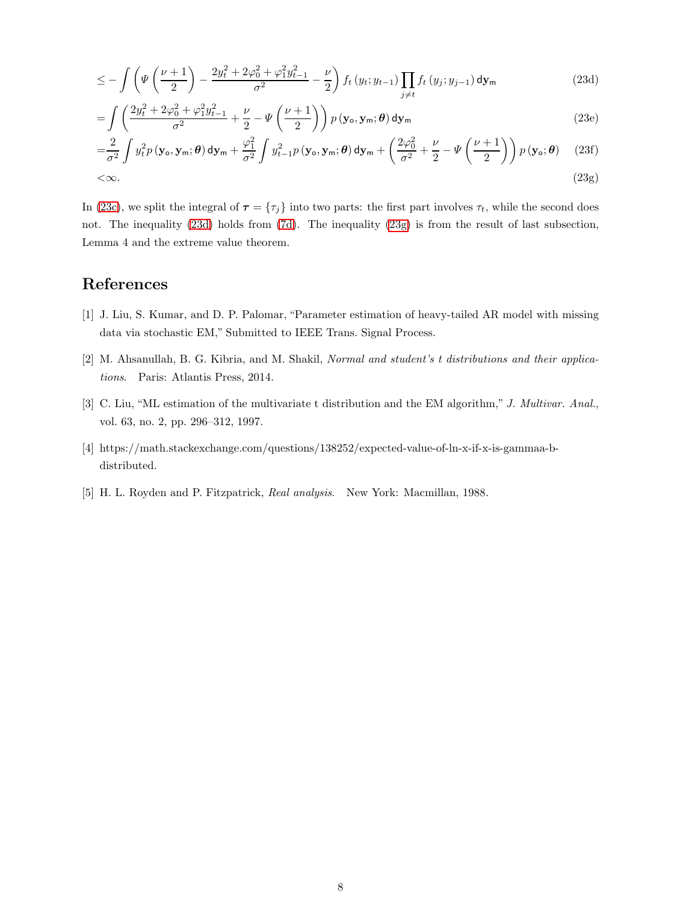$$\leq -\int \left( \Psi\left(\frac{\nu+1}{2}\right) - \frac{2y_t^2 + 2\varphi_0^2 + \varphi_1^2 y_{t-1}^2}{\sigma^2} - \frac{\nu}{2} \right) f_t\left(y_t; y_{t-1}\right) \prod_{j \neq t} f_t\left(y_j; y_{j-1}\right) \mathsf{d}\mathbf{y}_\mathsf{m} \tag{23d}$$

$$= \int \left( \frac{2y_t^2 + 2\varphi_0^2 + \varphi_1^2 y_{t-1}^2}{\sigma^2} + \frac{\nu}{2} - \Psi\left(\frac{\nu+1}{2}\right) \right) p\left(\mathbf{y}_\mathsf{o}, \mathbf{y}_\mathsf{m}; \boldsymbol{\theta}\right) \mathsf{d}\mathbf{y}_\mathsf{m} \tag{23e}$$

$$= \frac{2}{\sigma^2} \int y_t^2 p\left(\mathbf{y}_\mathsf{o}, \mathbf{y}_\mathsf{m}; \boldsymbol{\theta}\right) \mathsf{d}\mathbf{y}_\mathsf{m} + \frac{\varphi_1^2}{\sigma^2} \int y_{t-1}^2 p\left(\mathbf{y}_\mathsf{o}, \mathbf{y}_\mathsf{m}; \boldsymbol{\theta}\right) \mathsf{d}\mathbf{y}_\mathsf{m} + \left( \frac{2\varphi_0^2}{\sigma^2} + \frac{\nu}{2} - \Psi\left(\frac{\nu+1}{2}\right) \right) p\left(\mathbf{y}_\mathsf{o}; \boldsymbol{\theta}\right) \tag{23f}$$

$$< \infty. \tag{23g}$$

In (23c), we split the integral of $\boldsymbol{\tau} = \{\tau_j\}$ into two parts: the first part involves $\tau_t$, while the second does not. The inequality (23d) holds from (7d). The inequality (23g) is from the result of last subsection, Lemma 4 and the extreme value theorem.

# References

[1] J. Liu, S. Kumar, and D. P. Palomar, "Parameter estimation of heavy-tailed AR model with missing data via stochastic EM," Submitted to IEEE Trans. Signal Process.

[2] M. Ahsanullah, B. G. Kibria, and M. Shakil, *Normal and student's t distributions and their applications*. Paris: Atlantis Press, 2014.

[3] C. Liu, "ML estimation of the multivariate t distribution and the EM algorithm," *J. Multivar. Anal.*, vol. 63, no. 2, pp. 296–312, 1997.

[4] https://math.stackexchange.com/questions/138252/expected-value-of-ln-x-if-x-is-gammaa-b-distributed.

[5] H. L. Royden and P. Fitzpatrick, *Real analysis*. New York: Macmillan, 1988.